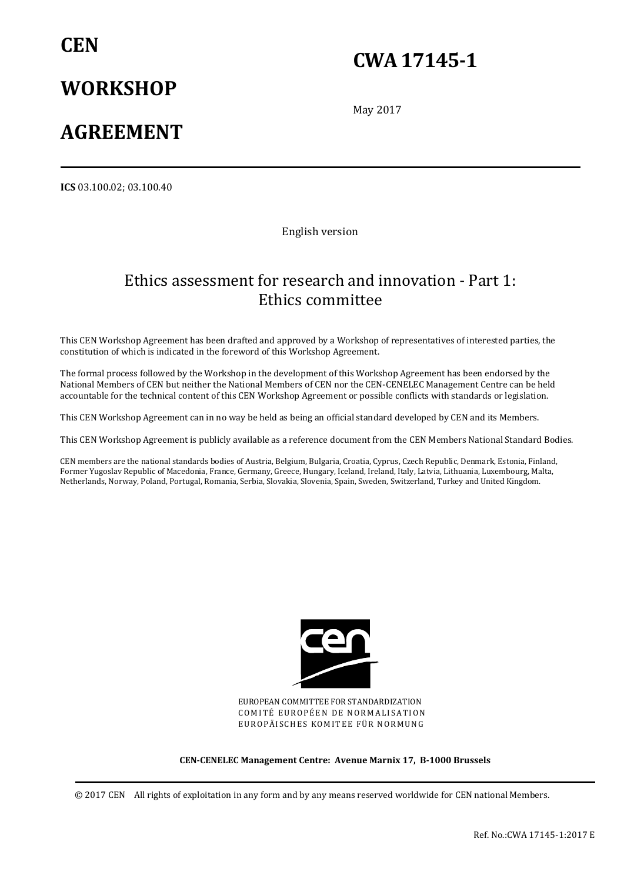# CEN WORKSHOP AGREEMENT

# CWA 17145-1

May 2017

**ICS** 03.100.02; 03.100.40

English version

## Ethics assessment for research and innovation - Part 1: Ethics committee

This CEN Workshop Agreement has been drafted and approved by a Workshop of representatives of interested parties, the constitution of which is indicated in the foreword of this Workshop Agreement.

The formal process followed by the Workshop in the development of this Workshop Agreement has been endorsed by the National Members of CEN but neither the National Members of CEN nor the CEN-CENELEC Management Centre can be held accountable for the technical content of this CEN Workshop Agreement or possible conflicts with standards or legislation.

This CEN Workshop Agreement can in no way be held as being an official standard developed by CEN and its Members.

This CEN Workshop Agreement is publicly available as a reference document from the CEN Members National Standard Bodies.

CEN members are the national standards bodies of Austria, Belgium, Bulgaria, Croatia, Cyprus, Czech Republic, Denmark, Estonia, Finland, Former Yugoslav Republic of Macedonia, France, Germany, Greece, Hungary, Iceland, Ireland, Italy, Latvia, Lithuania, Luxembourg, Malta, Netherlands, Norway, Poland, Portugal, Romania, Serbia, Slovakia, Slovenia, Spain, Sweden, Switzerland, Turkey and United Kingdom.

EUROPEAN COMMITTEE FOR STANDARDIZATION
COMITÉ EUROPÉEN DE NORMALISATION
EUROPÄISCHES KOMITEE FÜR NORMUNG

**CEN-CENELEC Management Centre: Avenue Marnix 17, B-1000 Brussels**

© 2017 CEN All rights of exploitation in any form and by any means reserved worldwide for CEN national Members.

Ref. No.:CWA 17145-1:2017 E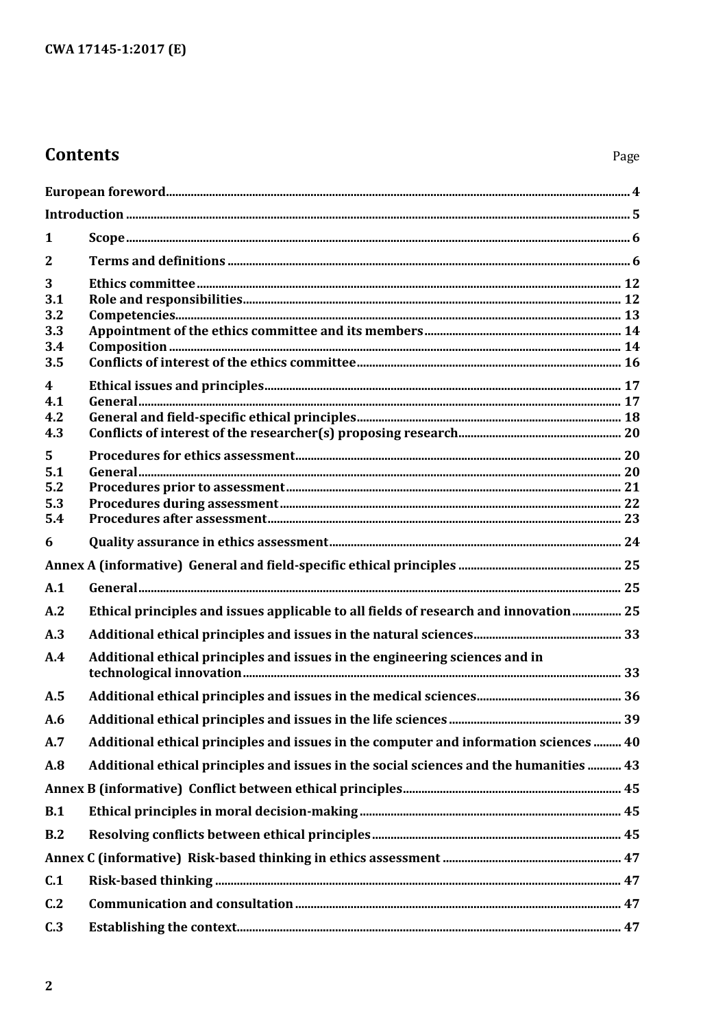# Contents

Page

| | | |
|---|---|---|
| **European foreword** | | **4** |
| **Introduction** | | **5** |
| **1** | **Scope** | **6** |
| **2** | **Terms and definitions** | **6** |
| **3** | **Ethics committee** | **12** |
| **3.1** | **Role and responsibilities** | **12** |
| **3.2** | **Competencies** | **13** |
| **3.3** | **Appointment of the ethics committee and its members** | **14** |
| **3.4** | **Composition** | **14** |
| **3.5** | **Conflicts of interest of the ethics committee** | **16** |
| **4** | **Ethical issues and principles** | **17** |
| **4.1** | **General** | **17** |
| **4.2** | **General and field-specific ethical principles** | **18** |
| **4.3** | **Conflicts of interest of the researcher(s) proposing research** | **20** |
| **5** | **Procedures for ethics assessment** | **20** |
| **5.1** | **General** | **20** |
| **5.2** | **Procedures prior to assessment** | **21** |
| **5.3** | **Procedures during assessment** | **22** |
| **5.4** | **Procedures after assessment** | **23** |
| **6** | **Quality assurance in ethics assessment** | **24** |
| **Annex A (informative) General and field-specific ethical principles** | | **25** |
| **A.1** | **General** | **25** |
| **A.2** | **Ethical principles and issues applicable to all fields of research and innovation** | **25** |
| **A.3** | **Additional ethical principles and issues in the natural sciences** | **33** |
| **A.4** | **Additional ethical principles and issues in the engineering sciences and in technological innovation** | **33** |
| **A.5** | **Additional ethical principles and issues in the medical sciences** | **36** |
| **A.6** | **Additional ethical principles and issues in the life sciences** | **39** |
| **A.7** | **Additional ethical principles and issues in the computer and information sciences** | **40** |
| **A.8** | **Additional ethical principles and issues in the social sciences and the humanities** | **43** |
| **Annex B (informative) Conflict between ethical principles** | | **45** |
| **B.1** | **Ethical principles in moral decision-making** | **45** |
| **B.2** | **Resolving conflicts between ethical principles** | **45** |
| **Annex C (informative) Risk-based thinking in ethics assessment** | | **47** |
| **C.1** | **Risk-based thinking** | **47** |
| **C.2** | **Communication and consultation** | **47** |
| **C.3** | **Establishing the context** | **47** |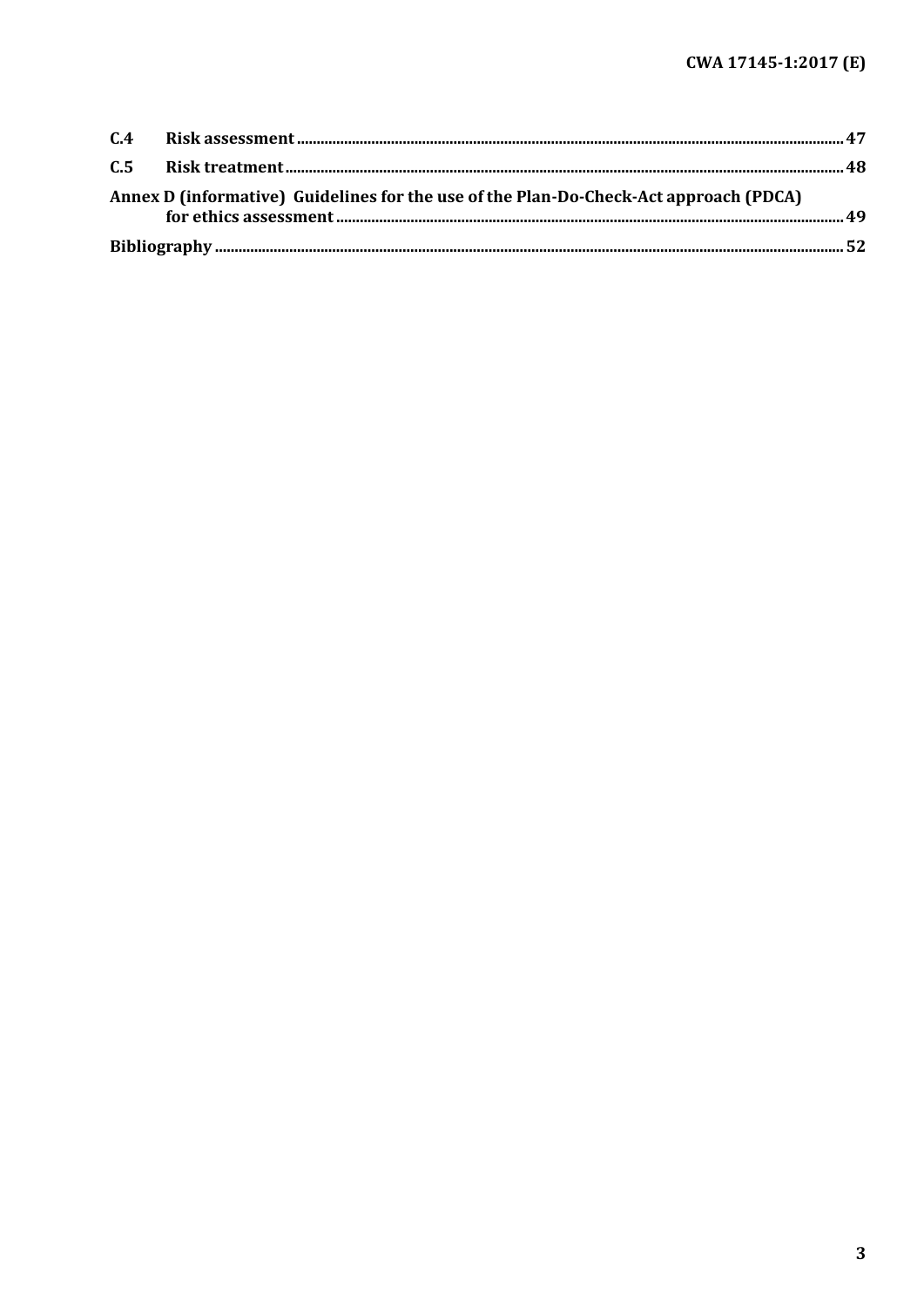C.4 Risk assessment ........................................................................................................................................ 47

C.5 Risk treatment .......................................................................................................................................... 48

**Annex D (informative) Guidelines for the use of the Plan-Do-Check-Act approach (PDCA) for ethics assessment** ............................................................................................................................ 49

**Bibliography** ..................................................................................................................................................... 52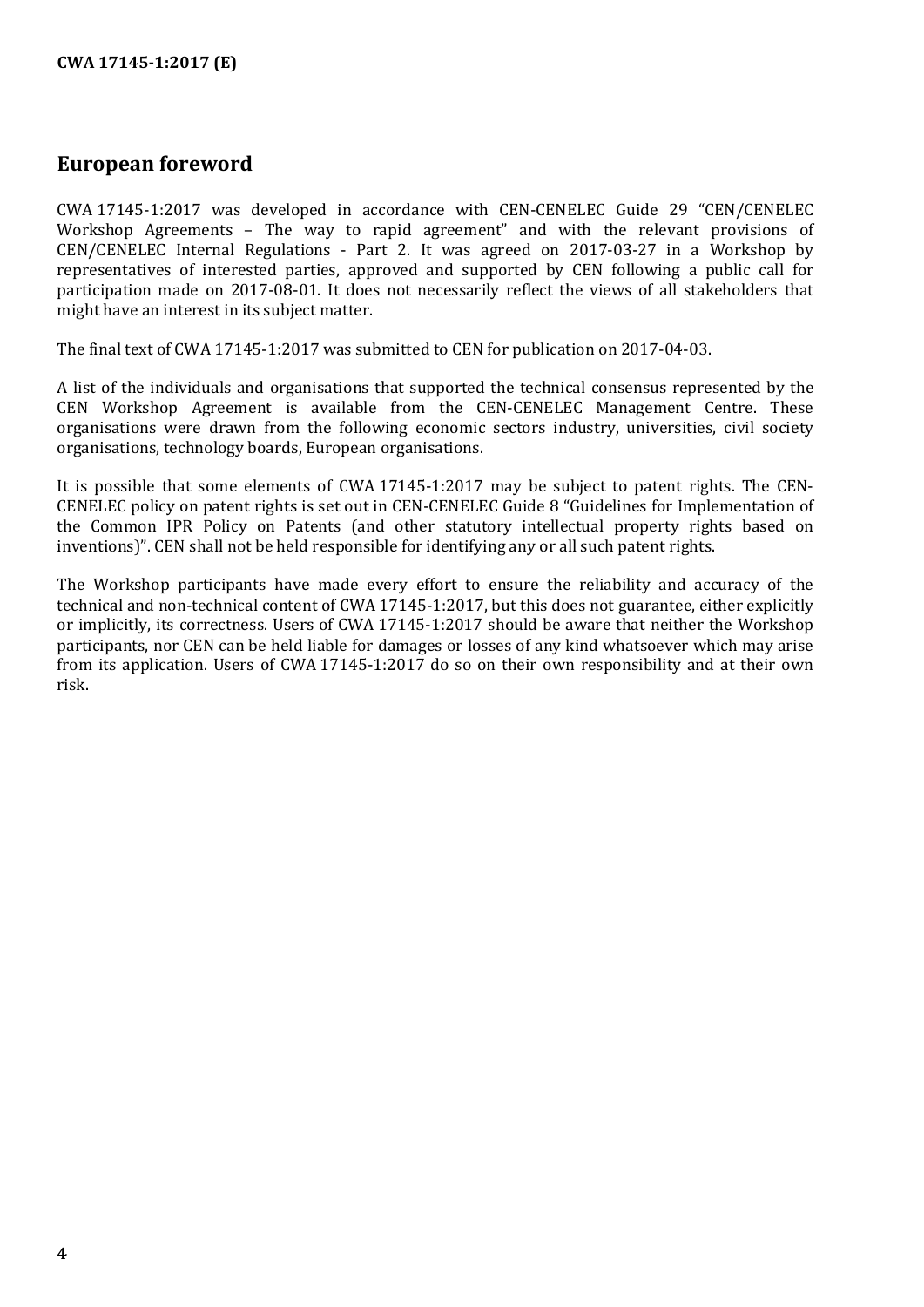# European foreword

CWA 17145-1:2017 was developed in accordance with CEN-CENELEC Guide 29 "CEN/CENELEC Workshop Agreements – The way to rapid agreement" and with the relevant provisions of CEN/CENELEC Internal Regulations - Part 2. It was agreed on 2017-03-27 in a Workshop by representatives of interested parties, approved and supported by CEN following a public call for participation made on 2017-08-01. It does not necessarily reflect the views of all stakeholders that might have an interest in its subject matter.

The final text of CWA 17145-1:2017 was submitted to CEN for publication on 2017-04-03.

A list of the individuals and organisations that supported the technical consensus represented by the CEN Workshop Agreement is available from the CEN-CENELEC Management Centre. These organisations were drawn from the following economic sectors industry, universities, civil society organisations, technology boards, European organisations.

It is possible that some elements of CWA 17145-1:2017 may be subject to patent rights. The CEN-CENELEC policy on patent rights is set out in CEN-CENELEC Guide 8 "Guidelines for Implementation of the Common IPR Policy on Patents (and other statutory intellectual property rights based on inventions)". CEN shall not be held responsible for identifying any or all such patent rights.

The Workshop participants have made every effort to ensure the reliability and accuracy of the technical and non-technical content of CWA 17145-1:2017, but this does not guarantee, either explicitly or implicitly, its correctness. Users of CWA 17145-1:2017 should be aware that neither the Workshop participants, nor CEN can be held liable for damages or losses of any kind whatsoever which may arise from its application. Users of CWA 17145-1:2017 do so on their own responsibility and at their own risk.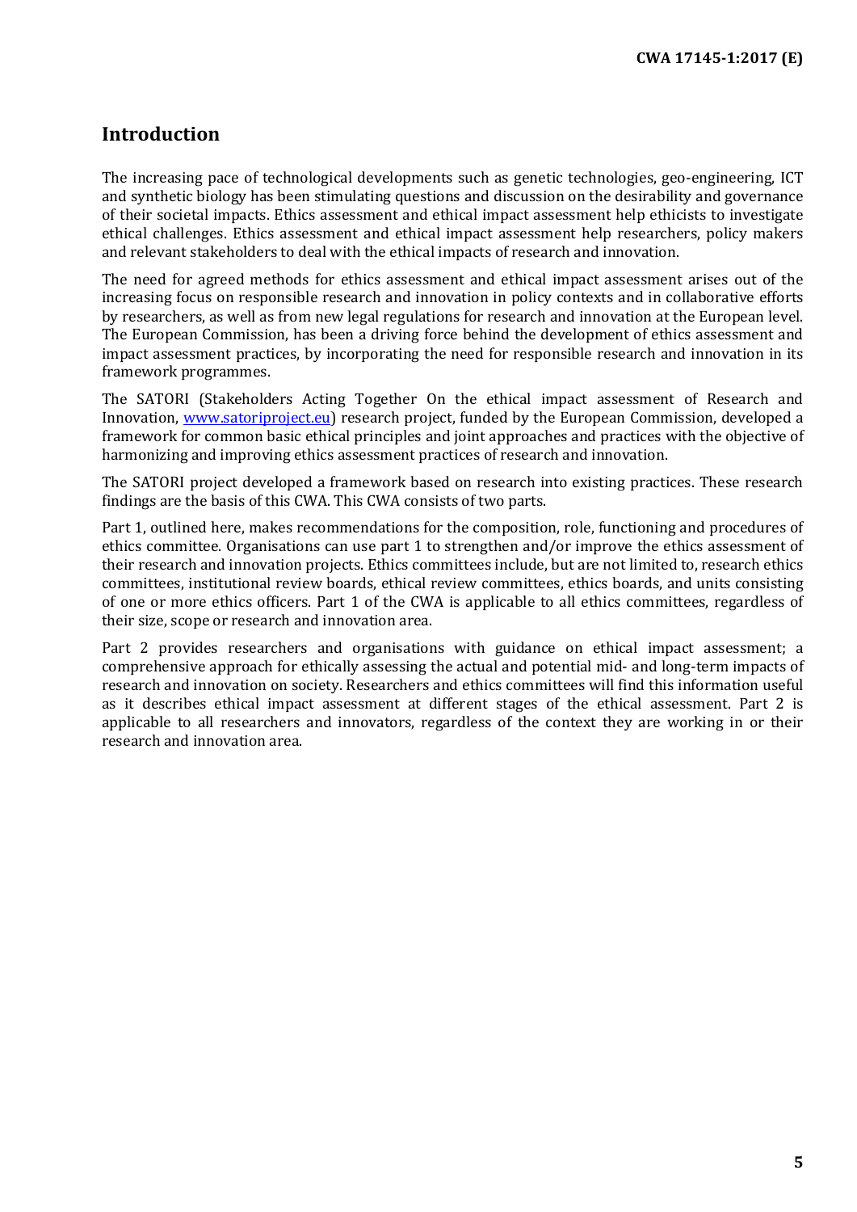## Introduction

The increasing pace of technological developments such as genetic technologies, geo-engineering, ICT and synthetic biology has been stimulating questions and discussion on the desirability and governance of their societal impacts. Ethics assessment and ethical impact assessment help ethicists to investigate ethical challenges. Ethics assessment and ethical impact assessment help researchers, policy makers and relevant stakeholders to deal with the ethical impacts of research and innovation.

The need for agreed methods for ethics assessment and ethical impact assessment arises out of the increasing focus on responsible research and innovation in policy contexts and in collaborative efforts by researchers, as well as from new legal regulations for research and innovation at the European level. The European Commission, has been a driving force behind the development of ethics assessment and impact assessment practices, by incorporating the need for responsible research and innovation in its framework programmes.

The SATORI (Stakeholders Acting Together On the ethical impact assessment of Research and Innovation, [www.satoriproject.eu](www.satoriproject.eu)) research project, funded by the European Commission, developed a framework for common basic ethical principles and joint approaches and practices with the objective of harmonizing and improving ethics assessment practices of research and innovation.

The SATORI project developed a framework based on research into existing practices. These research findings are the basis of this CWA. This CWA consists of two parts.

Part 1, outlined here, makes recommendations for the composition, role, functioning and procedures of ethics committee. Organisations can use part 1 to strengthen and/or improve the ethics assessment of their research and innovation projects. Ethics committees include, but are not limited to, research ethics committees, institutional review boards, ethical review committees, ethics boards, and units consisting of one or more ethics officers. Part 1 of the CWA is applicable to all ethics committees, regardless of their size, scope or research and innovation area.

Part 2 provides researchers and organisations with guidance on ethical impact assessment; a comprehensive approach for ethically assessing the actual and potential mid- and long-term impacts of research and innovation on society. Researchers and ethics committees will find this information useful as it describes ethical impact assessment at different stages of the ethical assessment. Part 2 is applicable to all researchers and innovators, regardless of the context they are working in or their research and innovation area.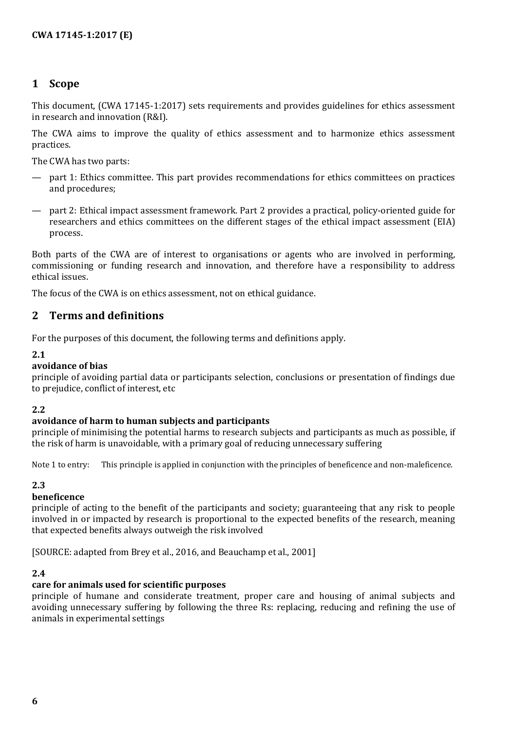# 1 Scope

This document, (CWA 17145-1:2017) sets requirements and provides guidelines for ethics assessment in research and innovation (R&I).

The CWA aims to improve the quality of ethics assessment and to harmonize ethics assessment practices.

The CWA has two parts:

— part 1: Ethics committee. This part provides recommendations for ethics committees on practices and procedures;

— part 2: Ethical impact assessment framework. Part 2 provides a practical, policy-oriented guide for researchers and ethics committees on the different stages of the ethical impact assessment (EIA) process.

Both parts of the CWA are of interest to organisations or agents who are involved in performing, commissioning or funding research and innovation, and therefore have a responsibility to address ethical issues.

The focus of the CWA is on ethics assessment, not on ethical guidance.

# 2 Terms and definitions

For the purposes of this document, the following terms and definitions apply.

**2.1**

**avoidance of bias**

principle of avoiding partial data or participants selection, conclusions or presentation of findings due to prejudice, conflict of interest, etc

**2.2**

**avoidance of harm to human subjects and participants**

principle of minimising the potential harms to research subjects and participants as much as possible, if the risk of harm is unavoidable, with a primary goal of reducing unnecessary suffering

Note 1 to entry: This principle is applied in conjunction with the principles of beneficence and non-maleficence.

**2.3**

**beneficence**

principle of acting to the benefit of the participants and society; guaranteeing that any risk to people involved in or impacted by research is proportional to the expected benefits of the research, meaning that expected benefits always outweigh the risk involved

[SOURCE: adapted from Brey et al., 2016, and Beauchamp et al., 2001]

**2.4**

**care for animals used for scientific purposes**

principle of humane and considerate treatment, proper care and housing of animal subjects and avoiding unnecessary suffering by following the three Rs: replacing, reducing and refining the use of animals in experimental settings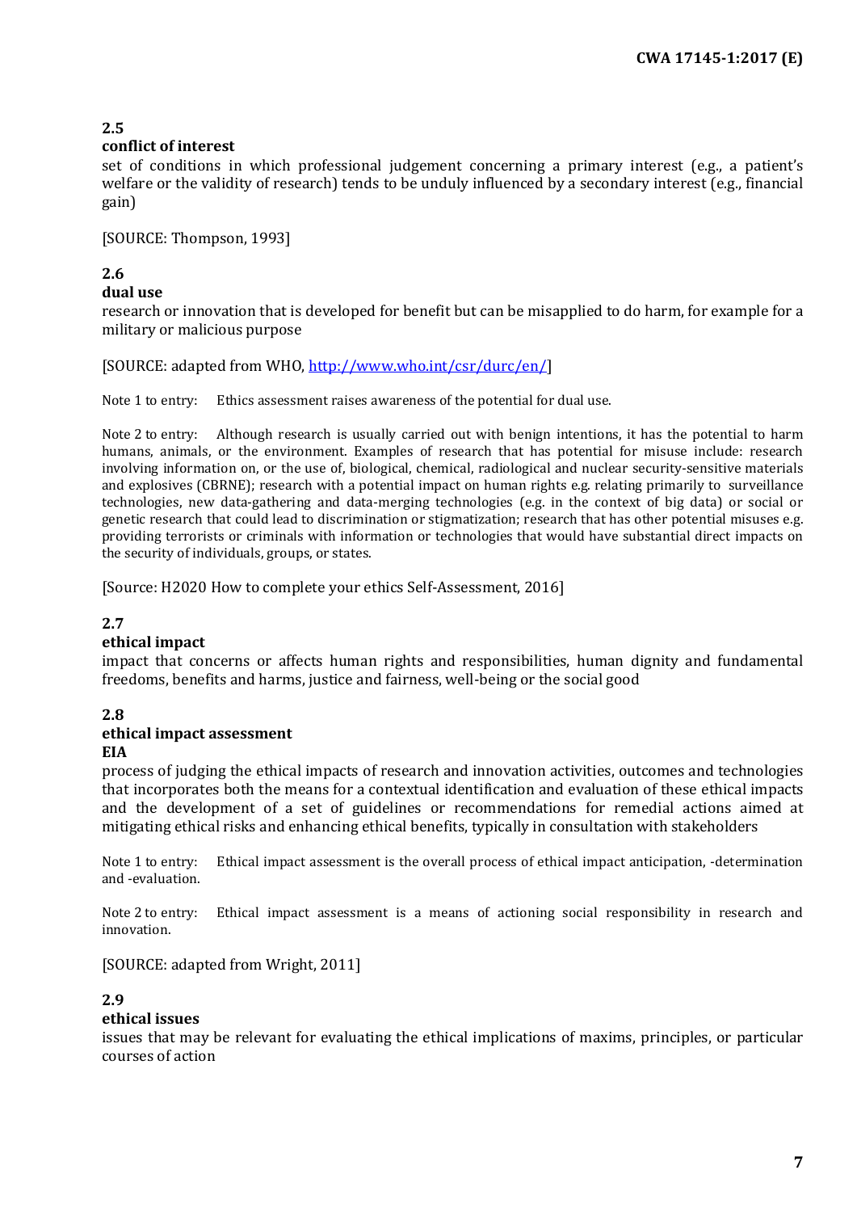### 2.5
**conflict of interest**

set of conditions in which professional judgement concerning a primary interest (e.g., a patient's welfare or the validity of research) tends to be unduly influenced by a secondary interest (e.g., financial gain)

[SOURCE: Thompson, 1993]

### 2.6
**dual use**

research or innovation that is developed for benefit but can be misapplied to do harm, for example for a military or malicious purpose

[SOURCE: adapted from WHO, http://www.who.int/csr/durc/en/]

Note 1 to entry: Ethics assessment raises awareness of the potential for dual use.

Note 2 to entry: Although research is usually carried out with benign intentions, it has the potential to harm humans, animals, or the environment. Examples of research that has potential for misuse include: research involving information on, or the use of, biological, chemical, radiological and nuclear security-sensitive materials and explosives (CBRNE); research with a potential impact on human rights e.g. relating primarily to surveillance technologies, new data-gathering and data-merging technologies (e.g. in the context of big data) or social or genetic research that could lead to discrimination or stigmatization; research that has other potential misuses e.g. providing terrorists or criminals with information or technologies that would have substantial direct impacts on the security of individuals, groups, or states.

[Source: H2020 How to complete your ethics Self-Assessment, 2016]

### 2.7
**ethical impact**

impact that concerns or affects human rights and responsibilities, human dignity and fundamental freedoms, benefits and harms, justice and fairness, well-being or the social good

### 2.8
**ethical impact assessment**
**EIA**

process of judging the ethical impacts of research and innovation activities, outcomes and technologies that incorporates both the means for a contextual identification and evaluation of these ethical impacts and the development of a set of guidelines or recommendations for remedial actions aimed at mitigating ethical risks and enhancing ethical benefits, typically in consultation with stakeholders

Note 1 to entry: Ethical impact assessment is the overall process of ethical impact anticipation, -determination and -evaluation.

Note 2 to entry: Ethical impact assessment is a means of actioning social responsibility in research and innovation.

[SOURCE: adapted from Wright, 2011]

### 2.9
**ethical issues**

issues that may be relevant for evaluating the ethical implications of maxims, principles, or particular courses of action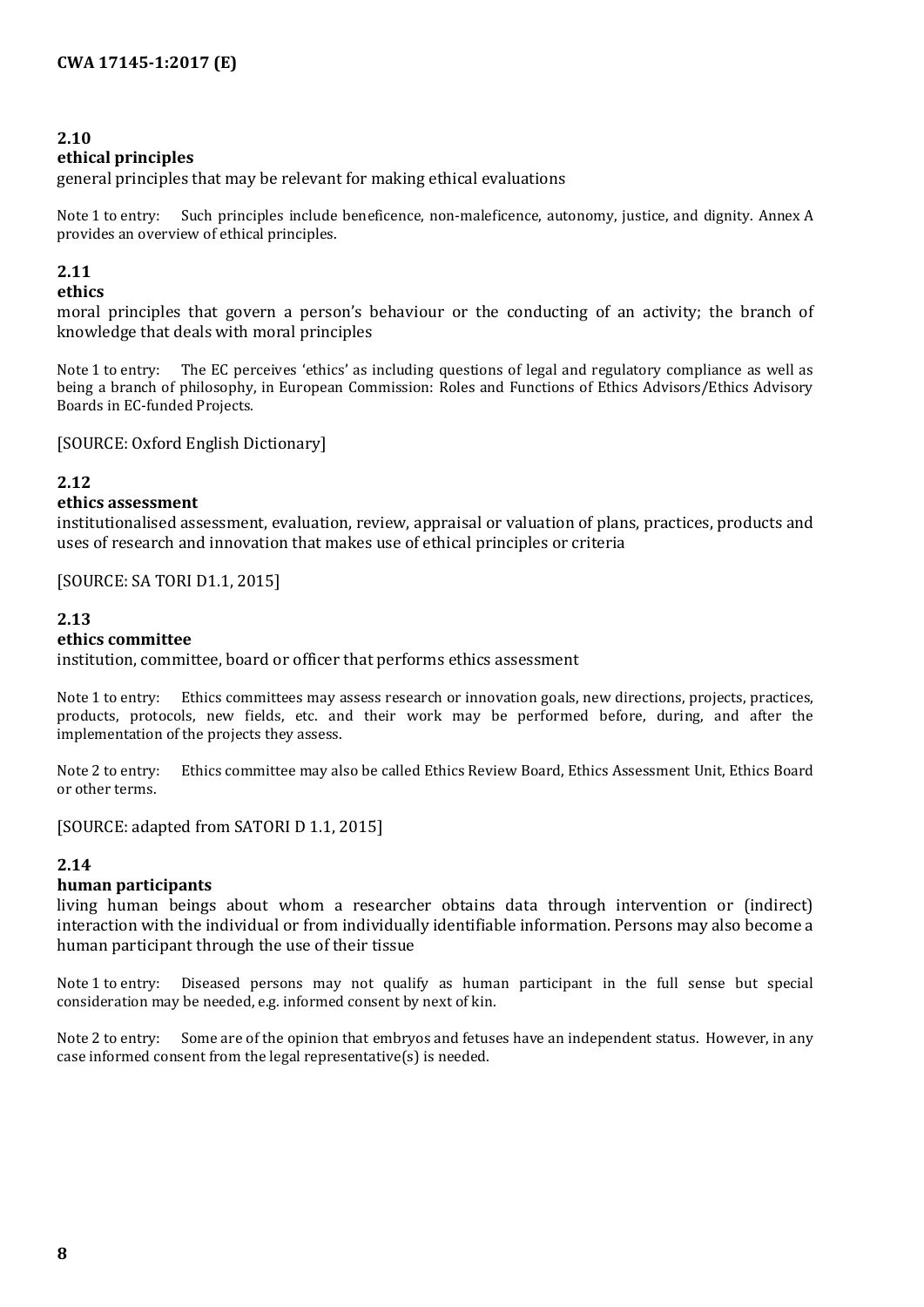**2.10**
**ethical principles**
general principles that may be relevant for making ethical evaluations

Note 1 to entry: Such principles include beneficence, non-maleficence, autonomy, justice, and dignity. Annex A provides an overview of ethical principles.

**2.11**
**ethics**
moral principles that govern a person's behaviour or the conducting of an activity; the branch of knowledge that deals with moral principles

Note 1 to entry: The EC perceives 'ethics' as including questions of legal and regulatory compliance as well as being a branch of philosophy, in European Commission: Roles and Functions of Ethics Advisors/Ethics Advisory Boards in EC-funded Projects.

[SOURCE: Oxford English Dictionary]

**2.12**
**ethics assessment**
institutionalised assessment, evaluation, review, appraisal or valuation of plans, practices, products and uses of research and innovation that makes use of ethical principles or criteria

[SOURCE: SA TORI D1.1, 2015]

**2.13**
**ethics committee**
institution, committee, board or officer that performs ethics assessment

Note 1 to entry: Ethics committees may assess research or innovation goals, new directions, projects, practices, products, protocols, new fields, etc. and their work may be performed before, during, and after the implementation of the projects they assess.

Note 2 to entry: Ethics committee may also be called Ethics Review Board, Ethics Assessment Unit, Ethics Board or other terms.

[SOURCE: adapted from SATORI D 1.1, 2015]

**2.14**
**human participants**
living human beings about whom a researcher obtains data through intervention or (indirect) interaction with the individual or from individually identifiable information. Persons may also become a human participant through the use of their tissue

Note 1 to entry: Diseased persons may not qualify as human participant in the full sense but special consideration may be needed, e.g. informed consent by next of kin.

Note 2 to entry: Some are of the opinion that embryos and fetuses have an independent status. However, in any case informed consent from the legal representative(s) is needed.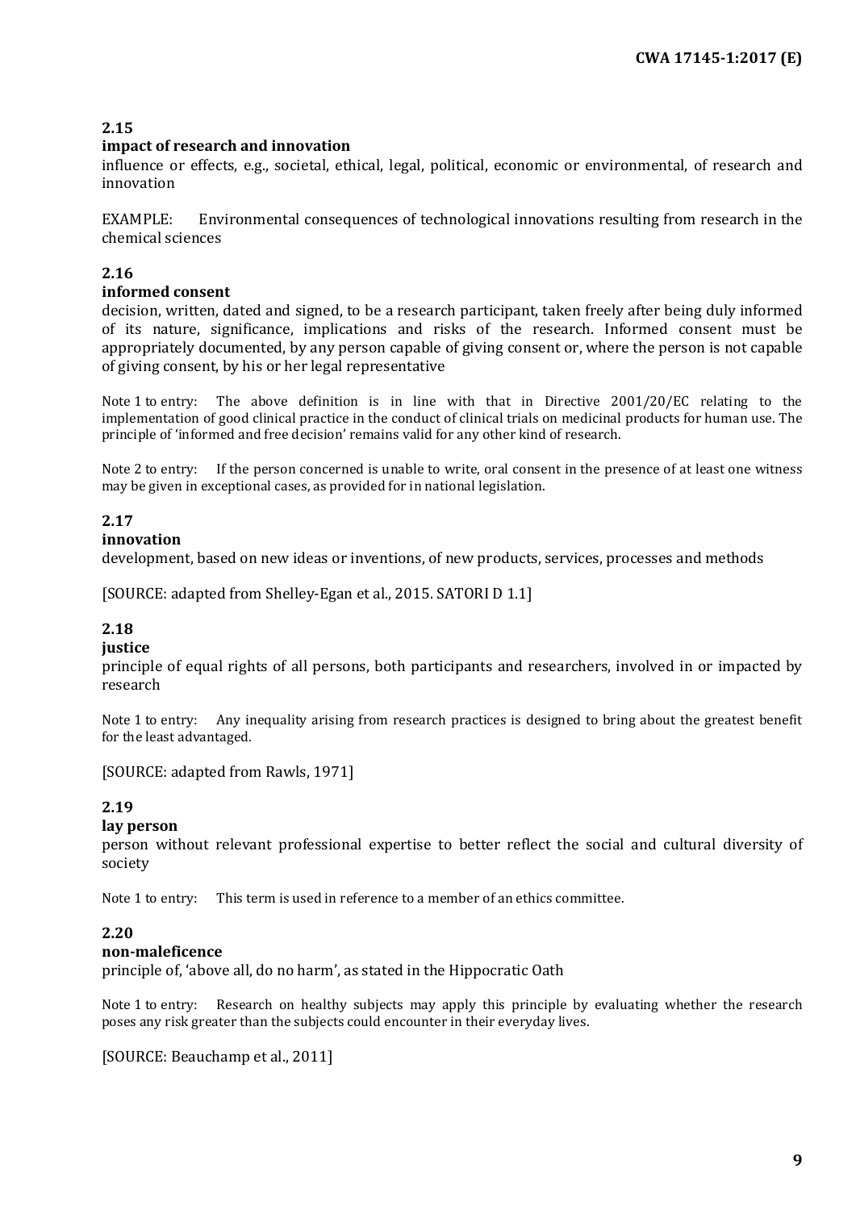**2.15**
**impact of research and innovation**
influence or effects, e.g., societal, ethical, legal, political, economic or environmental, of research and innovation

EXAMPLE: Environmental consequences of technological innovations resulting from research in the chemical sciences

**2.16**
**informed consent**
decision, written, dated and signed, to be a research participant, taken freely after being duly informed of its nature, significance, implications and risks of the research. Informed consent must be appropriately documented, by any person capable of giving consent or, where the person is not capable of giving consent, by his or her legal representative

Note 1 to entry: The above definition is in line with that in Directive 2001/20/EC relating to the implementation of good clinical practice in the conduct of clinical trials on medicinal products for human use. The principle of 'informed and free decision' remains valid for any other kind of research.

Note 2 to entry: If the person concerned is unable to write, oral consent in the presence of at least one witness may be given in exceptional cases, as provided for in national legislation.

**2.17**
**innovation**
development, based on new ideas or inventions, of new products, services, processes and methods

[SOURCE: adapted from Shelley-Egan et al., 2015. SATORI D 1.1]

**2.18**
**justice**
principle of equal rights of all persons, both participants and researchers, involved in or impacted by research

Note 1 to entry: Any inequality arising from research practices is designed to bring about the greatest benefit for the least advantaged.

[SOURCE: adapted from Rawls, 1971]

**2.19**
**lay person**
person without relevant professional expertise to better reflect the social and cultural diversity of society

Note 1 to entry: This term is used in reference to a member of an ethics committee.

**2.20**
**non-maleficence**
principle of, 'above all, do no harm', as stated in the Hippocratic Oath

Note 1 to entry: Research on healthy subjects may apply this principle by evaluating whether the research poses any risk greater than the subjects could encounter in their everyday lives.

[SOURCE: Beauchamp et al., 2011]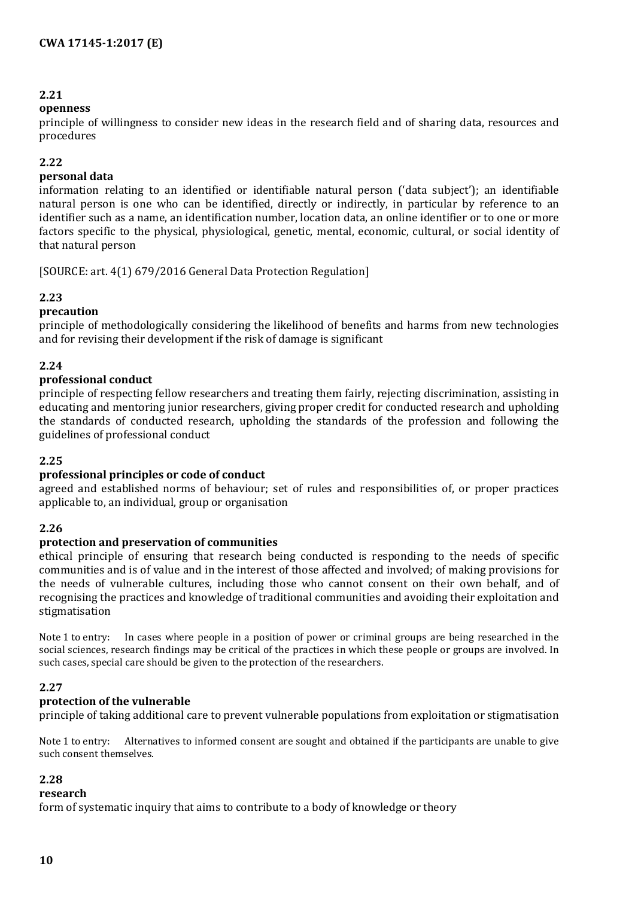**2.21**

**openness**

principle of willingness to consider new ideas in the research field and of sharing data, resources and procedures

**2.22**

**personal data**

information relating to an identified or identifiable natural person ('data subject'); an identifiable natural person is one who can be identified, directly or indirectly, in particular by reference to an identifier such as a name, an identification number, location data, an online identifier or to one or more factors specific to the physical, physiological, genetic, mental, economic, cultural, or social identity of that natural person

[SOURCE: art. 4(1) 679/2016 General Data Protection Regulation]

**2.23**

**precaution**

principle of methodologically considering the likelihood of benefits and harms from new technologies and for revising their development if the risk of damage is significant

**2.24**

**professional conduct**

principle of respecting fellow researchers and treating them fairly, rejecting discrimination, assisting in educating and mentoring junior researchers, giving proper credit for conducted research and upholding the standards of conducted research, upholding the standards of the profession and following the guidelines of professional conduct

**2.25**

**professional principles or code of conduct**

agreed and established norms of behaviour; set of rules and responsibilities of, or proper practices applicable to, an individual, group or organisation

**2.26**

**protection and preservation of communities**

ethical principle of ensuring that research being conducted is responding to the needs of specific communities and is of value and in the interest of those affected and involved; of making provisions for the needs of vulnerable cultures, including those who cannot consent on their own behalf, and of recognising the practices and knowledge of traditional communities and avoiding their exploitation and stigmatisation

Note 1 to entry: In cases where people in a position of power or criminal groups are being researched in the social sciences, research findings may be critical of the practices in which these people or groups are involved. In such cases, special care should be given to the protection of the researchers.

**2.27**

**protection of the vulnerable**

principle of taking additional care to prevent vulnerable populations from exploitation or stigmatisation

Note 1 to entry: Alternatives to informed consent are sought and obtained if the participants are unable to give such consent themselves.

**2.28**

**research**

form of systematic inquiry that aims to contribute to a body of knowledge or theory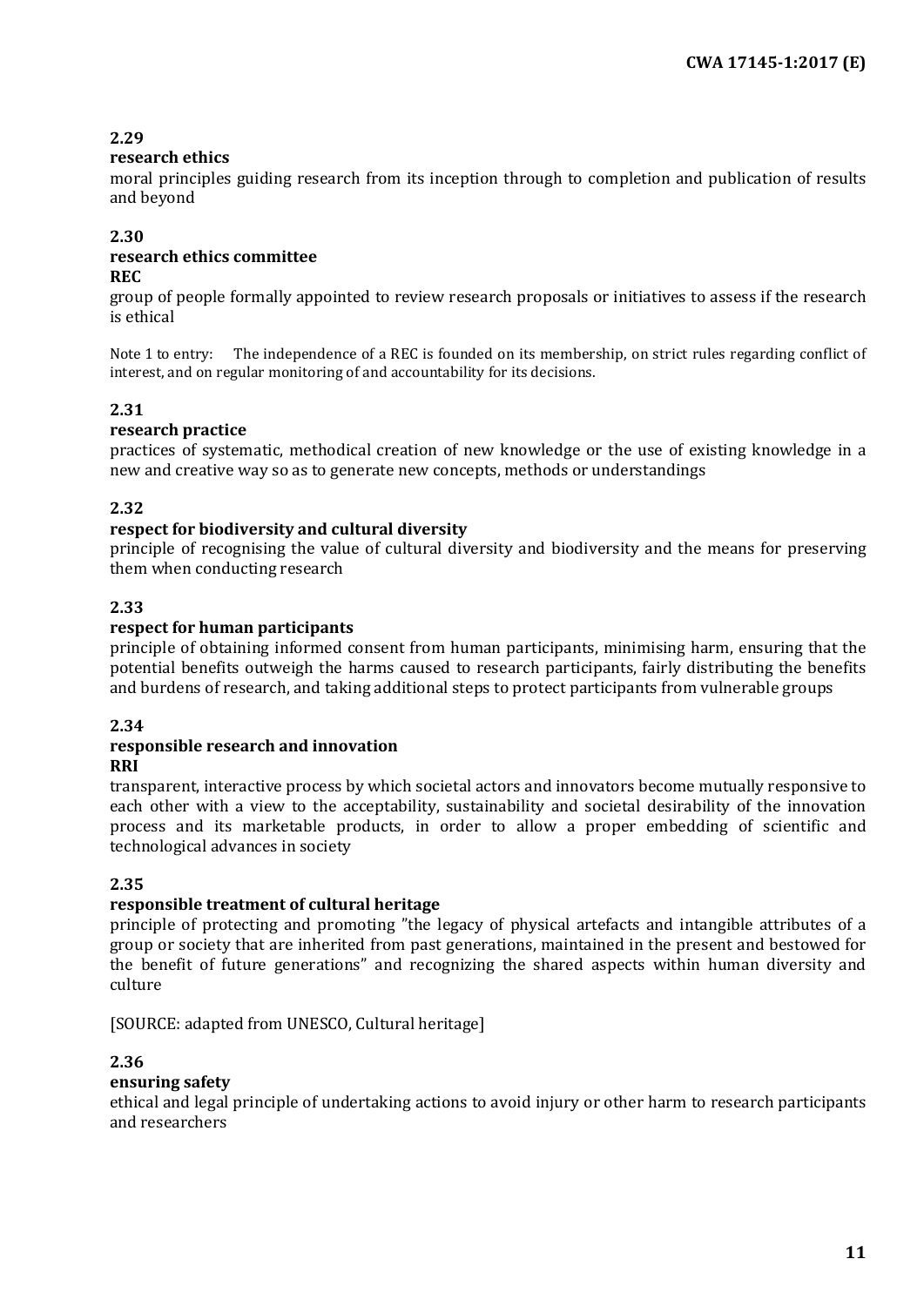**2.29**

**research ethics**

moral principles guiding research from its inception through to completion and publication of results and beyond

**2.30**

**research ethics committee**

**REC**

group of people formally appointed to review research proposals or initiatives to assess if the research is ethical

Note 1 to entry: The independence of a REC is founded on its membership, on strict rules regarding conflict of interest, and on regular monitoring of and accountability for its decisions.

**2.31**

**research practice**

practices of systematic, methodical creation of new knowledge or the use of existing knowledge in a new and creative way so as to generate new concepts, methods or understandings

**2.32**

**respect for biodiversity and cultural diversity**

principle of recognising the value of cultural diversity and biodiversity and the means for preserving them when conducting research

**2.33**

**respect for human participants**

principle of obtaining informed consent from human participants, minimising harm, ensuring that the potential benefits outweigh the harms caused to research participants, fairly distributing the benefits and burdens of research, and taking additional steps to protect participants from vulnerable groups

**2.34**

**responsible research and innovation**

**RRI**

transparent, interactive process by which societal actors and innovators become mutually responsive to each other with a view to the acceptability, sustainability and societal desirability of the innovation process and its marketable products, in order to allow a proper embedding of scientific and technological advances in society

**2.35**

**responsible treatment of cultural heritage**

principle of protecting and promoting "the legacy of physical artefacts and intangible attributes of a group or society that are inherited from past generations, maintained in the present and bestowed for the benefit of future generations" and recognizing the shared aspects within human diversity and culture

[SOURCE: adapted from UNESCO, Cultural heritage]

**2.36**

**ensuring safety**

ethical and legal principle of undertaking actions to avoid injury or other harm to research participants and researchers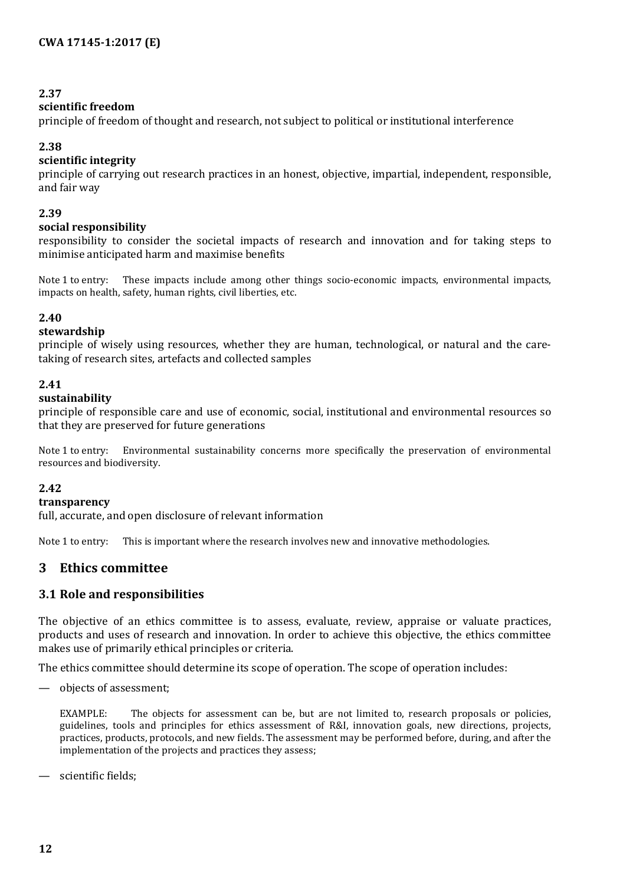**2.37**

**scientific freedom**

principle of freedom of thought and research, not subject to political or institutional interference

**2.38**

**scientific integrity**

principle of carrying out research practices in an honest, objective, impartial, independent, responsible, and fair way

**2.39**

**social responsibility**

responsibility to consider the societal impacts of research and innovation and for taking steps to minimise anticipated harm and maximise benefits

Note 1 to entry: These impacts include among other things socio-economic impacts, environmental impacts, impacts on health, safety, human rights, civil liberties, etc.

**2.40**

**stewardship**

principle of wisely using resources, whether they are human, technological, or natural and the care-taking of research sites, artefacts and collected samples

**2.41**

**sustainability**

principle of responsible care and use of economic, social, institutional and environmental resources so that they are preserved for future generations

Note 1 to entry: Environmental sustainability concerns more specifically the preservation of environmental resources and biodiversity.

**2.42**

**transparency**

full, accurate, and open disclosure of relevant information

Note 1 to entry: This is important where the research involves new and innovative methodologies.

# 3 Ethics committee

## 3.1 Role and responsibilities

The objective of an ethics committee is to assess, evaluate, review, appraise or valuate practices, products and uses of research and innovation. In order to achieve this objective, the ethics committee makes use of primarily ethical principles or criteria.

The ethics committee should determine its scope of operation. The scope of operation includes:

— objects of assessment;

  EXAMPLE: The objects for assessment can be, but are not limited to, research proposals or policies, guidelines, tools and principles for ethics assessment of R&I, innovation goals, new directions, projects, practices, products, protocols, and new fields. The assessment may be performed before, during, and after the implementation of the projects and practices they assess;

— scientific fields;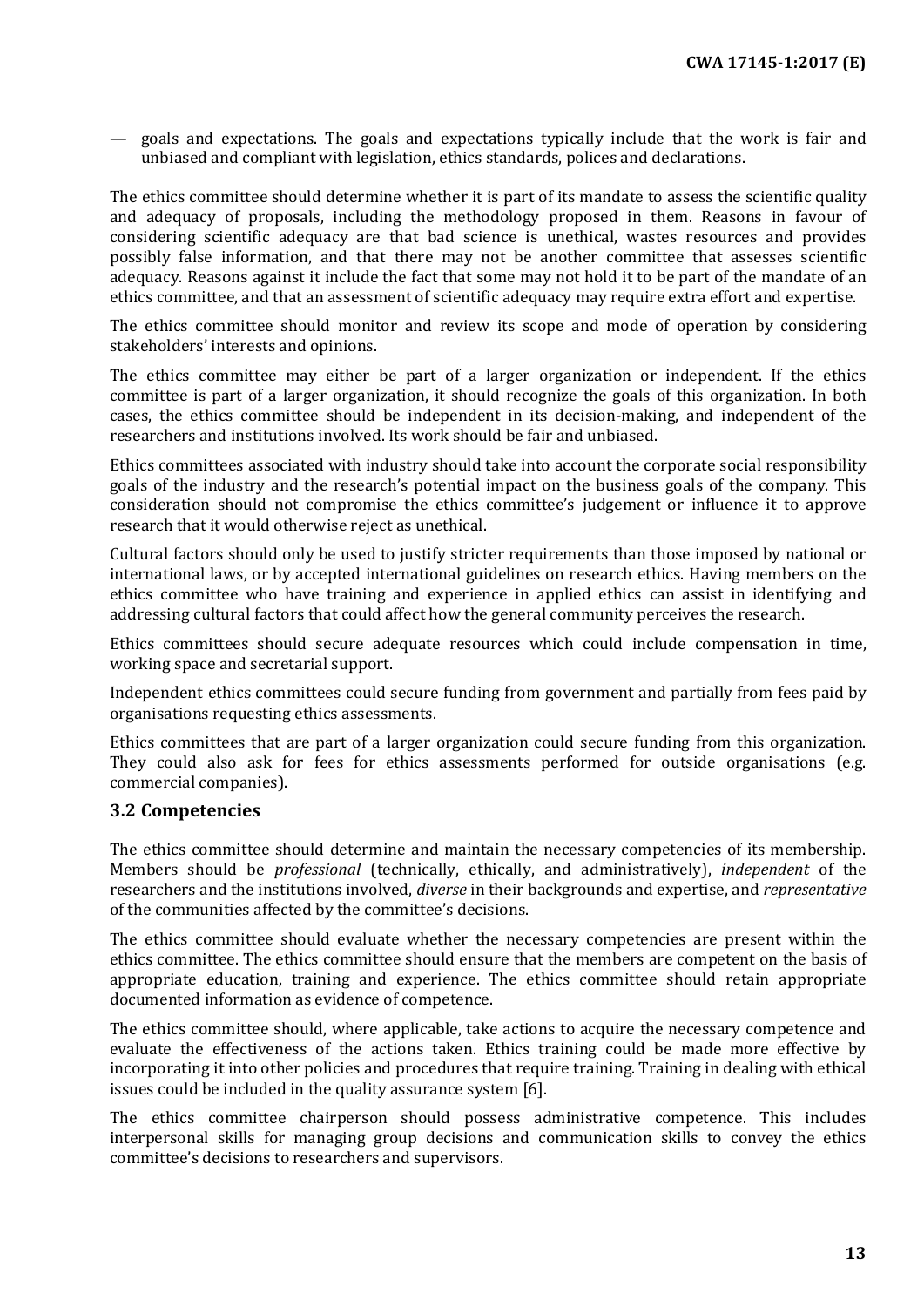— goals and expectations. The goals and expectations typically include that the work is fair and unbiased and compliant with legislation, ethics standards, polices and declarations.

The ethics committee should determine whether it is part of its mandate to assess the scientific quality and adequacy of proposals, including the methodology proposed in them. Reasons in favour of considering scientific adequacy are that bad science is unethical, wastes resources and provides possibly false information, and that there may not be another committee that assesses scientific adequacy. Reasons against it include the fact that some may not hold it to be part of the mandate of an ethics committee, and that an assessment of scientific adequacy may require extra effort and expertise.

The ethics committee should monitor and review its scope and mode of operation by considering stakeholders' interests and opinions.

The ethics committee may either be part of a larger organization or independent. If the ethics committee is part of a larger organization, it should recognize the goals of this organization. In both cases, the ethics committee should be independent in its decision-making, and independent of the researchers and institutions involved. Its work should be fair and unbiased.

Ethics committees associated with industry should take into account the corporate social responsibility goals of the industry and the research's potential impact on the business goals of the company. This consideration should not compromise the ethics committee's judgement or influence it to approve research that it would otherwise reject as unethical.

Cultural factors should only be used to justify stricter requirements than those imposed by national or international laws, or by accepted international guidelines on research ethics. Having members on the ethics committee who have training and experience in applied ethics can assist in identifying and addressing cultural factors that could affect how the general community perceives the research.

Ethics committees should secure adequate resources which could include compensation in time, working space and secretarial support.

Independent ethics committees could secure funding from government and partially from fees paid by organisations requesting ethics assessments.

Ethics committees that are part of a larger organization could secure funding from this organization. They could also ask for fees for ethics assessments performed for outside organisations (e.g. commercial companies).

### 3.2 Competencies

The ethics committee should determine and maintain the necessary competencies of its membership. Members should be *professional* (technically, ethically, and administratively), *independent* of the researchers and the institutions involved, *diverse* in their backgrounds and expertise, and *representative* of the communities affected by the committee's decisions.

The ethics committee should evaluate whether the necessary competencies are present within the ethics committee. The ethics committee should ensure that the members are competent on the basis of appropriate education, training and experience. The ethics committee should retain appropriate documented information as evidence of competence.

The ethics committee should, where applicable, take actions to acquire the necessary competence and evaluate the effectiveness of the actions taken. Ethics training could be made more effective by incorporating it into other policies and procedures that require training. Training in dealing with ethical issues could be included in the quality assurance system [6].

The ethics committee chairperson should possess administrative competence. This includes interpersonal skills for managing group decisions and communication skills to convey the ethics committee's decisions to researchers and supervisors.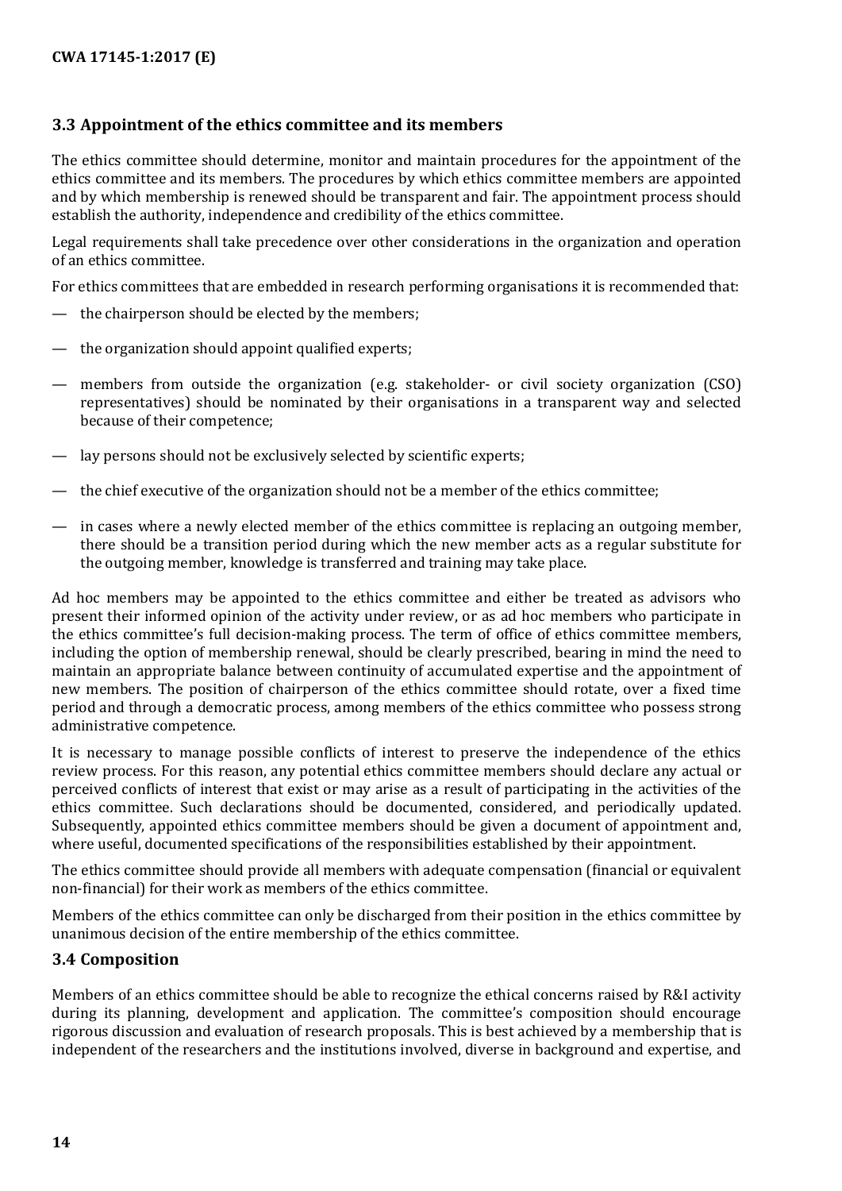### 3.3 Appointment of the ethics committee and its members

The ethics committee should determine, monitor and maintain procedures for the appointment of the ethics committee and its members. The procedures by which ethics committee members are appointed and by which membership is renewed should be transparent and fair. The appointment process should establish the authority, independence and credibility of the ethics committee.

Legal requirements shall take precedence over other considerations in the organization and operation of an ethics committee.

For ethics committees that are embedded in research performing organisations it is recommended that:

- the chairperson should be elected by the members;
- the organization should appoint qualified experts;
- members from outside the organization (e.g. stakeholder- or civil society organization (CSO) representatives) should be nominated by their organisations in a transparent way and selected because of their competence;
- lay persons should not be exclusively selected by scientific experts;
- the chief executive of the organization should not be a member of the ethics committee;
- in cases where a newly elected member of the ethics committee is replacing an outgoing member, there should be a transition period during which the new member acts as a regular substitute for the outgoing member, knowledge is transferred and training may take place.

Ad hoc members may be appointed to the ethics committee and either be treated as advisors who present their informed opinion of the activity under review, or as ad hoc members who participate in the ethics committee's full decision-making process. The term of office of ethics committee members, including the option of membership renewal, should be clearly prescribed, bearing in mind the need to maintain an appropriate balance between continuity of accumulated expertise and the appointment of new members. The position of chairperson of the ethics committee should rotate, over a fixed time period and through a democratic process, among members of the ethics committee who possess strong administrative competence.

It is necessary to manage possible conflicts of interest to preserve the independence of the ethics review process. For this reason, any potential ethics committee members should declare any actual or perceived conflicts of interest that exist or may arise as a result of participating in the activities of the ethics committee. Such declarations should be documented, considered, and periodically updated. Subsequently, appointed ethics committee members should be given a document of appointment and, where useful, documented specifications of the responsibilities established by their appointment.

The ethics committee should provide all members with adequate compensation (financial or equivalent non-financial) for their work as members of the ethics committee.

Members of the ethics committee can only be discharged from their position in the ethics committee by unanimous decision of the entire membership of the ethics committee.

### 3.4 Composition

Members of an ethics committee should be able to recognize the ethical concerns raised by R&I activity during its planning, development and application. The committee's composition should encourage rigorous discussion and evaluation of research proposals. This is best achieved by a membership that is independent of the researchers and the institutions involved, diverse in background and expertise, and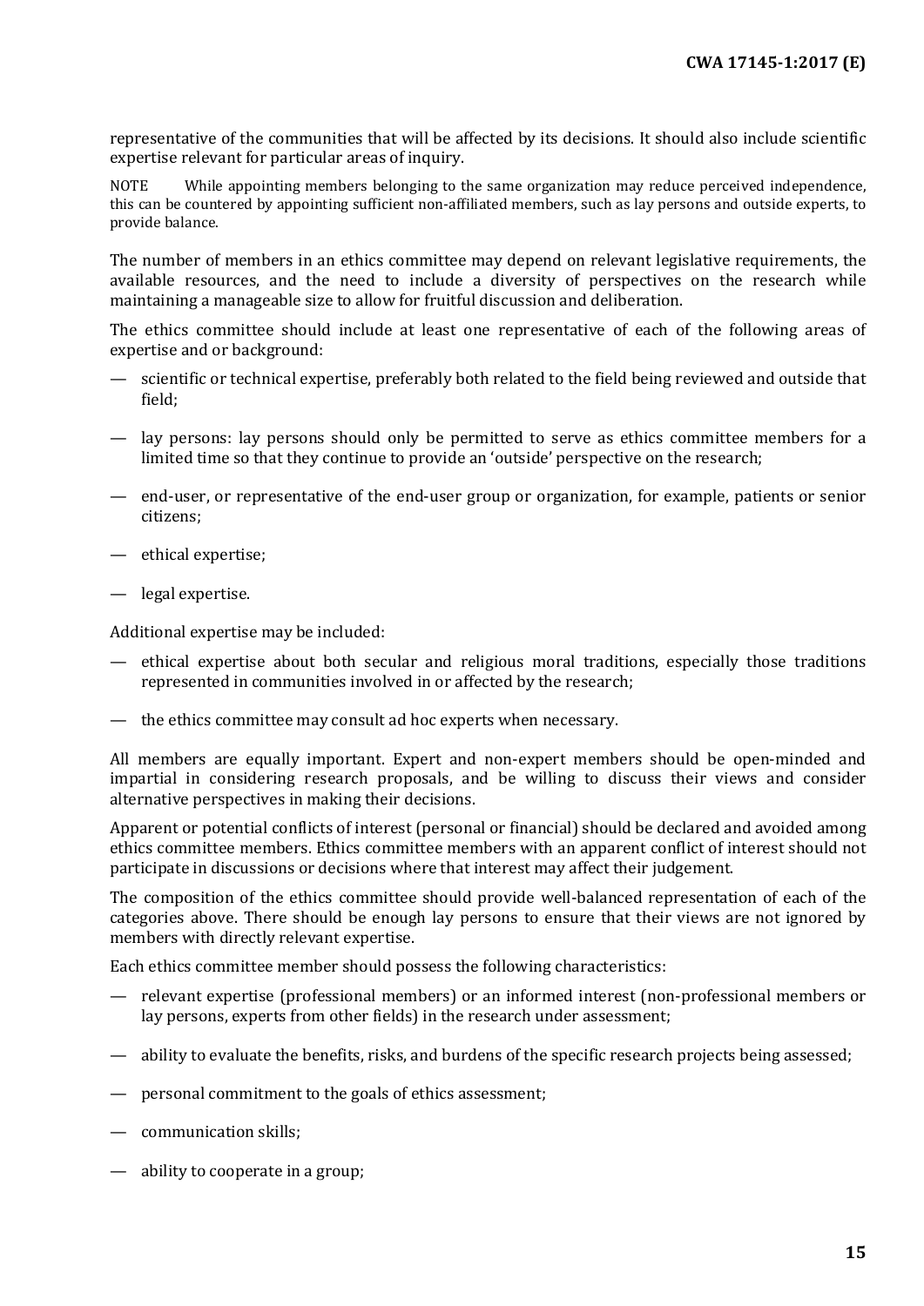representative of the communities that will be affected by its decisions. It should also include scientific expertise relevant for particular areas of inquiry.

NOTE While appointing members belonging to the same organization may reduce perceived independence, this can be countered by appointing sufficient non-affiliated members, such as lay persons and outside experts, to provide balance.

The number of members in an ethics committee may depend on relevant legislative requirements, the available resources, and the need to include a diversity of perspectives on the research while maintaining a manageable size to allow for fruitful discussion and deliberation.

The ethics committee should include at least one representative of each of the following areas of expertise and or background:

- scientific or technical expertise, preferably both related to the field being reviewed and outside that field;
- lay persons: lay persons should only be permitted to serve as ethics committee members for a limited time so that they continue to provide an 'outside' perspective on the research;
- end-user, or representative of the end-user group or organization, for example, patients or senior citizens;
- ethical expertise;
- legal expertise.

Additional expertise may be included:

- ethical expertise about both secular and religious moral traditions, especially those traditions represented in communities involved in or affected by the research;
- the ethics committee may consult ad hoc experts when necessary.

All members are equally important. Expert and non-expert members should be open-minded and impartial in considering research proposals, and be willing to discuss their views and consider alternative perspectives in making their decisions.

Apparent or potential conflicts of interest (personal or financial) should be declared and avoided among ethics committee members. Ethics committee members with an apparent conflict of interest should not participate in discussions or decisions where that interest may affect their judgement.

The composition of the ethics committee should provide well-balanced representation of each of the categories above. There should be enough lay persons to ensure that their views are not ignored by members with directly relevant expertise.

Each ethics committee member should possess the following characteristics:

- relevant expertise (professional members) or an informed interest (non-professional members or lay persons, experts from other fields) in the research under assessment;
- ability to evaluate the benefits, risks, and burdens of the specific research projects being assessed;
- personal commitment to the goals of ethics assessment;
- communication skills;
- ability to cooperate in a group;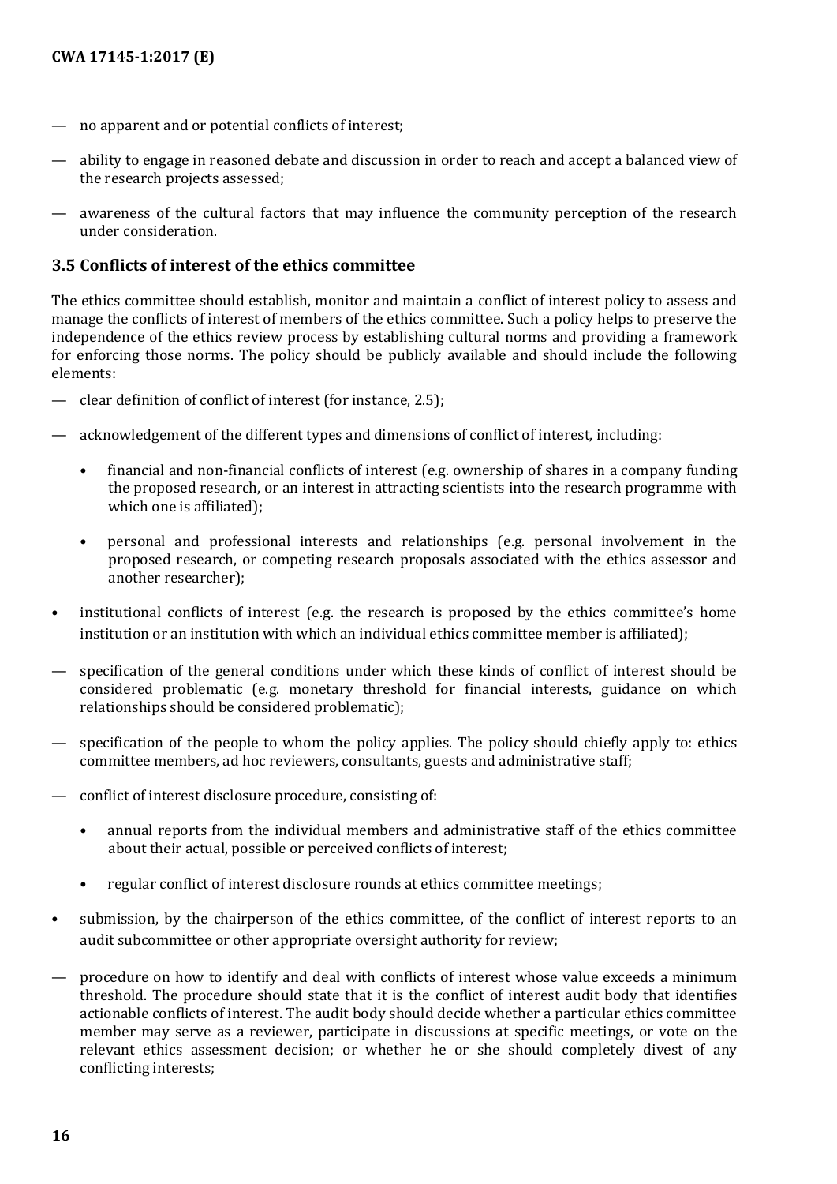- no apparent and or potential conflicts of interest;
- ability to engage in reasoned debate and discussion in order to reach and accept a balanced view of the research projects assessed;
- awareness of the cultural factors that may influence the community perception of the research under consideration.

### 3.5 Conflicts of interest of the ethics committee

The ethics committee should establish, monitor and maintain a conflict of interest policy to assess and manage the conflicts of interest of members of the ethics committee. Such a policy helps to preserve the independence of the ethics review process by establishing cultural norms and providing a framework for enforcing those norms. The policy should be publicly available and should include the following elements:

- clear definition of conflict of interest (for instance, 2.5);
- acknowledgement of the different types and dimensions of conflict of interest, including:
  - financial and non-financial conflicts of interest (e.g. ownership of shares in a company funding the proposed research, or an interest in attracting scientists into the research programme with which one is affiliated);
  - personal and professional interests and relationships (e.g. personal involvement in the proposed research, or competing research proposals associated with the ethics assessor and another researcher);
- institutional conflicts of interest (e.g. the research is proposed by the ethics committee's home institution or an institution with which an individual ethics committee member is affiliated);
- specification of the general conditions under which these kinds of conflict of interest should be considered problematic (e.g. monetary threshold for financial interests, guidance on which relationships should be considered problematic);
- specification of the people to whom the policy applies. The policy should chiefly apply to: ethics committee members, ad hoc reviewers, consultants, guests and administrative staff;
- conflict of interest disclosure procedure, consisting of:
  - annual reports from the individual members and administrative staff of the ethics committee about their actual, possible or perceived conflicts of interest;
  - regular conflict of interest disclosure rounds at ethics committee meetings;
- submission, by the chairperson of the ethics committee, of the conflict of interest reports to an audit subcommittee or other appropriate oversight authority for review;
- procedure on how to identify and deal with conflicts of interest whose value exceeds a minimum threshold. The procedure should state that it is the conflict of interest audit body that identifies actionable conflicts of interest. The audit body should decide whether a particular ethics committee member may serve as a reviewer, participate in discussions at specific meetings, or vote on the relevant ethics assessment decision; or whether he or she should completely divest of any conflicting interests;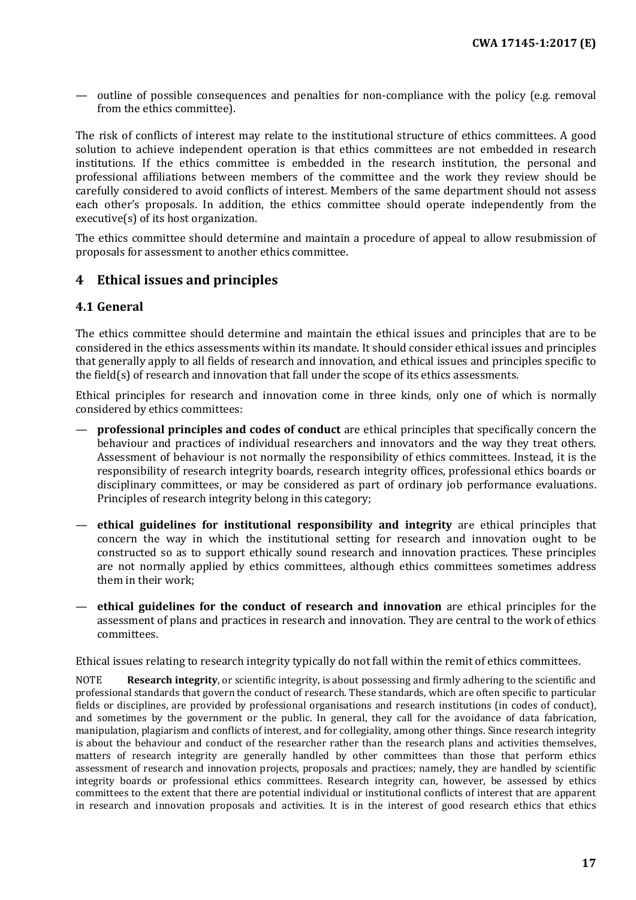— outline of possible consequences and penalties for non-compliance with the policy (e.g. removal from the ethics committee).

The risk of conflicts of interest may relate to the institutional structure of ethics committees. A good solution to achieve independent operation is that ethics committees are not embedded in research institutions. If the ethics committee is embedded in the research institution, the personal and professional affiliations between members of the committee and the work they review should be carefully considered to avoid conflicts of interest. Members of the same department should not assess each other's proposals. In addition, the ethics committee should operate independently from the executive(s) of its host organization.

The ethics committee should determine and maintain a procedure of appeal to allow resubmission of proposals for assessment to another ethics committee.

# 4 Ethical issues and principles

## 4.1 General

The ethics committee should determine and maintain the ethical issues and principles that are to be considered in the ethics assessments within its mandate. It should consider ethical issues and principles that generally apply to all fields of research and innovation, and ethical issues and principles specific to the field(s) of research and innovation that fall under the scope of its ethics assessments.

Ethical principles for research and innovation come in three kinds, only one of which is normally considered by ethics committees:

— **professional principles and codes of conduct** are ethical principles that specifically concern the behaviour and practices of individual researchers and innovators and the way they treat others. Assessment of behaviour is not normally the responsibility of ethics committees. Instead, it is the responsibility of research integrity boards, research integrity offices, professional ethics boards or disciplinary committees, or may be considered as part of ordinary job performance evaluations. Principles of research integrity belong in this category;

— **ethical guidelines for institutional responsibility and integrity** are ethical principles that concern the way in which the institutional setting for research and innovation ought to be constructed so as to support ethically sound research and innovation practices. These principles are not normally applied by ethics committees, although ethics committees sometimes address them in their work;

— **ethical guidelines for the conduct of research and innovation** are ethical principles for the assessment of plans and practices in research and innovation. They are central to the work of ethics committees.

Ethical issues relating to research integrity typically do not fall within the remit of ethics committees.

NOTE **Research integrity**, or scientific integrity, is about possessing and firmly adhering to the scientific and professional standards that govern the conduct of research. These standards, which are often specific to particular fields or disciplines, are provided by professional organisations and research institutions (in codes of conduct), and sometimes by the government or the public. In general, they call for the avoidance of data fabrication, manipulation, plagiarism and conflicts of interest, and for collegiality, among other things. Since research integrity is about the behaviour and conduct of the researcher rather than the research plans and activities themselves, matters of research integrity are generally handled by other committees than those that perform ethics assessment of research and innovation projects, proposals and practices; namely, they are handled by scientific integrity boards or professional ethics committees. Research integrity can, however, be assessed by ethics committees to the extent that there are potential individual or institutional conflicts of interest that are apparent in research and innovation proposals and activities. It is in the interest of good research ethics that ethics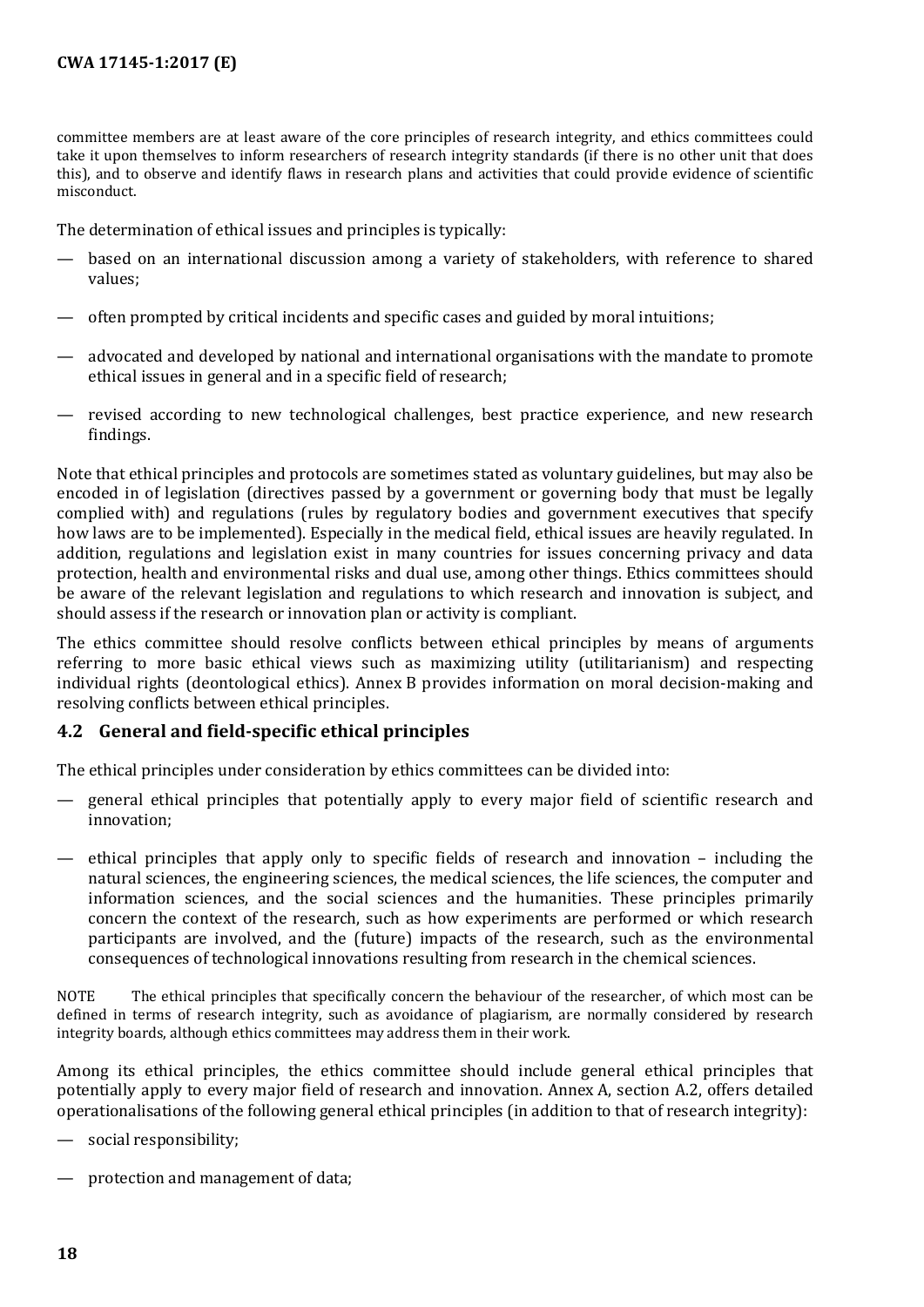committee members are at least aware of the core principles of research integrity, and ethics committees could take it upon themselves to inform researchers of research integrity standards (if there is no other unit that does this), and to observe and identify flaws in research plans and activities that could provide evidence of scientific misconduct.

The determination of ethical issues and principles is typically:

- based on an international discussion among a variety of stakeholders, with reference to shared values;
- often prompted by critical incidents and specific cases and guided by moral intuitions;
- advocated and developed by national and international organisations with the mandate to promote ethical issues in general and in a specific field of research;
- revised according to new technological challenges, best practice experience, and new research findings.

Note that ethical principles and protocols are sometimes stated as voluntary guidelines, but may also be encoded in of legislation (directives passed by a government or governing body that must be legally complied with) and regulations (rules by regulatory bodies and government executives that specify how laws are to be implemented). Especially in the medical field, ethical issues are heavily regulated. In addition, regulations and legislation exist in many countries for issues concerning privacy and data protection, health and environmental risks and dual use, among other things. Ethics committees should be aware of the relevant legislation and regulations to which research and innovation is subject, and should assess if the research or innovation plan or activity is compliant.

The ethics committee should resolve conflicts between ethical principles by means of arguments referring to more basic ethical views such as maximizing utility (utilitarianism) and respecting individual rights (deontological ethics). Annex B provides information on moral decision-making and resolving conflicts between ethical principles.

## 4.2 General and field-specific ethical principles

The ethical principles under consideration by ethics committees can be divided into:

- general ethical principles that potentially apply to every major field of scientific research and innovation;
- ethical principles that apply only to specific fields of research and innovation – including the natural sciences, the engineering sciences, the medical sciences, the life sciences, the computer and information sciences, and the social sciences and the humanities. These principles primarily concern the context of the research, such as how experiments are performed or which research participants are involved, and the (future) impacts of the research, such as the environmental consequences of technological innovations resulting from research in the chemical sciences.

NOTE The ethical principles that specifically concern the behaviour of the researcher, of which most can be defined in terms of research integrity, such as avoidance of plagiarism, are normally considered by research integrity boards, although ethics committees may address them in their work.

Among its ethical principles, the ethics committee should include general ethical principles that potentially apply to every major field of research and innovation. Annex A, section A.2, offers detailed operationalisations of the following general ethical principles (in addition to that of research integrity):

- social responsibility;
- protection and management of data;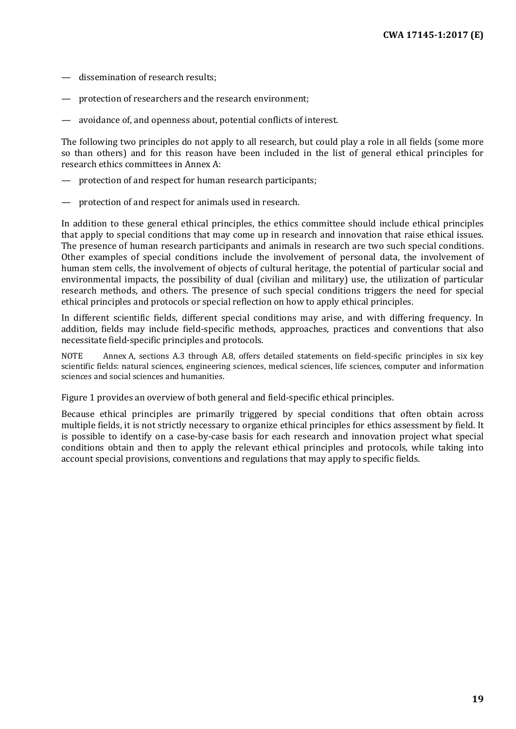— dissemination of research results;

— protection of researchers and the research environment;

— avoidance of, and openness about, potential conflicts of interest.

The following two principles do not apply to all research, but could play a role in all fields (some more so than others) and for this reason have been included in the list of general ethical principles for research ethics committees in Annex A:

— protection of and respect for human research participants;

— protection of and respect for animals used in research.

In addition to these general ethical principles, the ethics committee should include ethical principles that apply to special conditions that may come up in research and innovation that raise ethical issues. The presence of human research participants and animals in research are two such special conditions. Other examples of special conditions include the involvement of personal data, the involvement of human stem cells, the involvement of objects of cultural heritage, the potential of particular social and environmental impacts, the possibility of dual (civilian and military) use, the utilization of particular research methods, and others. The presence of such special conditions triggers the need for special ethical principles and protocols or special reflection on how to apply ethical principles.

In different scientific fields, different special conditions may arise, and with differing frequency. In addition, fields may include field-specific methods, approaches, practices and conventions that also necessitate field-specific principles and protocols.

NOTE Annex A, sections A.3 through A.8, offers detailed statements on field-specific principles in six key scientific fields: natural sciences, engineering sciences, medical sciences, life sciences, computer and information sciences and social sciences and humanities.

Figure 1 provides an overview of both general and field-specific ethical principles.

Because ethical principles are primarily triggered by special conditions that often obtain across multiple fields, it is not strictly necessary to organize ethical principles for ethics assessment by field. It is possible to identify on a case-by-case basis for each research and innovation project what special conditions obtain and then to apply the relevant ethical principles and protocols, while taking into account special provisions, conventions and regulations that may apply to specific fields.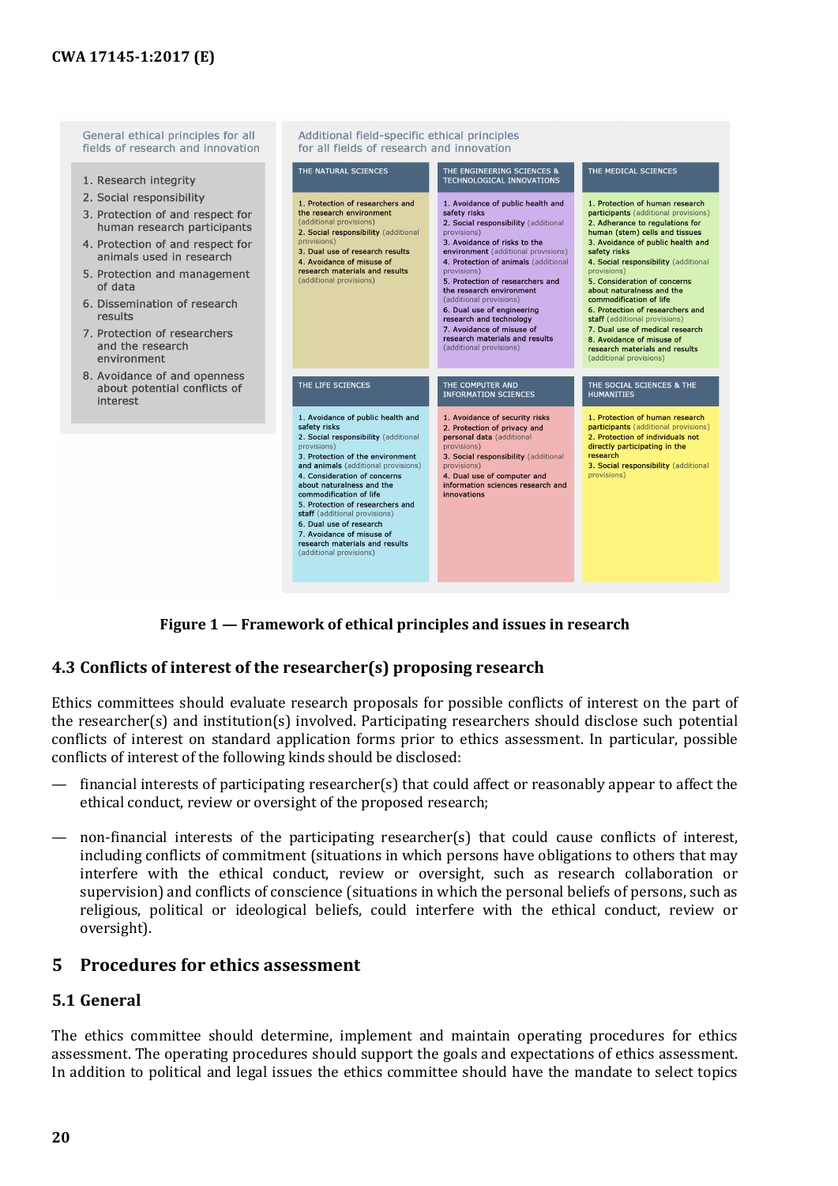General ethical principles for all fields of research and innovation

1. Research integrity
2. Social responsibility
3. Protection of and respect for human research participants
4. Protection of and respect for animals used in research
5. Protection and management of data
6. Dissemination of research results
7. Protection of researchers and the research environment
8. Avoidance of and openness about potential conflicts of interest

Additional field-specific ethical principles for all fields of research and innovation

THE NATURAL SCIENCES

1. Protection of researchers and the research environment (additional provisions)
2. Social responsibility (additional provisions)
3. Dual use of research results
4. Avoidance of misuse of research materials and results (additional provisions)

THE ENGINEERING SCIENCES & TECHNOLOGICAL INNOVATIONS

1. Avoidance of public health and safety risks
2. Social responsibility (additional provisions)
3. Avoidance of risks to the environment (additional provisions)
4. Protection of animals (additional provisions)
5. Protection of researchers and the research environment (additional provisions)
6. Dual use of engineering research and technology
7. Avoidance of misuse of research materials and results (additional provisions)

THE MEDICAL SCIENCES

1. Protection of human research participants (additional provisions)
2. Adherence to regulations for human (stem) cells and tissues
3. Avoidance of public health and safety risks
4. Social responsibility (additional provisions)
5. Consideration of concerns about naturalness and the commodification of life
6. Protection of researchers and staff (additional provisions)
7. Dual use of medical research
8. Avoidance of misuse of research materials and results (additional provisions)

THE LIFE SCIENCES

1. Avoidance of public health and safety risks
2. Social responsibility (additional provisions)
3. Protection of the environment and animals (additional provisions)
4. Consideration of concerns about naturalness and the commodification of life
5. Protection of researchers and staff (additional provisions)
6. Dual use of research
7. Avoidance of misuse of research materials and results (additional provisions)

THE COMPUTER AND INFORMATION SCIENCES

1. Avoidance of security risks
2. Protection of privacy and personal data (additional provisions)
3. Social responsibility (additional provisions)
4. Dual use of computer and information sciences research and innovations

THE SOCIAL SCIENCES & THE HUMANITIES

1. Protection of human research participants (additional provisions)
2. Protection of individuals not directly participating in the research
3. Social responsibility (additional provisions)

**Figure 1 — Framework of ethical principles and issues in research**

### 4.3 Conflicts of interest of the researcher(s) proposing research

Ethics committees should evaluate research proposals for possible conflicts of interest on the part of the researcher(s) and institution(s) involved. Participating researchers should disclose such potential conflicts of interest on standard application forms prior to ethics assessment. In particular, possible conflicts of interest of the following kinds should be disclosed:

— financial interests of participating researcher(s) that could affect or reasonably appear to affect the ethical conduct, review or oversight of the proposed research;

— non-financial interests of the participating researcher(s) that could cause conflicts of interest, including conflicts of commitment (situations in which persons have obligations to others that may interfere with the ethical conduct, review or oversight, such as research collaboration or supervision) and conflicts of conscience (situations in which the personal beliefs of persons, such as religious, political or ideological beliefs, could interfere with the ethical conduct, review or oversight).

## 5 Procedures for ethics assessment

### 5.1 General

The ethics committee should determine, implement and maintain operating procedures for ethics assessment. The operating procedures should support the goals and expectations of ethics assessment. In addition to political and legal issues the ethics committee should have the mandate to select topics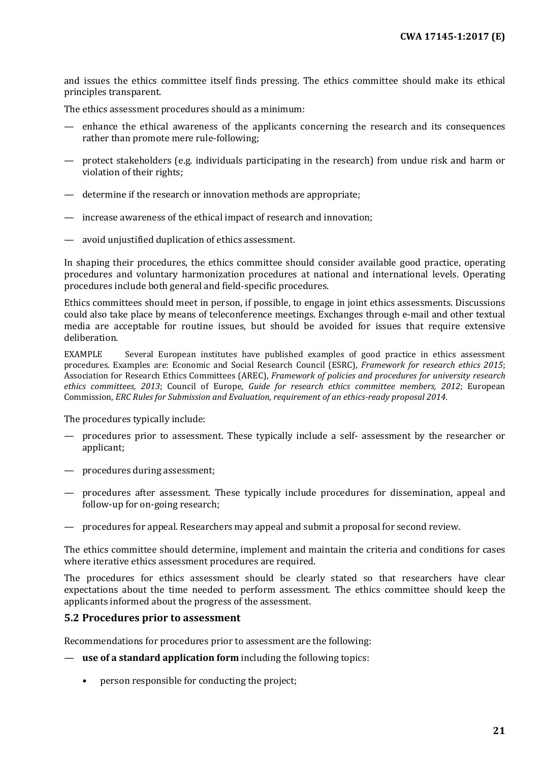and issues the ethics committee itself finds pressing. The ethics committee should make its ethical principles transparent.

The ethics assessment procedures should as a minimum:

- enhance the ethical awareness of the applicants concerning the research and its consequences rather than promote mere rule-following;
- protect stakeholders (e.g. individuals participating in the research) from undue risk and harm or violation of their rights;
- determine if the research or innovation methods are appropriate;
- increase awareness of the ethical impact of research and innovation;
- avoid unjustified duplication of ethics assessment.

In shaping their procedures, the ethics committee should consider available good practice, operating procedures and voluntary harmonization procedures at national and international levels. Operating procedures include both general and field-specific procedures.

Ethics committees should meet in person, if possible, to engage in joint ethics assessments. Discussions could also take place by means of teleconference meetings. Exchanges through e-mail and other textual media are acceptable for routine issues, but should be avoided for issues that require extensive deliberation.

EXAMPLE Several European institutes have published examples of good practice in ethics assessment procedures. Examples are: Economic and Social Research Council (ESRC), *Framework for research ethics 2015*; Association for Research Ethics Committees (AREC), *Framework of policies and procedures for university research ethics committees, 2013*; Council of Europe, *Guide for research ethics committee members, 2012*; European Commission, *ERC Rules for Submission and Evaluation, requirement of an ethics-ready proposal 2014*.

The procedures typically include:

- procedures prior to assessment. These typically include a self- assessment by the researcher or applicant;
- procedures during assessment;
- procedures after assessment. These typically include procedures for dissemination, appeal and follow-up for on-going research;
- procedures for appeal. Researchers may appeal and submit a proposal for second review.

The ethics committee should determine, implement and maintain the criteria and conditions for cases where iterative ethics assessment procedures are required.

The procedures for ethics assessment should be clearly stated so that researchers have clear expectations about the time needed to perform assessment. The ethics committee should keep the applicants informed about the progress of the assessment.

## 5.2 Procedures prior to assessment

Recommendations for procedures prior to assessment are the following:

- **use of a standard application form** including the following topics:
  - person responsible for conducting the project;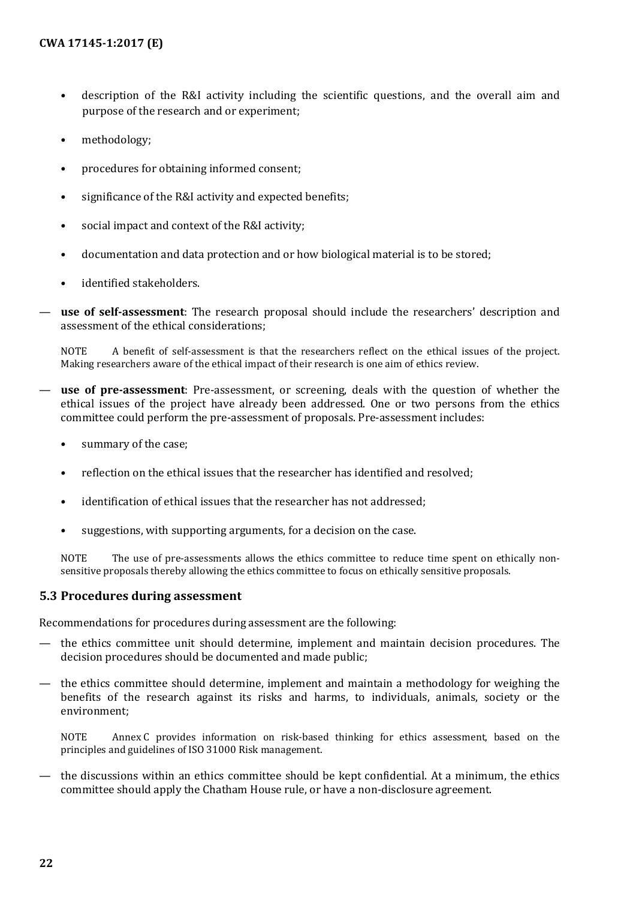- description of the R&I activity including the scientific questions, and the overall aim and purpose of the research and or experiment;
- methodology;
- procedures for obtaining informed consent;
- significance of the R&I activity and expected benefits;
- social impact and context of the R&I activity;
- documentation and data protection and or how biological material is to be stored;
- identified stakeholders.

— **use of self-assessment**: The research proposal should include the researchers' description and assessment of the ethical considerations;

NOTE A benefit of self-assessment is that the researchers reflect on the ethical issues of the project. Making researchers aware of the ethical impact of their research is one aim of ethics review.

— **use of pre-assessment**: Pre-assessment, or screening, deals with the question of whether the ethical issues of the project have already been addressed. One or two persons from the ethics committee could perform the pre-assessment of proposals. Pre-assessment includes:

- summary of the case;
- reflection on the ethical issues that the researcher has identified and resolved;
- identification of ethical issues that the researcher has not addressed;
- suggestions, with supporting arguments, for a decision on the case.

NOTE The use of pre-assessments allows the ethics committee to reduce time spent on ethically non-sensitive proposals thereby allowing the ethics committee to focus on ethically sensitive proposals.

### 5.3 Procedures during assessment

Recommendations for procedures during assessment are the following:

— the ethics committee unit should determine, implement and maintain decision procedures. The decision procedures should be documented and made public;

— the ethics committee should determine, implement and maintain a methodology for weighing the benefits of the research against its risks and harms, to individuals, animals, society or the environment;

NOTE Annex C provides information on risk-based thinking for ethics assessment, based on the principles and guidelines of ISO 31000 Risk management.

— the discussions within an ethics committee should be kept confidential. At a minimum, the ethics committee should apply the Chatham House rule, or have a non-disclosure agreement.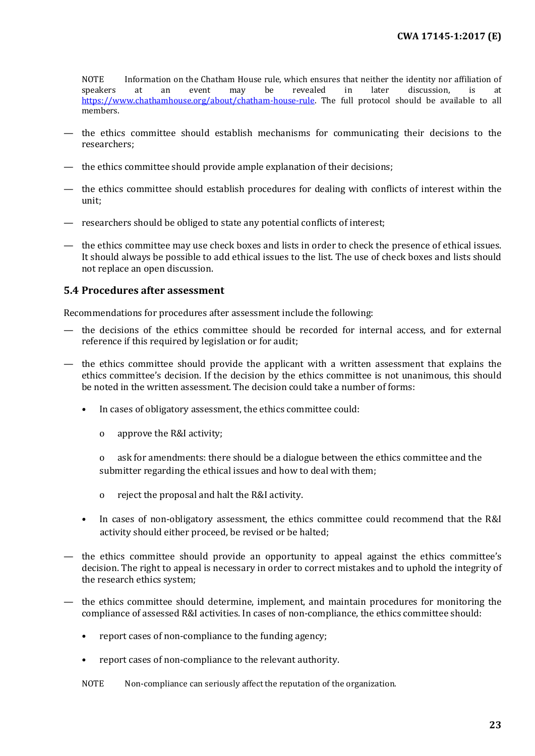NOTE Information on the Chatham House rule, which ensures that neither the identity nor affiliation of speakers at an event may be revealed in later discussion, is at https://www.chathamhouse.org/about/chatham-house-rule. The full protocol should be available to all members.

- the ethics committee should establish mechanisms for communicating their decisions to the researchers;
- the ethics committee should provide ample explanation of their decisions;
- the ethics committee should establish procedures for dealing with conflicts of interest within the unit;
- researchers should be obliged to state any potential conflicts of interest;
- the ethics committee may use check boxes and lists in order to check the presence of ethical issues. It should always be possible to add ethical issues to the list. The use of check boxes and lists should not replace an open discussion.

### 5.4 Procedures after assessment

Recommendations for procedures after assessment include the following:

- the decisions of the ethics committee should be recorded for internal access, and for external reference if this required by legislation or for audit;
- the ethics committee should provide the applicant with a written assessment that explains the ethics committee's decision. If the decision by the ethics committee is not unanimous, this should be noted in the written assessment. The decision could take a number of forms:
  - In cases of obligatory assessment, the ethics committee could:
    - approve the R&I activity;
    - ask for amendments: there should be a dialogue between the ethics committee and the submitter regarding the ethical issues and how to deal with them;
    - reject the proposal and halt the R&I activity.
  - In cases of non-obligatory assessment, the ethics committee could recommend that the R&I activity should either proceed, be revised or be halted;
- the ethics committee should provide an opportunity to appeal against the ethics committee's decision. The right to appeal is necessary in order to correct mistakes and to uphold the integrity of the research ethics system;
- the ethics committee should determine, implement, and maintain procedures for monitoring the compliance of assessed R&I activities. In cases of non-compliance, the ethics committee should:
  - report cases of non-compliance to the funding agency;
  - report cases of non-compliance to the relevant authority.

NOTE Non-compliance can seriously affect the reputation of the organization.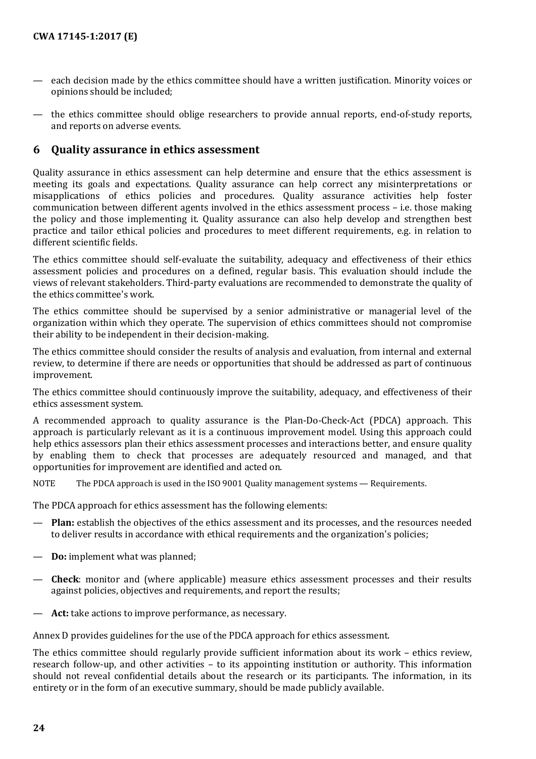— each decision made by the ethics committee should have a written justification. Minority voices or opinions should be included;

— the ethics committee should oblige researchers to provide annual reports, end-of-study reports, and reports on adverse events.

## 6 Quality assurance in ethics assessment

Quality assurance in ethics assessment can help determine and ensure that the ethics assessment is meeting its goals and expectations. Quality assurance can help correct any misinterpretations or misapplications of ethics policies and procedures. Quality assurance activities help foster communication between different agents involved in the ethics assessment process – i.e. those making the policy and those implementing it. Quality assurance can also help develop and strengthen best practice and tailor ethical policies and procedures to meet different requirements, e.g. in relation to different scientific fields.

The ethics committee should self-evaluate the suitability, adequacy and effectiveness of their ethics assessment policies and procedures on a defined, regular basis. This evaluation should include the views of relevant stakeholders. Third-party evaluations are recommended to demonstrate the quality of the ethics committee's work.

The ethics committee should be supervised by a senior administrative or managerial level of the organization within which they operate. The supervision of ethics committees should not compromise their ability to be independent in their decision-making.

The ethics committee should consider the results of analysis and evaluation, from internal and external review, to determine if there are needs or opportunities that should be addressed as part of continuous improvement.

The ethics committee should continuously improve the suitability, adequacy, and effectiveness of their ethics assessment system.

A recommended approach to quality assurance is the Plan-Do-Check-Act (PDCA) approach. This approach is particularly relevant as it is a continuous improvement model. Using this approach could help ethics assessors plan their ethics assessment processes and interactions better, and ensure quality by enabling them to check that processes are adequately resourced and managed, and that opportunities for improvement are identified and acted on.

NOTE The PDCA approach is used in the ISO 9001 Quality management systems — Requirements.

The PDCA approach for ethics assessment has the following elements:

— **Plan:** establish the objectives of the ethics assessment and its processes, and the resources needed to deliver results in accordance with ethical requirements and the organization's policies;

— **Do:** implement what was planned;

— **Check**: monitor and (where applicable) measure ethics assessment processes and their results against policies, objectives and requirements, and report the results;

— **Act:** take actions to improve performance, as necessary.

Annex D provides guidelines for the use of the PDCA approach for ethics assessment.

The ethics committee should regularly provide sufficient information about its work – ethics review, research follow-up, and other activities – to its appointing institution or authority. This information should not reveal confidential details about the research or its participants. The information, in its entirety or in the form of an executive summary, should be made publicly available.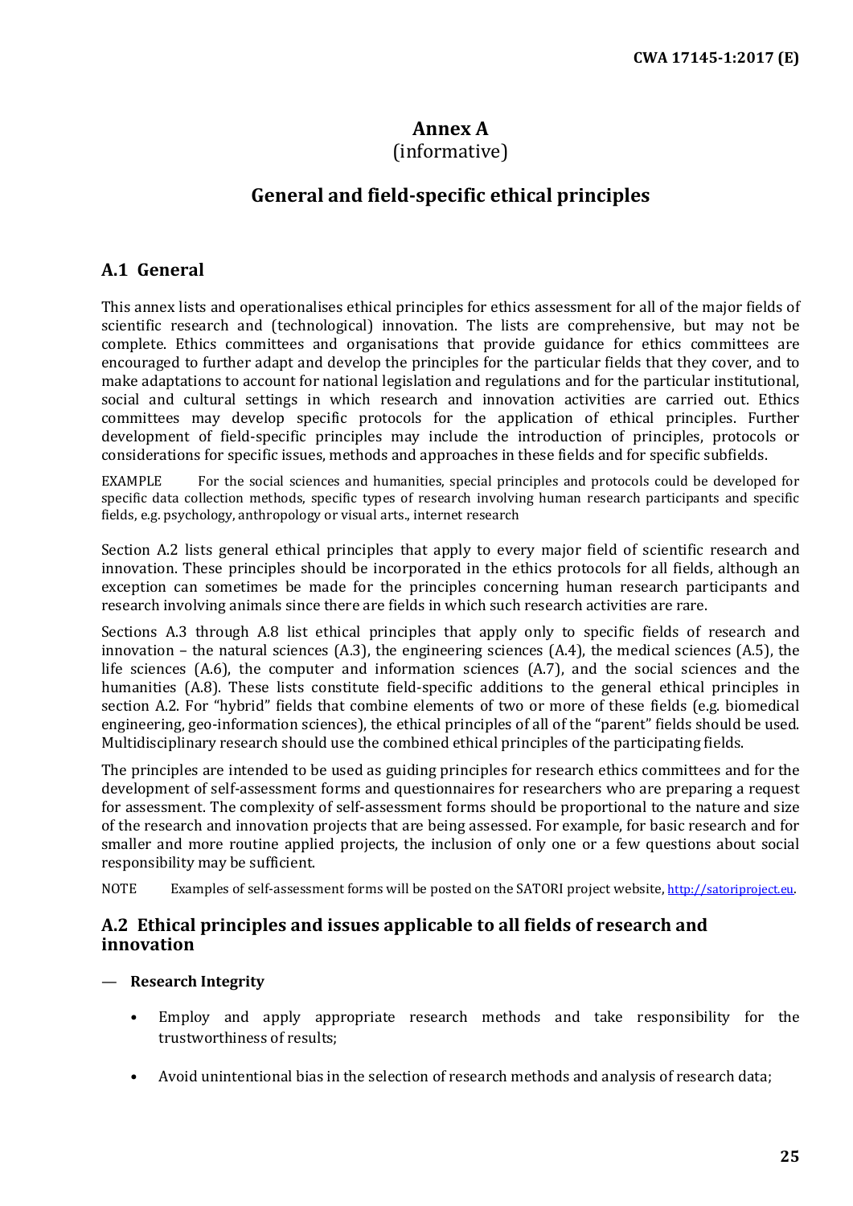# Annex A
(informative)

# General and field-specific ethical principles

## A.1 General

This annex lists and operationalises ethical principles for ethics assessment for all of the major fields of scientific research and (technological) innovation. The lists are comprehensive, but may not be complete. Ethics committees and organisations that provide guidance for ethics committees are encouraged to further adapt and develop the principles for the particular fields that they cover, and to make adaptations to account for national legislation and regulations and for the particular institutional, social and cultural settings in which research and innovation activities are carried out. Ethics committees may develop specific protocols for the application of ethical principles. Further development of field-specific principles may include the introduction of principles, protocols or considerations for specific issues, methods and approaches in these fields and for specific subfields.

EXAMPLE For the social sciences and humanities, special principles and protocols could be developed for specific data collection methods, specific types of research involving human research participants and specific fields, e.g. psychology, anthropology or visual arts., internet research

Section A.2 lists general ethical principles that apply to every major field of scientific research and innovation. These principles should be incorporated in the ethics protocols for all fields, although an exception can sometimes be made for the principles concerning human research participants and research involving animals since there are fields in which such research activities are rare.

Sections A.3 through A.8 list ethical principles that apply only to specific fields of research and innovation – the natural sciences (A.3), the engineering sciences (A.4), the medical sciences (A.5), the life sciences (A.6), the computer and information sciences (A.7), and the social sciences and the humanities (A.8). These lists constitute field-specific additions to the general ethical principles in section A.2. For "hybrid" fields that combine elements of two or more of these fields (e.g. biomedical engineering, geo-information sciences), the ethical principles of all of the "parent" fields should be used. Multidisciplinary research should use the combined ethical principles of the participating fields.

The principles are intended to be used as guiding principles for research ethics committees and for the development of self-assessment forms and questionnaires for researchers who are preparing a request for assessment. The complexity of self-assessment forms should be proportional to the nature and size of the research and innovation projects that are being assessed. For example, for basic research and for smaller and more routine applied projects, the inclusion of only one or a few questions about social responsibility may be sufficient.

NOTE Examples of self-assessment forms will be posted on the SATORI project website, http://satoriproject.eu.

## A.2 Ethical principles and issues applicable to all fields of research and innovation

— **Research Integrity**

- Employ and apply appropriate research methods and take responsibility for the trustworthiness of results;
- Avoid unintentional bias in the selection of research methods and analysis of research data;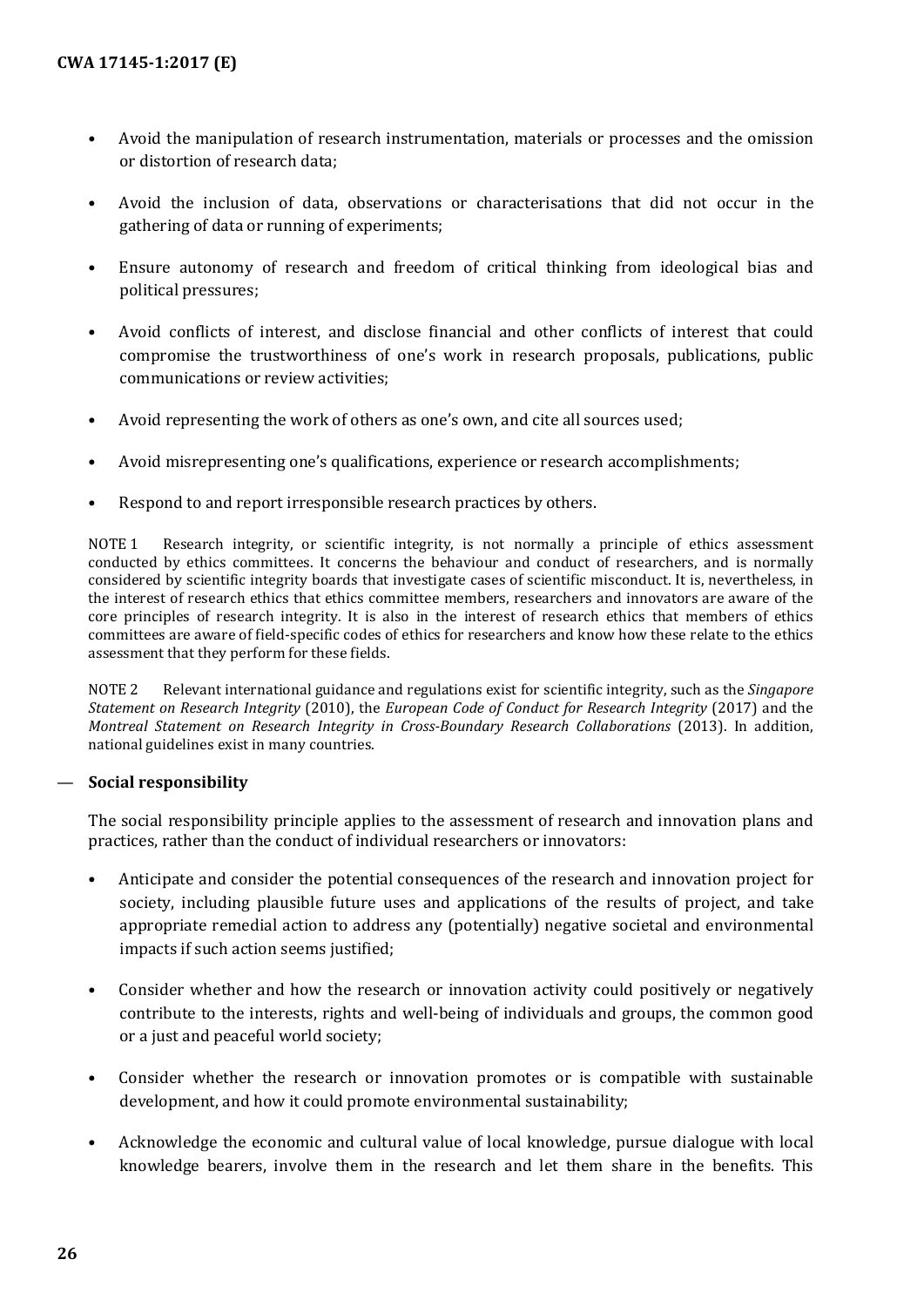- Avoid the manipulation of research instrumentation, materials or processes and the omission or distortion of research data;
- Avoid the inclusion of data, observations or characterisations that did not occur in the gathering of data or running of experiments;
- Ensure autonomy of research and freedom of critical thinking from ideological bias and political pressures;
- Avoid conflicts of interest, and disclose financial and other conflicts of interest that could compromise the trustworthiness of one's work in research proposals, publications, public communications or review activities;
- Avoid representing the work of others as one's own, and cite all sources used;
- Avoid misrepresenting one's qualifications, experience or research accomplishments;
- Respond to and report irresponsible research practices by others.

NOTE 1 Research integrity, or scientific integrity, is not normally a principle of ethics assessment conducted by ethics committees. It concerns the behaviour and conduct of researchers, and is normally considered by scientific integrity boards that investigate cases of scientific misconduct. It is, nevertheless, in the interest of research ethics that ethics committee members, researchers and innovators are aware of the core principles of research integrity. It is also in the interest of research ethics that members of ethics committees are aware of field-specific codes of ethics for researchers and know how these relate to the ethics assessment that they perform for these fields.

NOTE 2 Relevant international guidance and regulations exist for scientific integrity, such as the *Singapore Statement on Research Integrity* (2010), the *European Code of Conduct for Research Integrity* (2017) and the *Montreal Statement on Research Integrity in Cross-Boundary Research Collaborations* (2013). In addition, national guidelines exist in many countries.

— **Social responsibility**

The social responsibility principle applies to the assessment of research and innovation plans and practices, rather than the conduct of individual researchers or innovators:

- Anticipate and consider the potential consequences of the research and innovation project for society, including plausible future uses and applications of the results of project, and take appropriate remedial action to address any (potentially) negative societal and environmental impacts if such action seems justified;
- Consider whether and how the research or innovation activity could positively or negatively contribute to the interests, rights and well-being of individuals and groups, the common good or a just and peaceful world society;
- Consider whether the research or innovation promotes or is compatible with sustainable development, and how it could promote environmental sustainability;
- Acknowledge the economic and cultural value of local knowledge, pursue dialogue with local knowledge bearers, involve them in the research and let them share in the benefits. This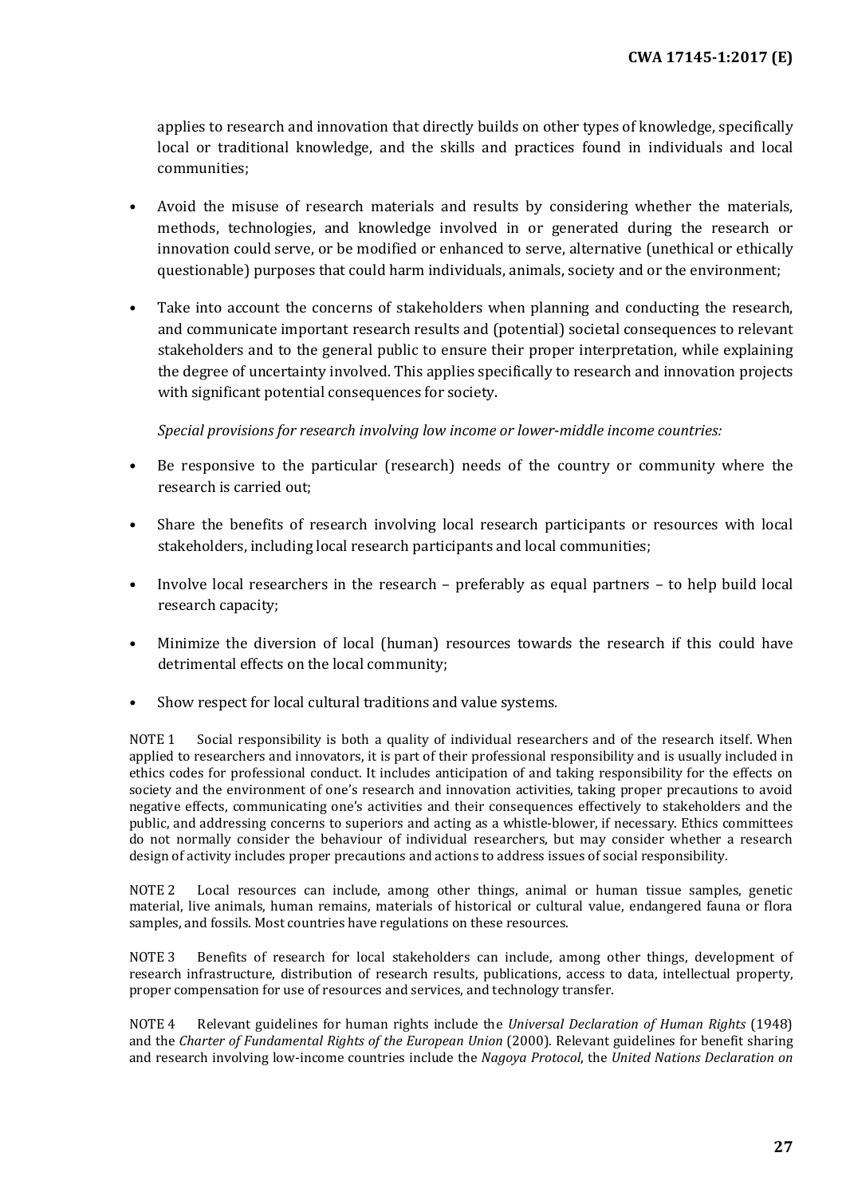applies to research and innovation that directly builds on other types of knowledge, specifically local or traditional knowledge, and the skills and practices found in individuals and local communities;

- Avoid the misuse of research materials and results by considering whether the materials, methods, technologies, and knowledge involved in or generated during the research or innovation could serve, or be modified or enhanced to serve, alternative (unethical or ethically questionable) purposes that could harm individuals, animals, society and or the environment;

- Take into account the concerns of stakeholders when planning and conducting the research, and communicate important research results and (potential) societal consequences to relevant stakeholders and to the general public to ensure their proper interpretation, while explaining the degree of uncertainty involved. This applies specifically to research and innovation projects with significant potential consequences for society.

*Special provisions for research involving low income or lower-middle income countries:*

- Be responsive to the particular (research) needs of the country or community where the research is carried out;

- Share the benefits of research involving local research participants or resources with local stakeholders, including local research participants and local communities;

- Involve local researchers in the research – preferably as equal partners – to help build local research capacity;

- Minimize the diversion of local (human) resources towards the research if this could have detrimental effects on the local community;

- Show respect for local cultural traditions and value systems.

NOTE 1 Social responsibility is both a quality of individual researchers and of the research itself. When applied to researchers and innovators, it is part of their professional responsibility and is usually included in ethics codes for professional conduct. It includes anticipation of and taking responsibility for the effects on society and the environment of one's research and innovation activities, taking proper precautions to avoid negative effects, communicating one's activities and their consequences effectively to stakeholders and the public, and addressing concerns to superiors and acting as a whistle-blower, if necessary. Ethics committees do not normally consider the behaviour of individual researchers, but may consider whether a research design of activity includes proper precautions and actions to address issues of social responsibility.

NOTE 2 Local resources can include, among other things, animal or human tissue samples, genetic material, live animals, human remains, materials of historical or cultural value, endangered fauna or flora samples, and fossils. Most countries have regulations on these resources.

NOTE 3 Benefits of research for local stakeholders can include, among other things, development of research infrastructure, distribution of research results, publications, access to data, intellectual property, proper compensation for use of resources and services, and technology transfer.

NOTE 4 Relevant guidelines for human rights include the *Universal Declaration of Human Rights* (1948) and the *Charter of Fundamental Rights of the European Union* (2000). Relevant guidelines for benefit sharing and research involving low-income countries include the *Nagoya Protocol*, the *United Nations Declaration on*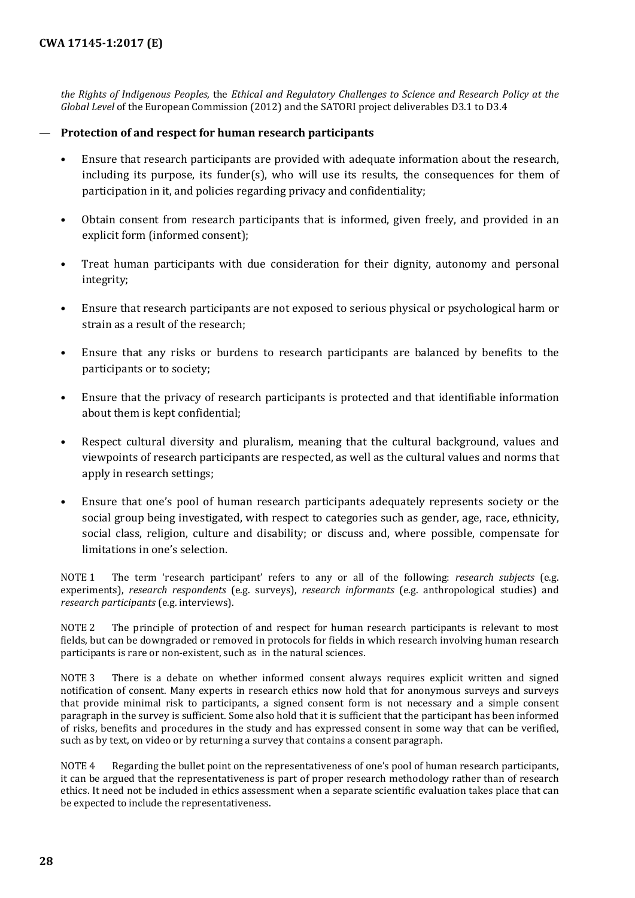*the Rights of Indigenous Peoples*, the *Ethical and Regulatory Challenges to Science and Research Policy at the Global Level* of the European Commission (2012) and the SATORI project deliverables D3.1 to D3.4

— **Protection of and respect for human research participants**

- Ensure that research participants are provided with adequate information about the research, including its purpose, its funder(s), who will use its results, the consequences for them of participation in it, and policies regarding privacy and confidentiality;
- Obtain consent from research participants that is informed, given freely, and provided in an explicit form (informed consent);
- Treat human participants with due consideration for their dignity, autonomy and personal integrity;
- Ensure that research participants are not exposed to serious physical or psychological harm or strain as a result of the research;
- Ensure that any risks or burdens to research participants are balanced by benefits to the participants or to society;
- Ensure that the privacy of research participants is protected and that identifiable information about them is kept confidential;
- Respect cultural diversity and pluralism, meaning that the cultural background, values and viewpoints of research participants are respected, as well as the cultural values and norms that apply in research settings;
- Ensure that one's pool of human research participants adequately represents society or the social group being investigated, with respect to categories such as gender, age, race, ethnicity, social class, religion, culture and disability; or discuss and, where possible, compensate for limitations in one's selection.

NOTE 1 The term 'research participant' refers to any or all of the following: *research subjects* (e.g. experiments), *research respondents* (e.g. surveys), *research informants* (e.g. anthropological studies) and *research participants* (e.g. interviews).

NOTE 2 The principle of protection of and respect for human research participants is relevant to most fields, but can be downgraded or removed in protocols for fields in which research involving human research participants is rare or non-existent, such as in the natural sciences.

NOTE 3 There is a debate on whether informed consent always requires explicit written and signed notification of consent. Many experts in research ethics now hold that for anonymous surveys and surveys that provide minimal risk to participants, a signed consent form is not necessary and a simple consent paragraph in the survey is sufficient. Some also hold that it is sufficient that the participant has been informed of risks, benefits and procedures in the study and has expressed consent in some way that can be verified, such as by text, on video or by returning a survey that contains a consent paragraph.

NOTE 4 Regarding the bullet point on the representativeness of one's pool of human research participants, it can be argued that the representativeness is part of proper research methodology rather than of research ethics. It need not be included in ethics assessment when a separate scientific evaluation takes place that can be expected to include the representativeness.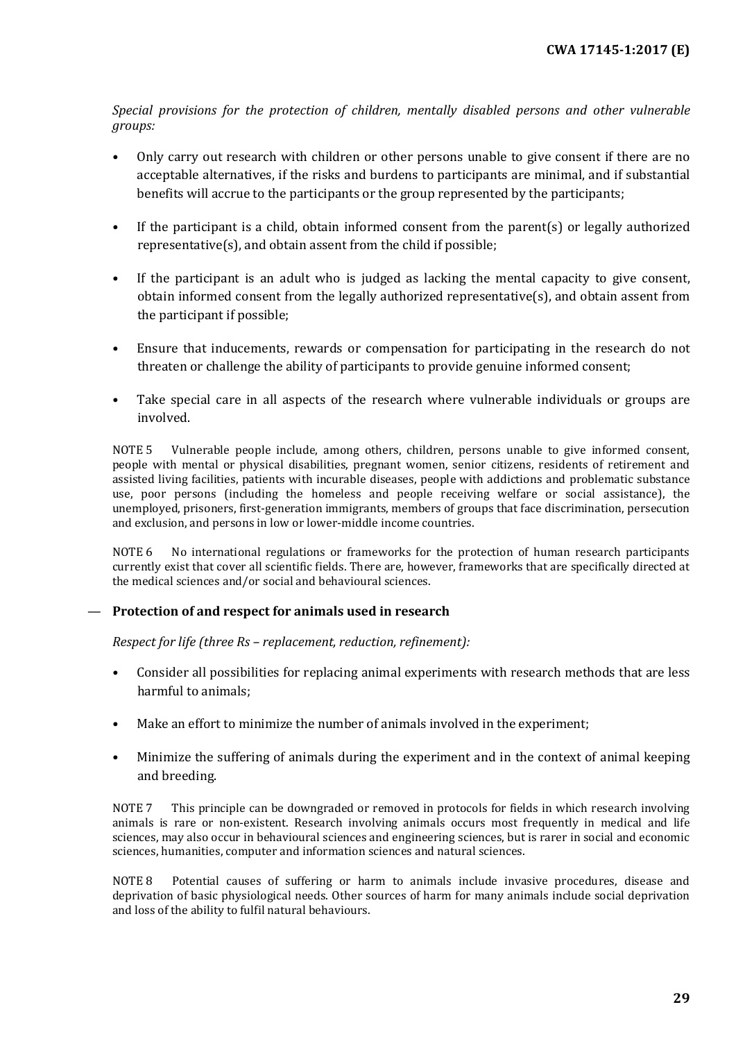*Special provisions for the protection of children, mentally disabled persons and other vulnerable groups:*

- Only carry out research with children or other persons unable to give consent if there are no acceptable alternatives, if the risks and burdens to participants are minimal, and if substantial benefits will accrue to the participants or the group represented by the participants;
- If the participant is a child, obtain informed consent from the parent(s) or legally authorized representative(s), and obtain assent from the child if possible;
- If the participant is an adult who is judged as lacking the mental capacity to give consent, obtain informed consent from the legally authorized representative(s), and obtain assent from the participant if possible;
- Ensure that inducements, rewards or compensation for participating in the research do not threaten or challenge the ability of participants to provide genuine informed consent;
- Take special care in all aspects of the research where vulnerable individuals or groups are involved.

NOTE 5 Vulnerable people include, among others, children, persons unable to give informed consent, people with mental or physical disabilities, pregnant women, senior citizens, residents of retirement and assisted living facilities, patients with incurable diseases, people with addictions and problematic substance use, poor persons (including the homeless and people receiving welfare or social assistance), the unemployed, prisoners, first-generation immigrants, members of groups that face discrimination, persecution and exclusion, and persons in low or lower-middle income countries.

NOTE 6 No international regulations or frameworks for the protection of human research participants currently exist that cover all scientific fields. There are, however, frameworks that are specifically directed at the medical sciences and/or social and behavioural sciences.

— **Protection of and respect for animals used in research**

*Respect for life (three Rs – replacement, reduction, refinement):*

- Consider all possibilities for replacing animal experiments with research methods that are less harmful to animals;
- Make an effort to minimize the number of animals involved in the experiment;
- Minimize the suffering of animals during the experiment and in the context of animal keeping and breeding.

NOTE 7 This principle can be downgraded or removed in protocols for fields in which research involving animals is rare or non-existent. Research involving animals occurs most frequently in medical and life sciences, may also occur in behavioural sciences and engineering sciences, but is rarer in social and economic sciences, humanities, computer and information sciences and natural sciences.

NOTE 8 Potential causes of suffering or harm to animals include invasive procedures, disease and deprivation of basic physiological needs. Other sources of harm for many animals include social deprivation and loss of the ability to fulfil natural behaviours.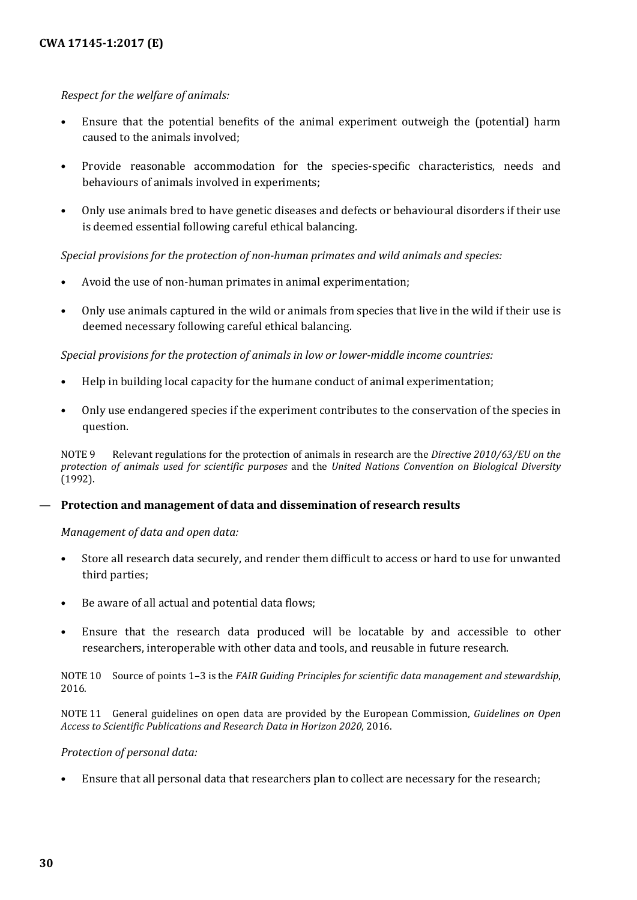*Respect for the welfare of animals:*

- Ensure that the potential benefits of the animal experiment outweigh the (potential) harm caused to the animals involved;
- Provide reasonable accommodation for the species-specific characteristics, needs and behaviours of animals involved in experiments;
- Only use animals bred to have genetic diseases and defects or behavioural disorders if their use is deemed essential following careful ethical balancing.

*Special provisions for the protection of non-human primates and wild animals and species:*

- Avoid the use of non-human primates in animal experimentation;
- Only use animals captured in the wild or animals from species that live in the wild if their use is deemed necessary following careful ethical balancing.

*Special provisions for the protection of animals in low or lower-middle income countries:*

- Help in building local capacity for the humane conduct of animal experimentation;
- Only use endangered species if the experiment contributes to the conservation of the species in question.

NOTE 9 Relevant regulations for the protection of animals in research are the *Directive 2010/63/EU on the protection of animals used for scientific purposes* and the *United Nations Convention on Biological Diversity* (1992).

— **Protection and management of data and dissemination of research results**

*Management of data and open data:*

- Store all research data securely, and render them difficult to access or hard to use for unwanted third parties;
- Be aware of all actual and potential data flows;
- Ensure that the research data produced will be locatable by and accessible to other researchers, interoperable with other data and tools, and reusable in future research.

NOTE 10 Source of points 1–3 is the *FAIR Guiding Principles for scientific data management and stewardship*, 2016.

NOTE 11 General guidelines on open data are provided by the European Commission, *Guidelines on Open Access to Scientific Publications and Research Data in Horizon 2020*, 2016.

*Protection of personal data:*

- Ensure that all personal data that researchers plan to collect are necessary for the research;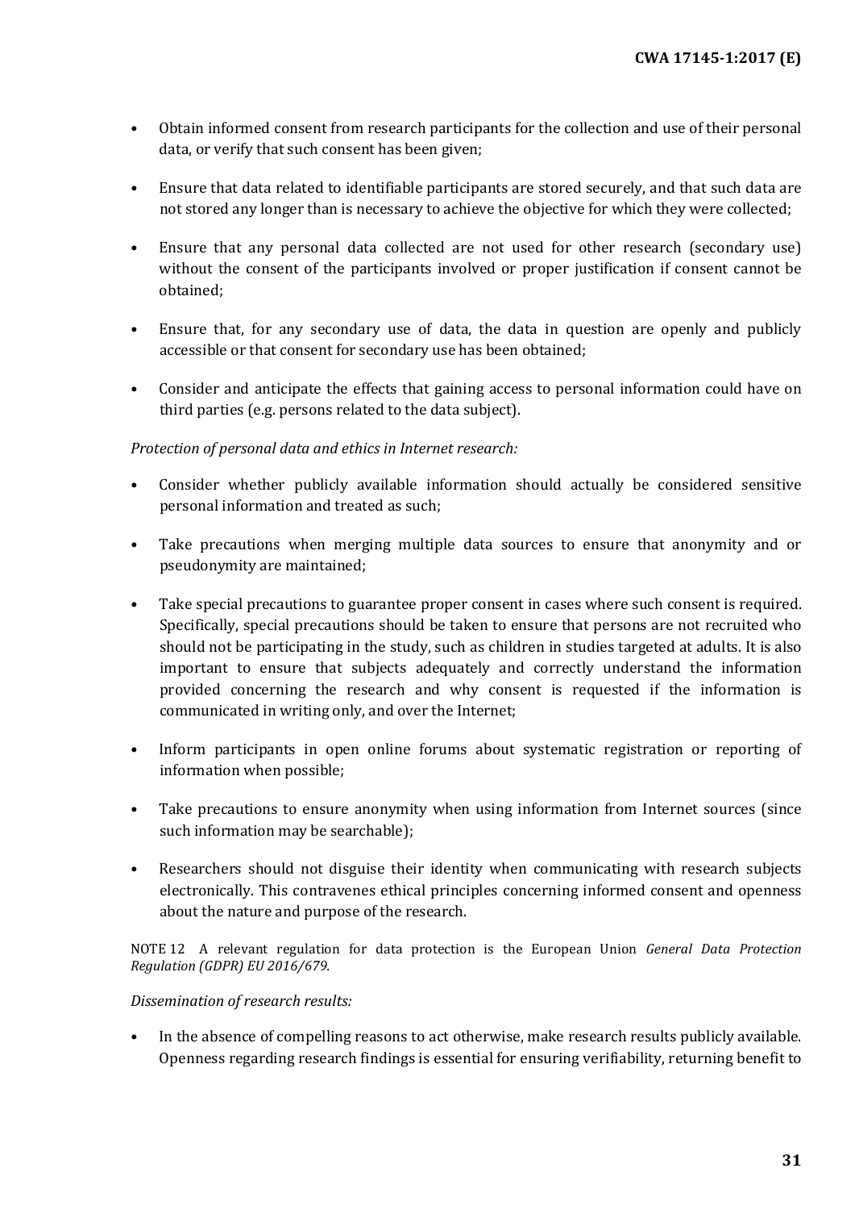- Obtain informed consent from research participants for the collection and use of their personal data, or verify that such consent has been given;

- Ensure that data related to identifiable participants are stored securely, and that such data are not stored any longer than is necessary to achieve the objective for which they were collected;

- Ensure that any personal data collected are not used for other research (secondary use) without the consent of the participants involved or proper justification if consent cannot be obtained;

- Ensure that, for any secondary use of data, the data in question are openly and publicly accessible or that consent for secondary use has been obtained;

- Consider and anticipate the effects that gaining access to personal information could have on third parties (e.g. persons related to the data subject).

*Protection of personal data and ethics in Internet research:*

- Consider whether publicly available information should actually be considered sensitive personal information and treated as such;

- Take precautions when merging multiple data sources to ensure that anonymity and or pseudonymity are maintained;

- Take special precautions to guarantee proper consent in cases where such consent is required. Specifically, special precautions should be taken to ensure that persons are not recruited who should not be participating in the study, such as children in studies targeted at adults. It is also important to ensure that subjects adequately and correctly understand the information provided concerning the research and why consent is requested if the information is communicated in writing only, and over the Internet;

- Inform participants in open online forums about systematic registration or reporting of information when possible;

- Take precautions to ensure anonymity when using information from Internet sources (since such information may be searchable);

- Researchers should not disguise their identity when communicating with research subjects electronically. This contravenes ethical principles concerning informed consent and openness about the nature and purpose of the research.

NOTE 12 A relevant regulation for data protection is the European Union *General Data Protection Regulation (GDPR) EU 2016/679.*

*Dissemination of research results:*

- In the absence of compelling reasons to act otherwise, make research results publicly available. Openness regarding research findings is essential for ensuring verifiability, returning benefit to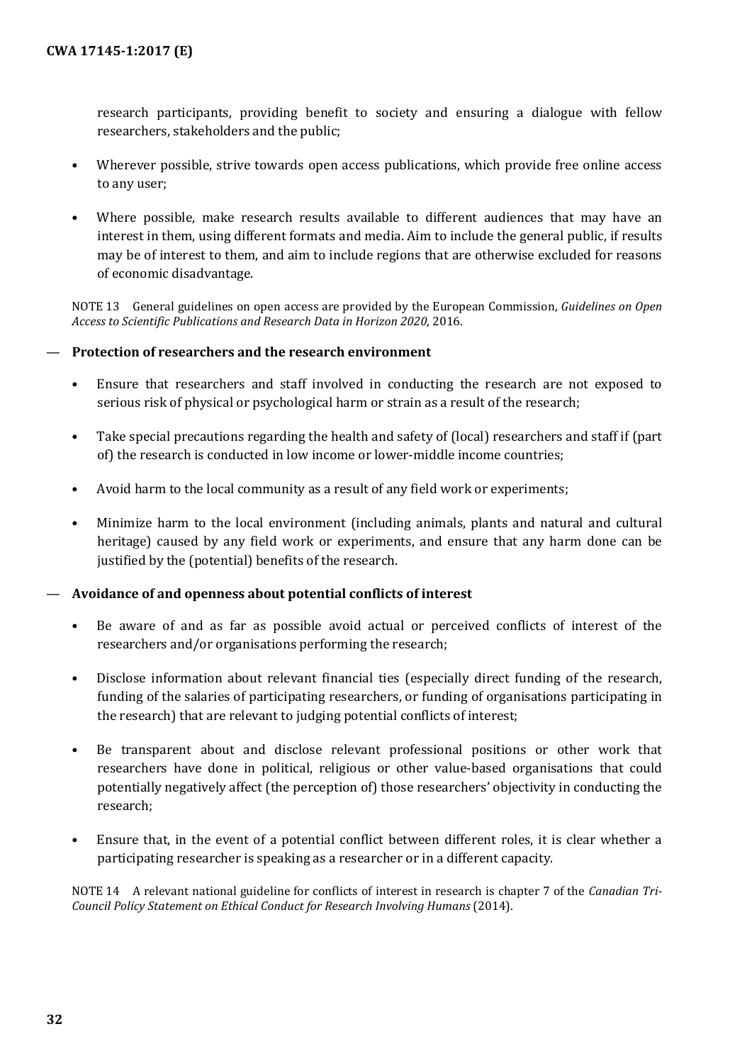research participants, providing benefit to society and ensuring a dialogue with fellow researchers, stakeholders and the public;

- Wherever possible, strive towards open access publications, which provide free online access to any user;
- Where possible, make research results available to different audiences that may have an interest in them, using different formats and media. Aim to include the general public, if results may be of interest to them, and aim to include regions that are otherwise excluded for reasons of economic disadvantage.

NOTE 13 General guidelines on open access are provided by the European Commission, *Guidelines on Open Access to Scientific Publications and Research Data in Horizon 2020*, 2016.

— **Protection of researchers and the research environment**

- Ensure that researchers and staff involved in conducting the research are not exposed to serious risk of physical or psychological harm or strain as a result of the research;
- Take special precautions regarding the health and safety of (local) researchers and staff if (part of) the research is conducted in low income or lower-middle income countries;
- Avoid harm to the local community as a result of any field work or experiments;
- Minimize harm to the local environment (including animals, plants and natural and cultural heritage) caused by any field work or experiments, and ensure that any harm done can be justified by the (potential) benefits of the research.

— **Avoidance of and openness about potential conflicts of interest**

- Be aware of and as far as possible avoid actual or perceived conflicts of interest of the researchers and/or organisations performing the research;
- Disclose information about relevant financial ties (especially direct funding of the research, funding of the salaries of participating researchers, or funding of organisations participating in the research) that are relevant to judging potential conflicts of interest;
- Be transparent about and disclose relevant professional positions or other work that researchers have done in political, religious or other value-based organisations that could potentially negatively affect (the perception of) those researchers' objectivity in conducting the research;
- Ensure that, in the event of a potential conflict between different roles, it is clear whether a participating researcher is speaking as a researcher or in a different capacity.

NOTE 14 A relevant national guideline for conflicts of interest in research is chapter 7 of the *Canadian Tri-Council Policy Statement on Ethical Conduct for Research Involving Humans* (2014).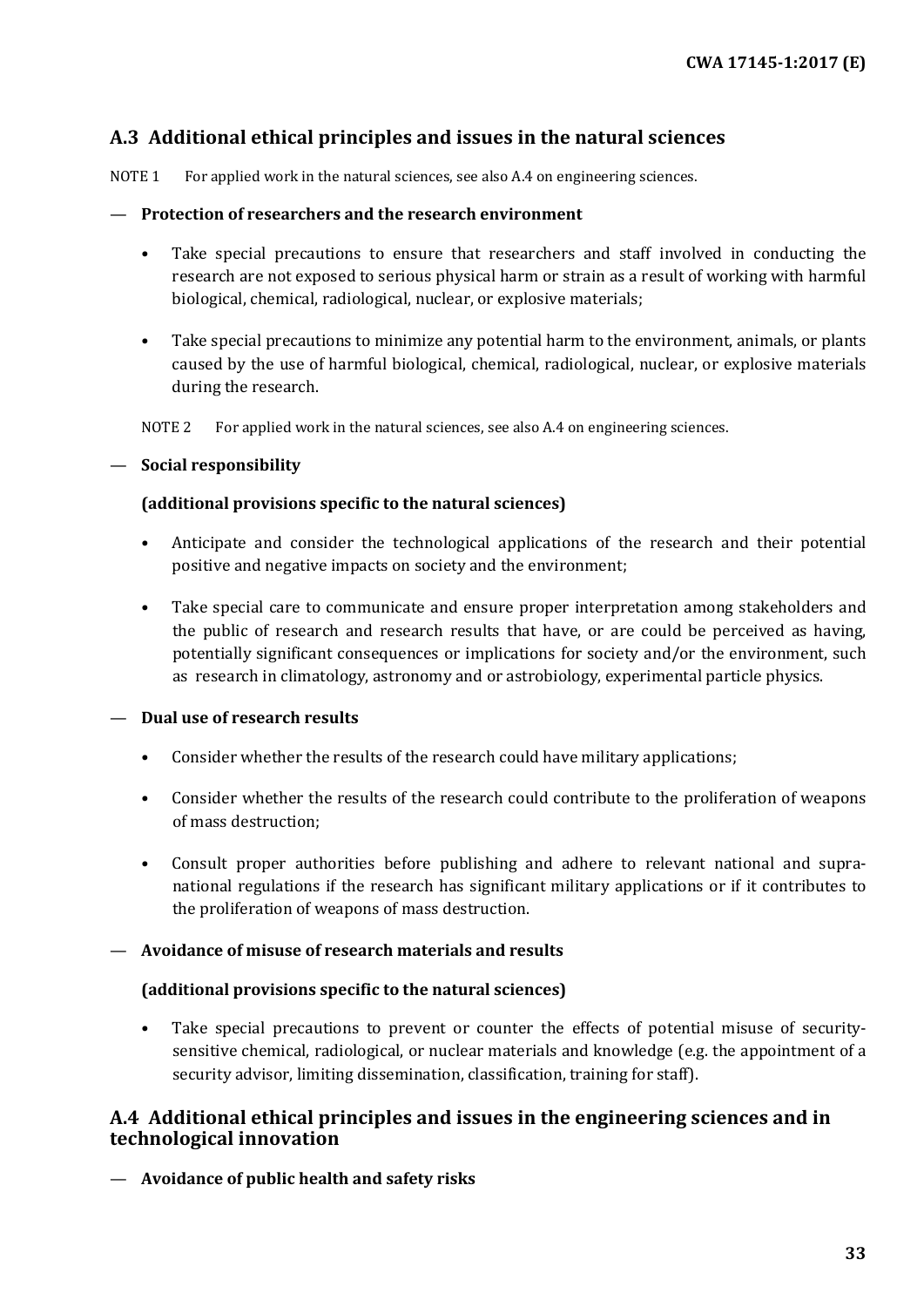## A.3 Additional ethical principles and issues in the natural sciences

NOTE 1 For applied work in the natural sciences, see also A.4 on engineering sciences.

— **Protection of researchers and the research environment**

- Take special precautions to ensure that researchers and staff involved in conducting the research are not exposed to serious physical harm or strain as a result of working with harmful biological, chemical, radiological, nuclear, or explosive materials;
- Take special precautions to minimize any potential harm to the environment, animals, or plants caused by the use of harmful biological, chemical, radiological, nuclear, or explosive materials during the research.

NOTE 2 For applied work in the natural sciences, see also A.4 on engineering sciences.

— **Social responsibility**

**(additional provisions specific to the natural sciences)**

- Anticipate and consider the technological applications of the research and their potential positive and negative impacts on society and the environment;
- Take special care to communicate and ensure proper interpretation among stakeholders and the public of research and research results that have, or are could be perceived as having, potentially significant consequences or implications for society and/or the environment, such as research in climatology, astronomy and or astrobiology, experimental particle physics.

— **Dual use of research results**

- Consider whether the results of the research could have military applications;
- Consider whether the results of the research could contribute to the proliferation of weapons of mass destruction;
- Consult proper authorities before publishing and adhere to relevant national and supra-national regulations if the research has significant military applications or if it contributes to the proliferation of weapons of mass destruction.

— **Avoidance of misuse of research materials and results**

**(additional provisions specific to the natural sciences)**

- Take special precautions to prevent or counter the effects of potential misuse of security-sensitive chemical, radiological, or nuclear materials and knowledge (e.g. the appointment of a security advisor, limiting dissemination, classification, training for staff).

## A.4 Additional ethical principles and issues in the engineering sciences and in technological innovation

— **Avoidance of public health and safety risks**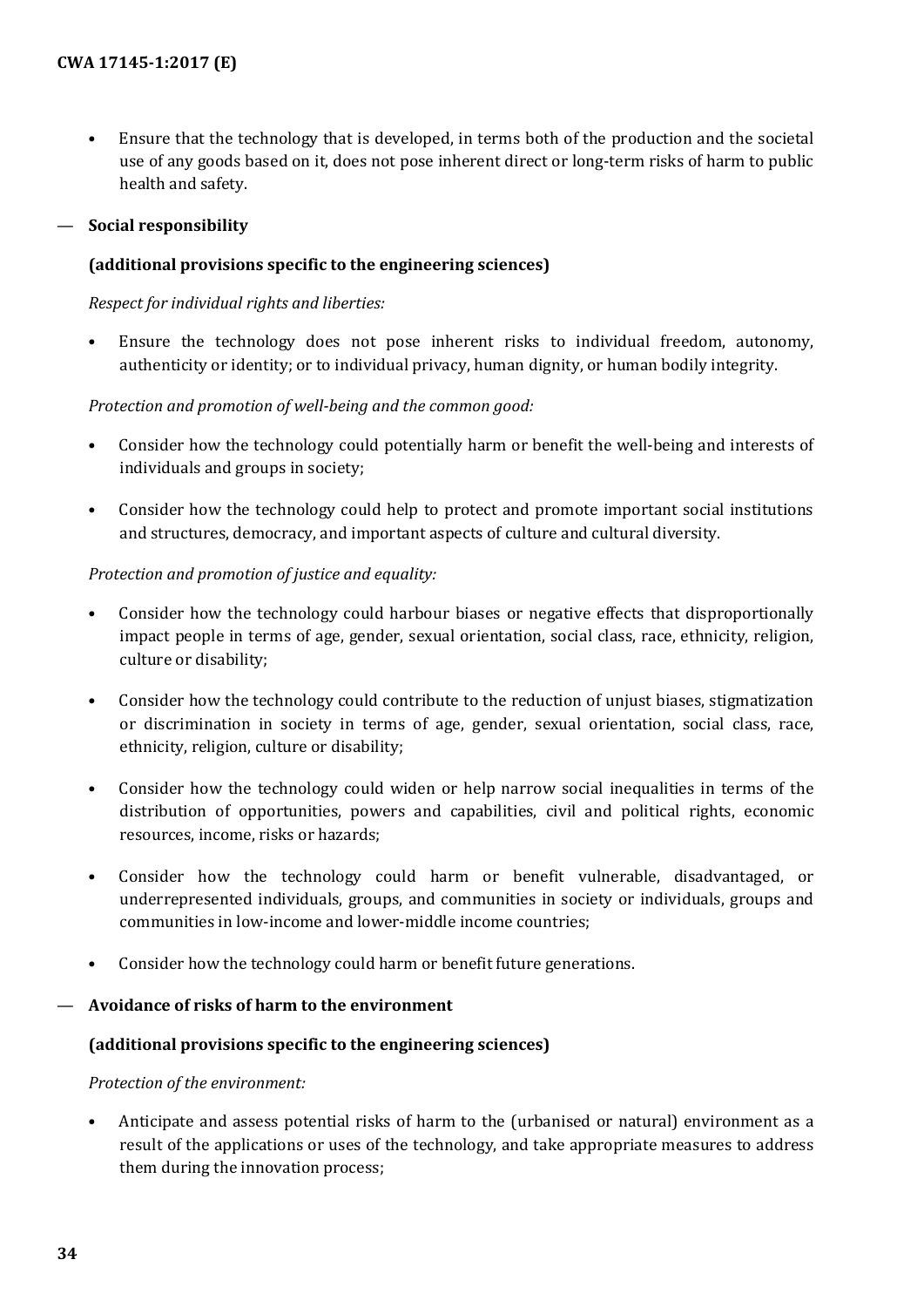- Ensure that the technology that is developed, in terms both of the production and the societal use of any goods based on it, does not pose inherent direct or long-term risks of harm to public health and safety.

— **Social responsibility**

**(additional provisions specific to the engineering sciences)**

*Respect for individual rights and liberties:*

- Ensure the technology does not pose inherent risks to individual freedom, autonomy, authenticity or identity; or to individual privacy, human dignity, or human bodily integrity.

*Protection and promotion of well-being and the common good:*

- Consider how the technology could potentially harm or benefit the well-being and interests of individuals and groups in society;
- Consider how the technology could help to protect and promote important social institutions and structures, democracy, and important aspects of culture and cultural diversity.

*Protection and promotion of justice and equality:*

- Consider how the technology could harbour biases or negative effects that disproportionally impact people in terms of age, gender, sexual orientation, social class, race, ethnicity, religion, culture or disability;
- Consider how the technology could contribute to the reduction of unjust biases, stigmatization or discrimination in society in terms of age, gender, sexual orientation, social class, race, ethnicity, religion, culture or disability;
- Consider how the technology could widen or help narrow social inequalities in terms of the distribution of opportunities, powers and capabilities, civil and political rights, economic resources, income, risks or hazards;
- Consider how the technology could harm or benefit vulnerable, disadvantaged, or underrepresented individuals, groups, and communities in society or individuals, groups and communities in low-income and lower-middle income countries;
- Consider how the technology could harm or benefit future generations.

— **Avoidance of risks of harm to the environment**

**(additional provisions specific to the engineering sciences)**

*Protection of the environment:*

- Anticipate and assess potential risks of harm to the (urbanised or natural) environment as a result of the applications or uses of the technology, and take appropriate measures to address them during the innovation process;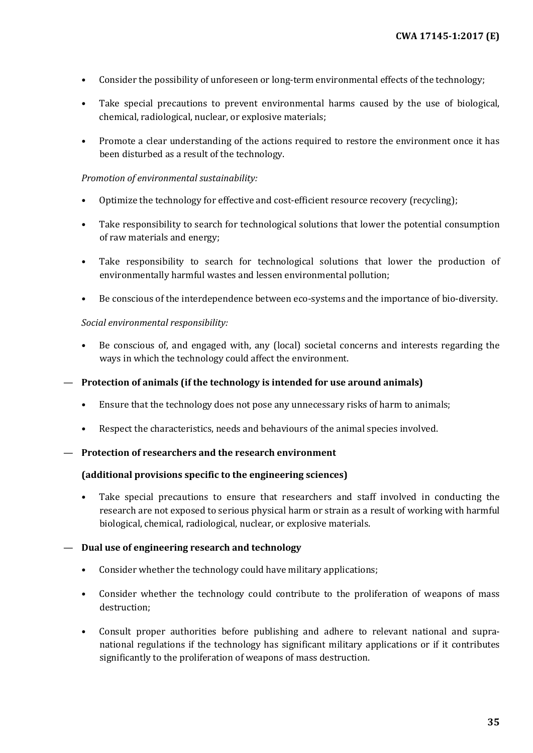- Consider the possibility of unforeseen or long-term environmental effects of the technology;
- Take special precautions to prevent environmental harms caused by the use of biological, chemical, radiological, nuclear, or explosive materials;
- Promote a clear understanding of the actions required to restore the environment once it has been disturbed as a result of the technology.

*Promotion of environmental sustainability:*

- Optimize the technology for effective and cost-efficient resource recovery (recycling);
- Take responsibility to search for technological solutions that lower the potential consumption of raw materials and energy;
- Take responsibility to search for technological solutions that lower the production of environmentally harmful wastes and lessen environmental pollution;
- Be conscious of the interdependence between eco-systems and the importance of bio-diversity.

*Social environmental responsibility:*

- Be conscious of, and engaged with, any (local) societal concerns and interests regarding the ways in which the technology could affect the environment.

— **Protection of animals (if the technology is intended for use around animals)**

- Ensure that the technology does not pose any unnecessary risks of harm to animals;
- Respect the characteristics, needs and behaviours of the animal species involved.

— **Protection of researchers and the research environment**

**(additional provisions specific to the engineering sciences)**

- Take special precautions to ensure that researchers and staff involved in conducting the research are not exposed to serious physical harm or strain as a result of working with harmful biological, chemical, radiological, nuclear, or explosive materials.

— **Dual use of engineering research and technology**

- Consider whether the technology could have military applications;
- Consider whether the technology could contribute to the proliferation of weapons of mass destruction;
- Consult proper authorities before publishing and adhere to relevant national and supra-national regulations if the technology has significant military applications or if it contributes significantly to the proliferation of weapons of mass destruction.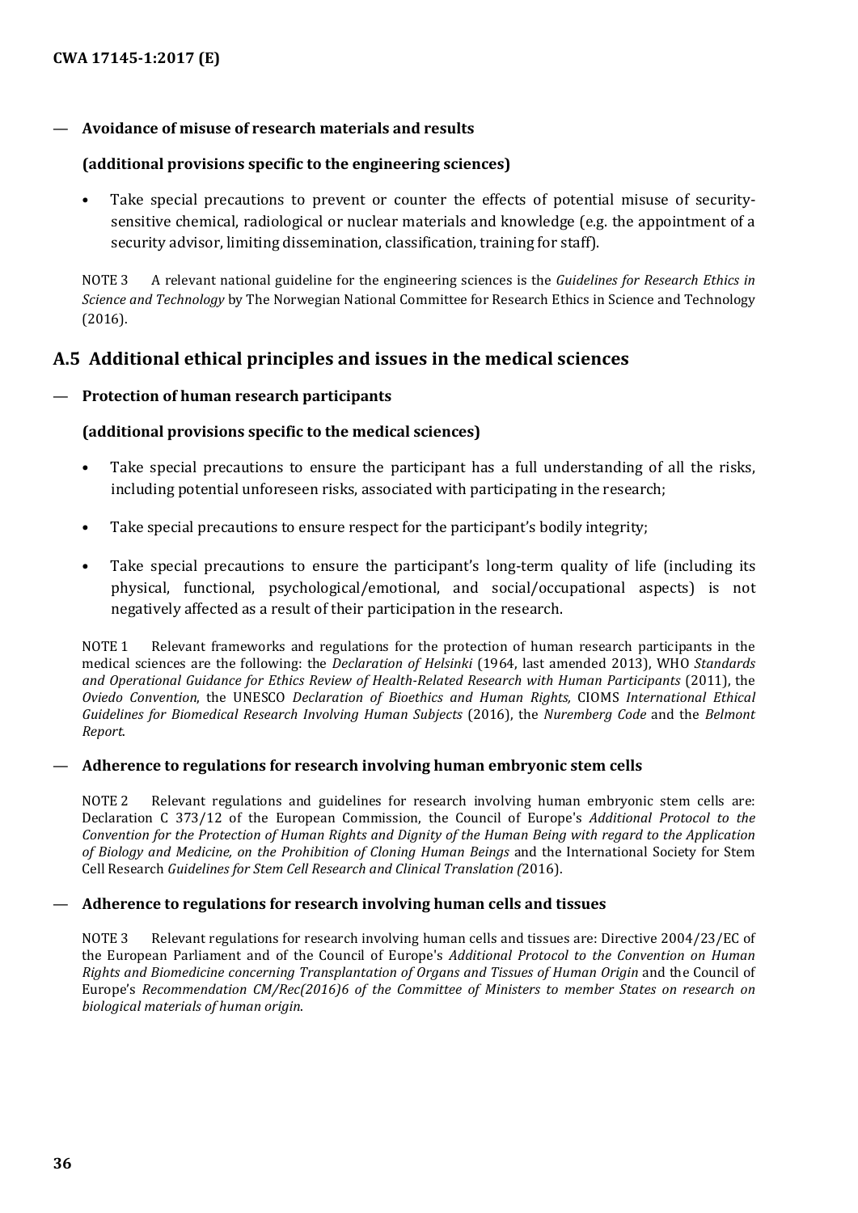— **Avoidance of misuse of research materials and results**

**(additional provisions specific to the engineering sciences)**

- Take special precautions to prevent or counter the effects of potential misuse of security-sensitive chemical, radiological or nuclear materials and knowledge (e.g. the appointment of a security advisor, limiting dissemination, classification, training for staff).

NOTE 3 A relevant national guideline for the engineering sciences is the *Guidelines for Research Ethics in Science and Technology* by The Norwegian National Committee for Research Ethics in Science and Technology (2016).

## A.5 Additional ethical principles and issues in the medical sciences

— **Protection of human research participants**

**(additional provisions specific to the medical sciences)**

- Take special precautions to ensure the participant has a full understanding of all the risks, including potential unforeseen risks, associated with participating in the research;
- Take special precautions to ensure respect for the participant's bodily integrity;
- Take special precautions to ensure the participant's long-term quality of life (including its physical, functional, psychological/emotional, and social/occupational aspects) is not negatively affected as a result of their participation in the research.

NOTE 1 Relevant frameworks and regulations for the protection of human research participants in the medical sciences are the following: the *Declaration of Helsinki* (1964, last amended 2013), WHO *Standards and Operational Guidance for Ethics Review of Health-Related Research with Human Participants* (2011), the *Oviedo Convention*, the UNESCO *Declaration of Bioethics and Human Rights,* CIOMS *International Ethical Guidelines for Biomedical Research Involving Human Subjects* (2016), the *Nuremberg Code* and the *Belmont Report*.

— **Adherence to regulations for research involving human embryonic stem cells**

NOTE 2 Relevant regulations and guidelines for research involving human embryonic stem cells are: Declaration C 373/12 of the European Commission, the Council of Europe's *Additional Protocol to the Convention for the Protection of Human Rights and Dignity of the Human Being with regard to the Application of Biology and Medicine, on the Prohibition of Cloning Human Beings* and the International Society for Stem Cell Research *Guidelines for Stem Cell Research and Clinical Translation (*2016).

— **Adherence to regulations for research involving human cells and tissues**

NOTE 3 Relevant regulations for research involving human cells and tissues are: Directive 2004/23/EC of the European Parliament and of the Council of Europe's *Additional Protocol to the Convention on Human Rights and Biomedicine concerning Transplantation of Organs and Tissues of Human Origin* and the Council of Europe's *Recommendation CM/Rec(2016)6 of the Committee of Ministers to member States on research on biological materials of human origin*.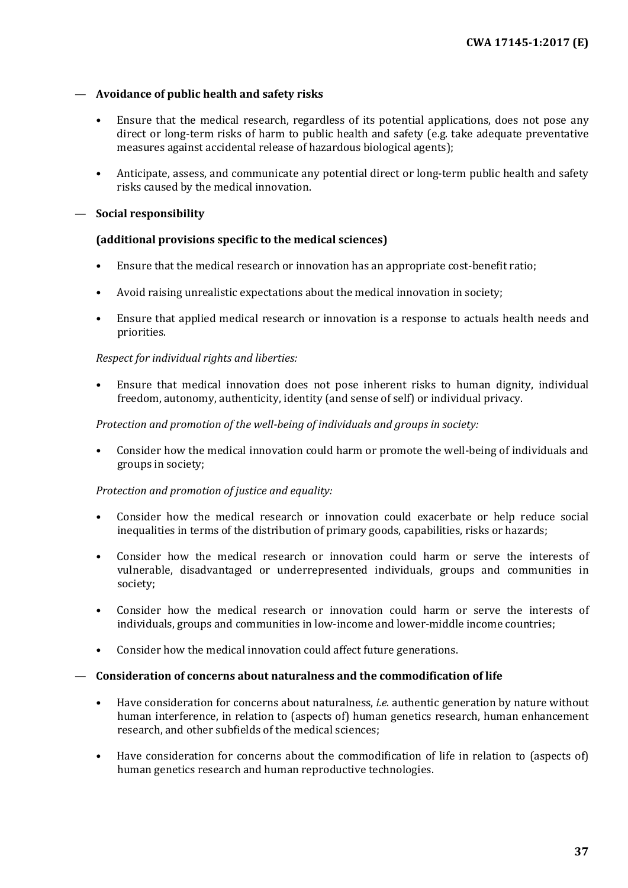— **Avoidance of public health and safety risks**

- Ensure that the medical research, regardless of its potential applications, does not pose any direct or long-term risks of harm to public health and safety (e.g. take adequate preventative measures against accidental release of hazardous biological agents);

- Anticipate, assess, and communicate any potential direct or long-term public health and safety risks caused by the medical innovation.

— **Social responsibility**

**(additional provisions specific to the medical sciences)**

- Ensure that the medical research or innovation has an appropriate cost-benefit ratio;

- Avoid raising unrealistic expectations about the medical innovation in society;

- Ensure that applied medical research or innovation is a response to actuals health needs and priorities.

*Respect for individual rights and liberties:*

- Ensure that medical innovation does not pose inherent risks to human dignity, individual freedom, autonomy, authenticity, identity (and sense of self) or individual privacy.

*Protection and promotion of the well-being of individuals and groups in society:*

- Consider how the medical innovation could harm or promote the well-being of individuals and groups in society;

*Protection and promotion of justice and equality:*

- Consider how the medical research or innovation could exacerbate or help reduce social inequalities in terms of the distribution of primary goods, capabilities, risks or hazards;

- Consider how the medical research or innovation could harm or serve the interests of vulnerable, disadvantaged or underrepresented individuals, groups and communities in society;

- Consider how the medical research or innovation could harm or serve the interests of individuals, groups and communities in low-income and lower-middle income countries;

- Consider how the medical innovation could affect future generations.

— **Consideration of concerns about naturalness and the commodification of life**

- Have consideration for concerns about naturalness, *i.e.* authentic generation by nature without human interference, in relation to (aspects of) human genetics research, human enhancement research, and other subfields of the medical sciences;

- Have consideration for concerns about the commodification of life in relation to (aspects of) human genetics research and human reproductive technologies.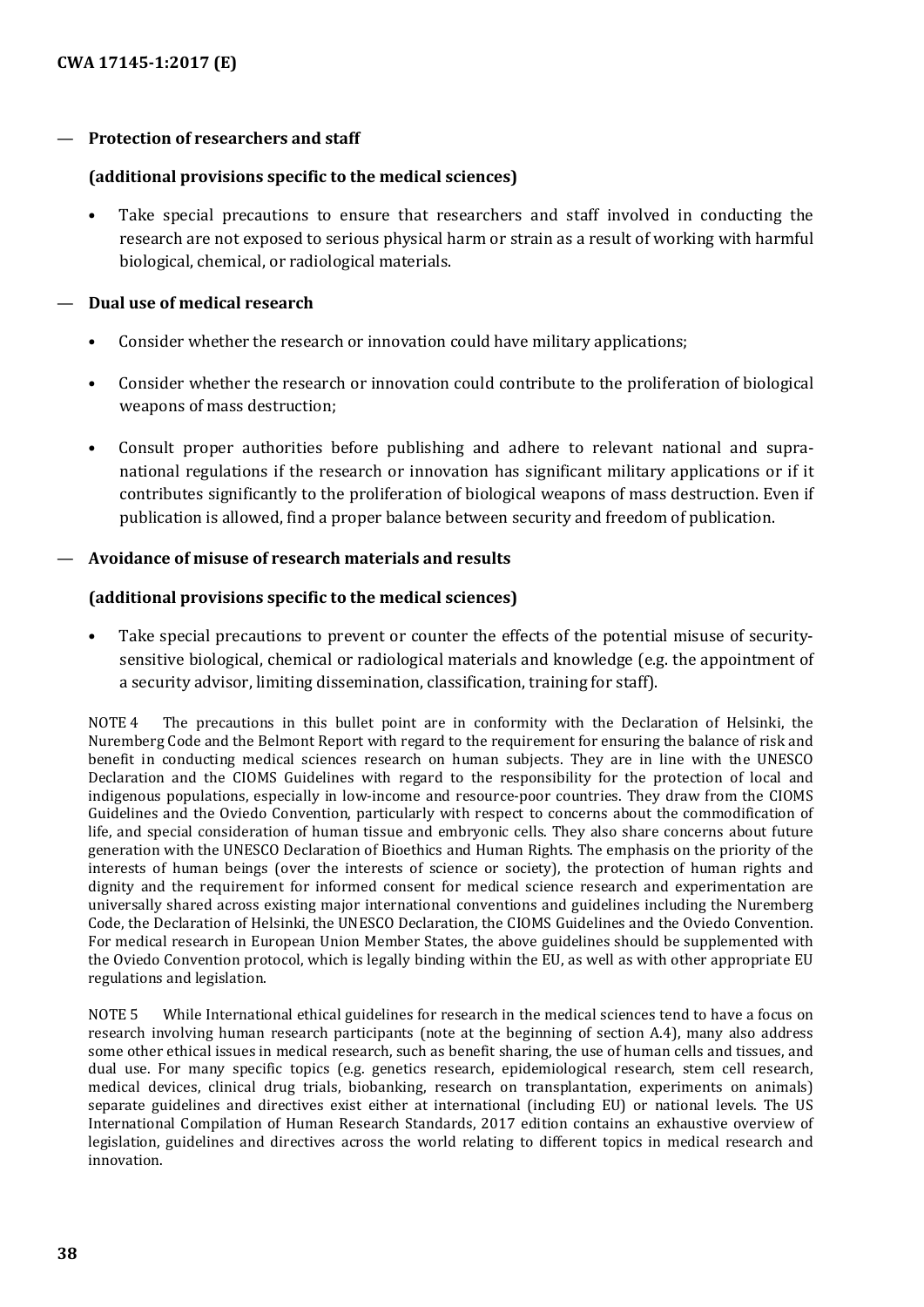— **Protection of researchers and staff**

  **(additional provisions specific to the medical sciences)**

  - Take special precautions to ensure that researchers and staff involved in conducting the research are not exposed to serious physical harm or strain as a result of working with harmful biological, chemical, or radiological materials.

— **Dual use of medical research**

  - Consider whether the research or innovation could have military applications;
  - Consider whether the research or innovation could contribute to the proliferation of biological weapons of mass destruction;
  - Consult proper authorities before publishing and adhere to relevant national and supra-national regulations if the research or innovation has significant military applications or if it contributes significantly to the proliferation of biological weapons of mass destruction. Even if publication is allowed, find a proper balance between security and freedom of publication.

— **Avoidance of misuse of research materials and results**

  **(additional provisions specific to the medical sciences)**

  - Take special precautions to prevent or counter the effects of the potential misuse of security-sensitive biological, chemical or radiological materials and knowledge (e.g. the appointment of a security advisor, limiting dissemination, classification, training for staff).

NOTE 4 The precautions in this bullet point are in conformity with the Declaration of Helsinki, the Nuremberg Code and the Belmont Report with regard to the requirement for ensuring the balance of risk and benefit in conducting medical sciences research on human subjects. They are in line with the UNESCO Declaration and the CIOMS Guidelines with regard to the responsibility for the protection of local and indigenous populations, especially in low-income and resource-poor countries. They draw from the CIOMS Guidelines and the Oviedo Convention, particularly with respect to concerns about the commodification of life, and special consideration of human tissue and embryonic cells. They also share concerns about future generation with the UNESCO Declaration of Bioethics and Human Rights. The emphasis on the priority of the interests of human beings (over the interests of science or society), the protection of human rights and dignity and the requirement for informed consent for medical science research and experimentation are universally shared across existing major international conventions and guidelines including the Nuremberg Code, the Declaration of Helsinki, the UNESCO Declaration, the CIOMS Guidelines and the Oviedo Convention. For medical research in European Union Member States, the above guidelines should be supplemented with the Oviedo Convention protocol, which is legally binding within the EU, as well as with other appropriate EU regulations and legislation.

NOTE 5 While International ethical guidelines for research in the medical sciences tend to have a focus on research involving human research participants (note at the beginning of section A.4), many also address some other ethical issues in medical research, such as benefit sharing, the use of human cells and tissues, and dual use. For many specific topics (e.g. genetics research, epidemiological research, stem cell research, medical devices, clinical drug trials, biobanking, research on transplantation, experiments on animals) separate guidelines and directives exist either at international (including EU) or national levels. The US International Compilation of Human Research Standards, 2017 edition contains an exhaustive overview of legislation, guidelines and directives across the world relating to different topics in medical research and innovation.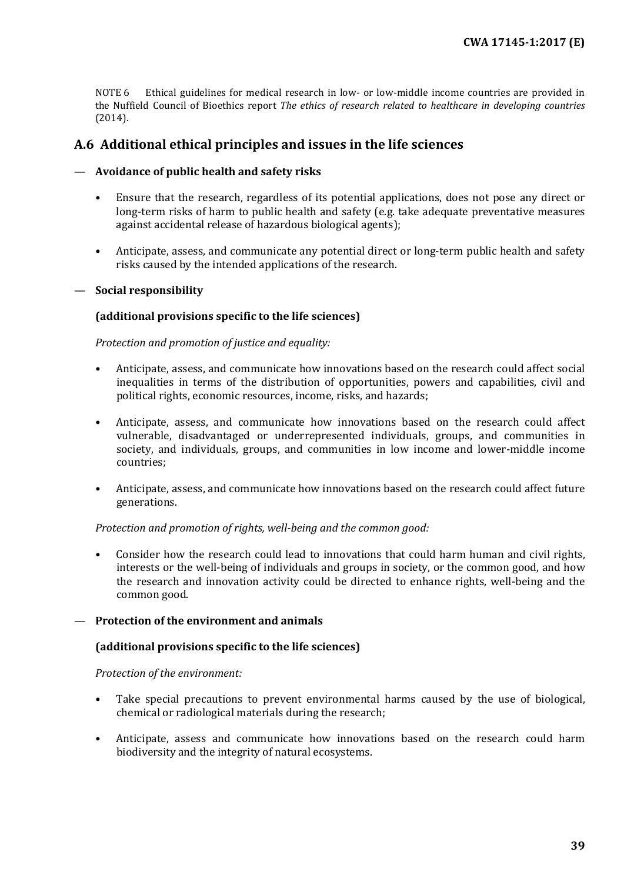NOTE 6 Ethical guidelines for medical research in low- or low-middle income countries are provided in the Nuffield Council of Bioethics report *The ethics of research related to healthcare in developing countries* (2014).

## A.6 Additional ethical principles and issues in the life sciences

— **Avoidance of public health and safety risks**

- Ensure that the research, regardless of its potential applications, does not pose any direct or long-term risks of harm to public health and safety (e.g. take adequate preventative measures against accidental release of hazardous biological agents);
- Anticipate, assess, and communicate any potential direct or long-term public health and safety risks caused by the intended applications of the research.

— **Social responsibility**

**(additional provisions specific to the life sciences)**

*Protection and promotion of justice and equality:*

- Anticipate, assess, and communicate how innovations based on the research could affect social inequalities in terms of the distribution of opportunities, powers and capabilities, civil and political rights, economic resources, income, risks, and hazards;
- Anticipate, assess, and communicate how innovations based on the research could affect vulnerable, disadvantaged or underrepresented individuals, groups, and communities in society, and individuals, groups, and communities in low income and lower-middle income countries;
- Anticipate, assess, and communicate how innovations based on the research could affect future generations.

*Protection and promotion of rights, well-being and the common good:*

- Consider how the research could lead to innovations that could harm human and civil rights, interests or the well-being of individuals and groups in society, or the common good, and how the research and innovation activity could be directed to enhance rights, well-being and the common good.

— **Protection of the environment and animals**

**(additional provisions specific to the life sciences)**

*Protection of the environment:*

- Take special precautions to prevent environmental harms caused by the use of biological, chemical or radiological materials during the research;
- Anticipate, assess and communicate how innovations based on the research could harm biodiversity and the integrity of natural ecosystems.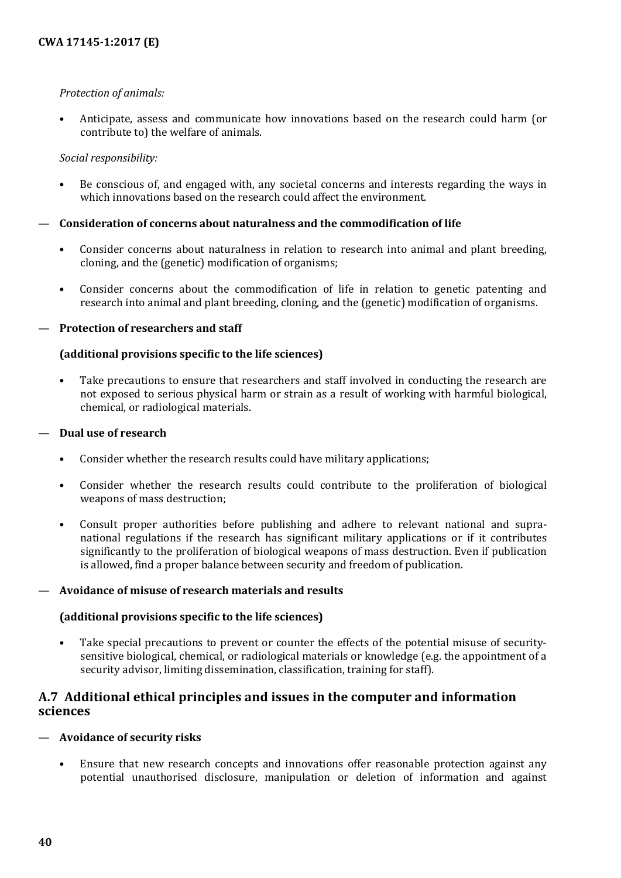*Protection of animals:*

- Anticipate, assess and communicate how innovations based on the research could harm (or contribute to) the welfare of animals.

*Social responsibility:*

- Be conscious of, and engaged with, any societal concerns and interests regarding the ways in which innovations based on the research could affect the environment.

— **Consideration of concerns about naturalness and the commodification of life**

- Consider concerns about naturalness in relation to research into animal and plant breeding, cloning, and the (genetic) modification of organisms;
- Consider concerns about the commodification of life in relation to genetic patenting and research into animal and plant breeding, cloning, and the (genetic) modification of organisms.

— **Protection of researchers and staff**

**(additional provisions specific to the life sciences)**

- Take precautions to ensure that researchers and staff involved in conducting the research are not exposed to serious physical harm or strain as a result of working with harmful biological, chemical, or radiological materials.

— **Dual use of research**

- Consider whether the research results could have military applications;
- Consider whether the research results could contribute to the proliferation of biological weapons of mass destruction;
- Consult proper authorities before publishing and adhere to relevant national and supra-national regulations if the research has significant military applications or if it contributes significantly to the proliferation of biological weapons of mass destruction. Even if publication is allowed, find a proper balance between security and freedom of publication.

— **Avoidance of misuse of research materials and results**

**(additional provisions specific to the life sciences)**

- Take special precautions to prevent or counter the effects of the potential misuse of security-sensitive biological, chemical, or radiological materials or knowledge (e.g. the appointment of a security advisor, limiting dissemination, classification, training for staff).

## A.7 Additional ethical principles and issues in the computer and information sciences

— **Avoidance of security risks**

- Ensure that new research concepts and innovations offer reasonable protection against any potential unauthorised disclosure, manipulation or deletion of information and against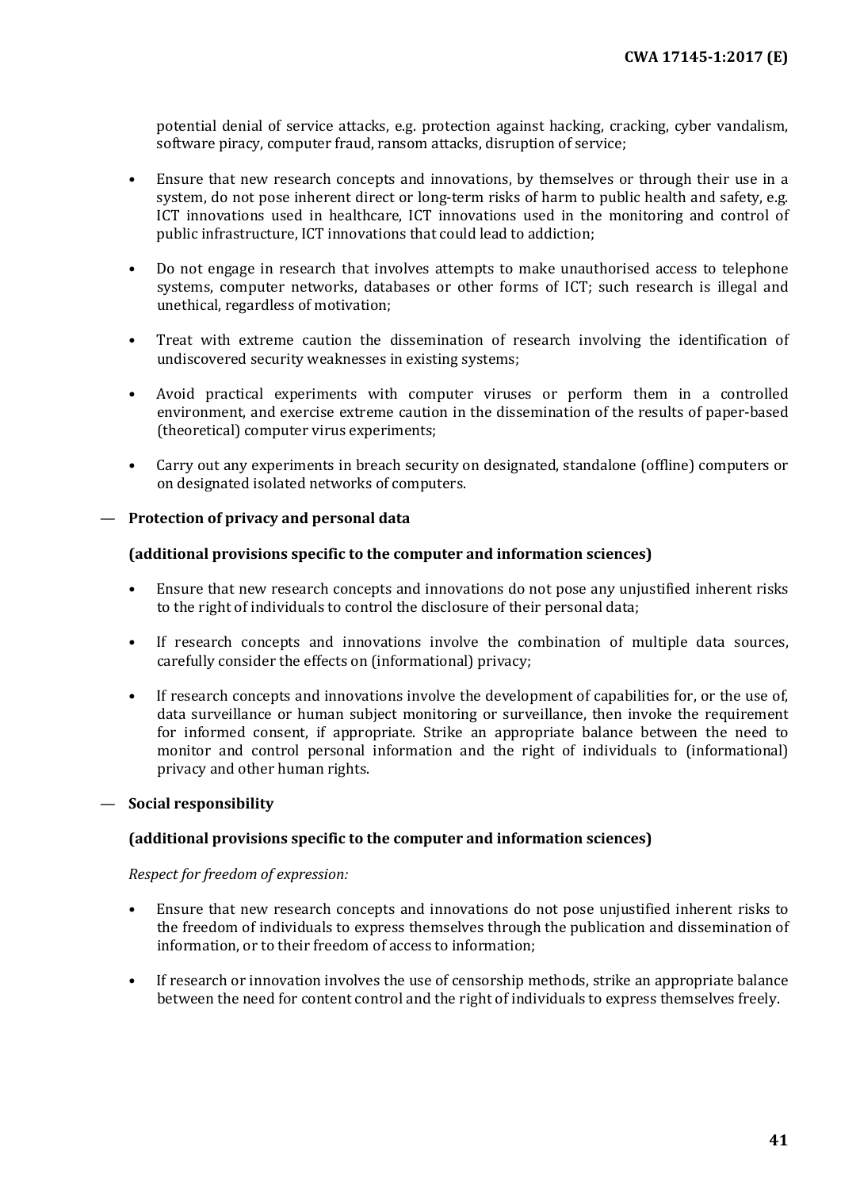potential denial of service attacks, e.g. protection against hacking, cracking, cyber vandalism, software piracy, computer fraud, ransom attacks, disruption of service;

- Ensure that new research concepts and innovations, by themselves or through their use in a system, do not pose inherent direct or long-term risks of harm to public health and safety, e.g. ICT innovations used in healthcare, ICT innovations used in the monitoring and control of public infrastructure, ICT innovations that could lead to addiction;
- Do not engage in research that involves attempts to make unauthorised access to telephone systems, computer networks, databases or other forms of ICT; such research is illegal and unethical, regardless of motivation;
- Treat with extreme caution the dissemination of research involving the identification of undiscovered security weaknesses in existing systems;
- Avoid practical experiments with computer viruses or perform them in a controlled environment, and exercise extreme caution in the dissemination of the results of paper-based (theoretical) computer virus experiments;
- Carry out any experiments in breach security on designated, standalone (offline) computers or on designated isolated networks of computers.

— **Protection of privacy and personal data**

**(additional provisions specific to the computer and information sciences)**

- Ensure that new research concepts and innovations do not pose any unjustified inherent risks to the right of individuals to control the disclosure of their personal data;
- If research concepts and innovations involve the combination of multiple data sources, carefully consider the effects on (informational) privacy;
- If research concepts and innovations involve the development of capabilities for, or the use of, data surveillance or human subject monitoring or surveillance, then invoke the requirement for informed consent, if appropriate. Strike an appropriate balance between the need to monitor and control personal information and the right of individuals to (informational) privacy and other human rights.

— **Social responsibility**

**(additional provisions specific to the computer and information sciences)**

*Respect for freedom of expression:*

- Ensure that new research concepts and innovations do not pose unjustified inherent risks to the freedom of individuals to express themselves through the publication and dissemination of information, or to their freedom of access to information;
- If research or innovation involves the use of censorship methods, strike an appropriate balance between the need for content control and the right of individuals to express themselves freely.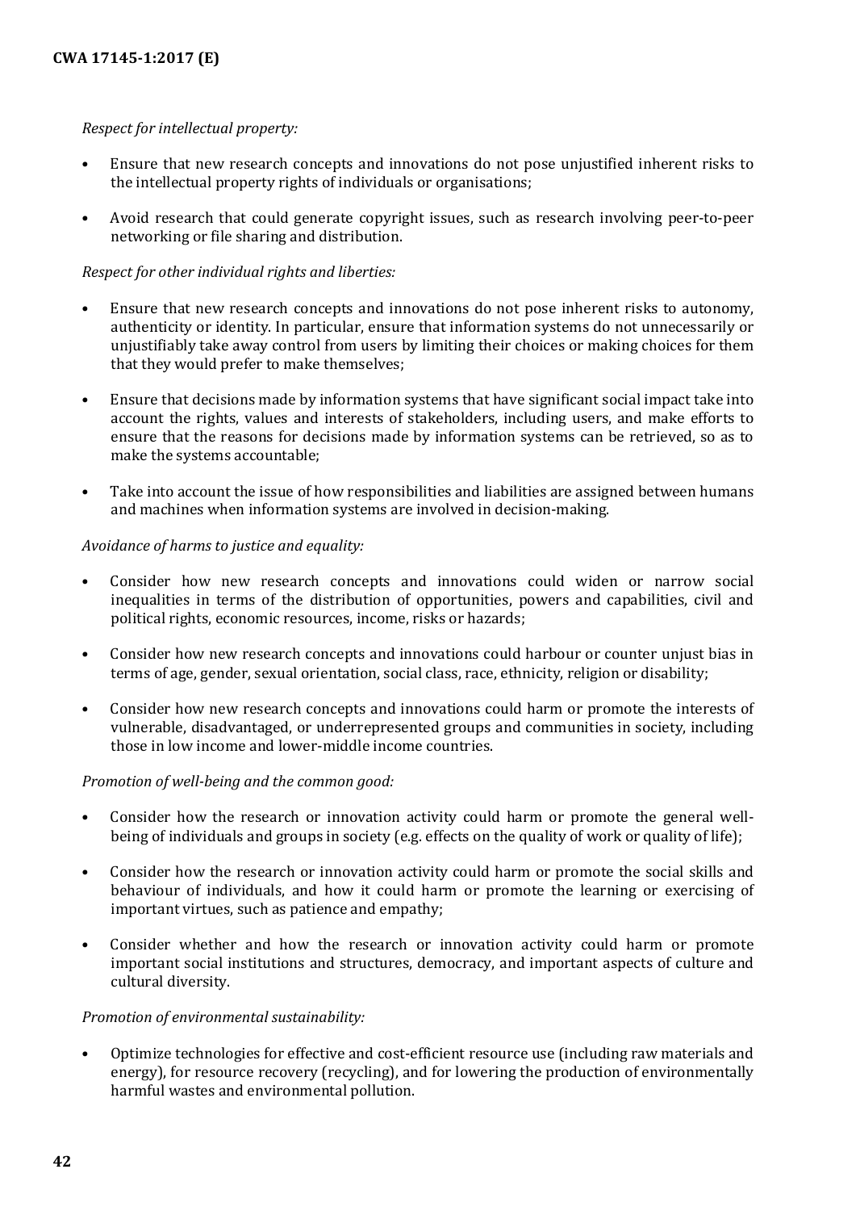*Respect for intellectual property:*

- Ensure that new research concepts and innovations do not pose unjustified inherent risks to the intellectual property rights of individuals or organisations;
- Avoid research that could generate copyright issues, such as research involving peer-to-peer networking or file sharing and distribution.

*Respect for other individual rights and liberties:*

- Ensure that new research concepts and innovations do not pose inherent risks to autonomy, authenticity or identity. In particular, ensure that information systems do not unnecessarily or unjustifiably take away control from users by limiting their choices or making choices for them that they would prefer to make themselves;
- Ensure that decisions made by information systems that have significant social impact take into account the rights, values and interests of stakeholders, including users, and make efforts to ensure that the reasons for decisions made by information systems can be retrieved, so as to make the systems accountable;
- Take into account the issue of how responsibilities and liabilities are assigned between humans and machines when information systems are involved in decision-making.

*Avoidance of harms to justice and equality:*

- Consider how new research concepts and innovations could widen or narrow social inequalities in terms of the distribution of opportunities, powers and capabilities, civil and political rights, economic resources, income, risks or hazards;
- Consider how new research concepts and innovations could harbour or counter unjust bias in terms of age, gender, sexual orientation, social class, race, ethnicity, religion or disability;
- Consider how new research concepts and innovations could harm or promote the interests of vulnerable, disadvantaged, or underrepresented groups and communities in society, including those in low income and lower-middle income countries.

*Promotion of well-being and the common good:*

- Consider how the research or innovation activity could harm or promote the general well-being of individuals and groups in society (e.g. effects on the quality of work or quality of life);
- Consider how the research or innovation activity could harm or promote the social skills and behaviour of individuals, and how it could harm or promote the learning or exercising of important virtues, such as patience and empathy;
- Consider whether and how the research or innovation activity could harm or promote important social institutions and structures, democracy, and important aspects of culture and cultural diversity.

*Promotion of environmental sustainability:*

- Optimize technologies for effective and cost-efficient resource use (including raw materials and energy), for resource recovery (recycling), and for lowering the production of environmentally harmful wastes and environmental pollution.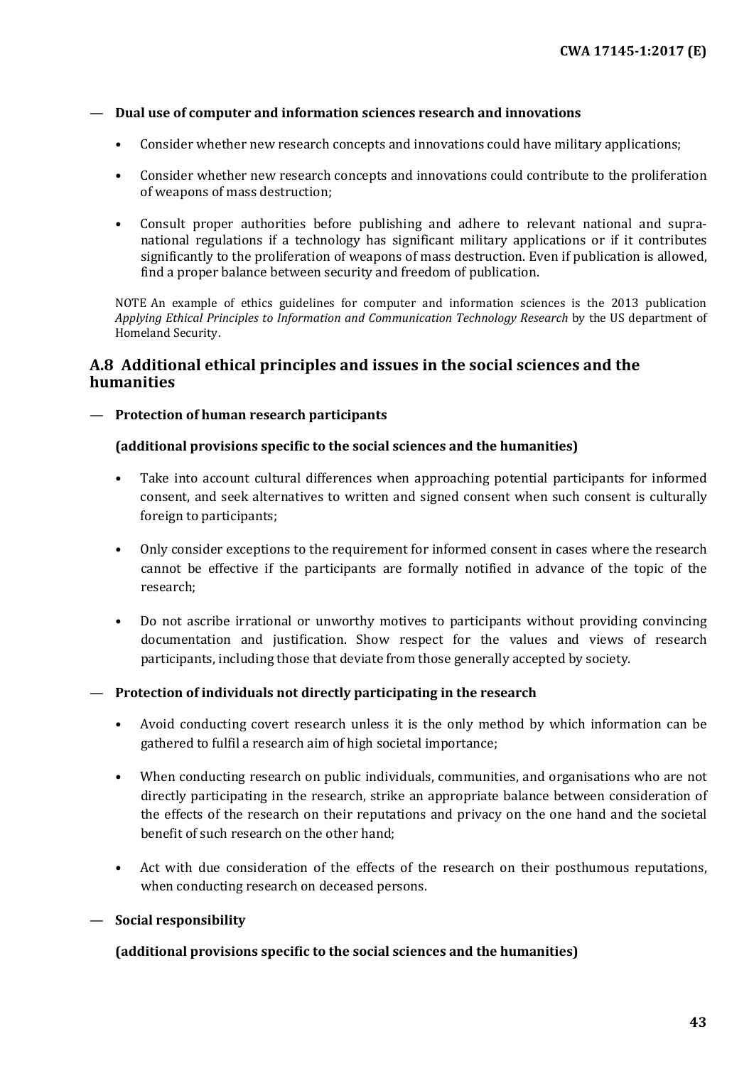— **Dual use of computer and information sciences research and innovations**

- Consider whether new research concepts and innovations could have military applications;
- Consider whether new research concepts and innovations could contribute to the proliferation of weapons of mass destruction;
- Consult proper authorities before publishing and adhere to relevant national and supra-national regulations if a technology has significant military applications or if it contributes significantly to the proliferation of weapons of mass destruction. Even if publication is allowed, find a proper balance between security and freedom of publication.

NOTE An example of ethics guidelines for computer and information sciences is the 2013 publication *Applying Ethical Principles to Information and Communication Technology Research* by the US department of Homeland Security.

## A.8 Additional ethical principles and issues in the social sciences and the humanities

— **Protection of human research participants**

**(additional provisions specific to the social sciences and the humanities)**

- Take into account cultural differences when approaching potential participants for informed consent, and seek alternatives to written and signed consent when such consent is culturally foreign to participants;
- Only consider exceptions to the requirement for informed consent in cases where the research cannot be effective if the participants are formally notified in advance of the topic of the research;
- Do not ascribe irrational or unworthy motives to participants without providing convincing documentation and justification. Show respect for the values and views of research participants, including those that deviate from those generally accepted by society.

— **Protection of individuals not directly participating in the research**

- Avoid conducting covert research unless it is the only method by which information can be gathered to fulfil a research aim of high societal importance;
- When conducting research on public individuals, communities, and organisations who are not directly participating in the research, strike an appropriate balance between consideration of the effects of the research on their reputations and privacy on the one hand and the societal benefit of such research on the other hand;
- Act with due consideration of the effects of the research on their posthumous reputations, when conducting research on deceased persons.

— **Social responsibility**

**(additional provisions specific to the social sciences and the humanities)**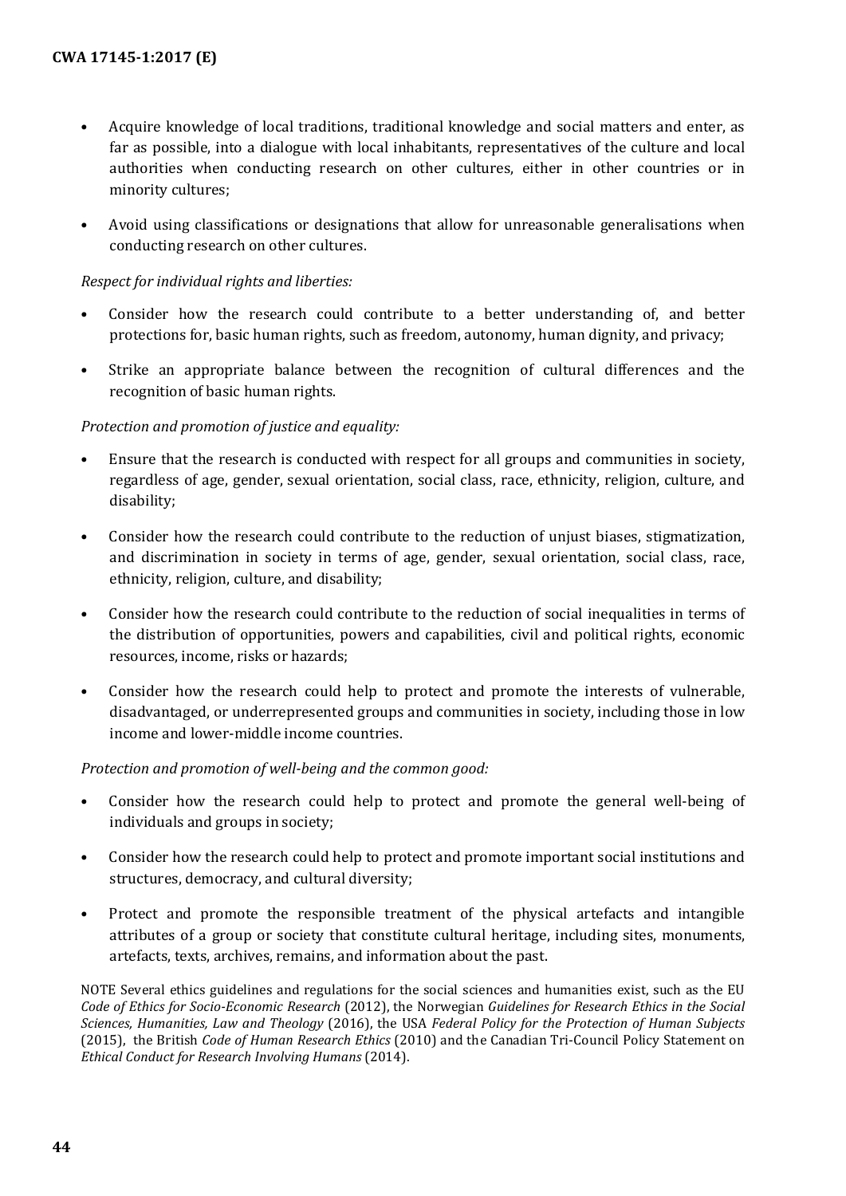- Acquire knowledge of local traditions, traditional knowledge and social matters and enter, as far as possible, into a dialogue with local inhabitants, representatives of the culture and local authorities when conducting research on other cultures, either in other countries or in minority cultures;
- Avoid using classifications or designations that allow for unreasonable generalisations when conducting research on other cultures.

*Respect for individual rights and liberties:*

- Consider how the research could contribute to a better understanding of, and better protections for, basic human rights, such as freedom, autonomy, human dignity, and privacy;
- Strike an appropriate balance between the recognition of cultural differences and the recognition of basic human rights.

*Protection and promotion of justice and equality:*

- Ensure that the research is conducted with respect for all groups and communities in society, regardless of age, gender, sexual orientation, social class, race, ethnicity, religion, culture, and disability;
- Consider how the research could contribute to the reduction of unjust biases, stigmatization, and discrimination in society in terms of age, gender, sexual orientation, social class, race, ethnicity, religion, culture, and disability;
- Consider how the research could contribute to the reduction of social inequalities in terms of the distribution of opportunities, powers and capabilities, civil and political rights, economic resources, income, risks or hazards;
- Consider how the research could help to protect and promote the interests of vulnerable, disadvantaged, or underrepresented groups and communities in society, including those in low income and lower-middle income countries.

*Protection and promotion of well-being and the common good:*

- Consider how the research could help to protect and promote the general well-being of individuals and groups in society;
- Consider how the research could help to protect and promote important social institutions and structures, democracy, and cultural diversity;
- Protect and promote the responsible treatment of the physical artefacts and intangible attributes of a group or society that constitute cultural heritage, including sites, monuments, artefacts, texts, archives, remains, and information about the past.

NOTE Several ethics guidelines and regulations for the social sciences and humanities exist, such as the EU *Code of Ethics for Socio-Economic Research* (2012), the Norwegian *Guidelines for Research Ethics in the Social Sciences, Humanities, Law and Theology* (2016), the USA *Federal Policy for the Protection of Human Subjects* (2015), the British *Code of Human Research Ethics* (2010) and the Canadian Tri-Council Policy Statement on *Ethical Conduct for Research Involving Humans* (2014).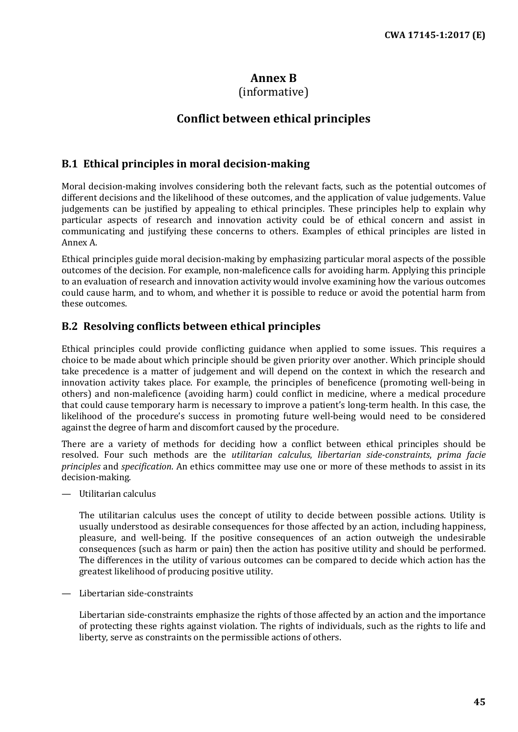# Annex B
(informative)

# Conflict between ethical principles

## B.1 Ethical principles in moral decision-making

Moral decision-making involves considering both the relevant facts, such as the potential outcomes of different decisions and the likelihood of these outcomes, and the application of value judgements. Value judgements can be justified by appealing to ethical principles. These principles help to explain why particular aspects of research and innovation activity could be of ethical concern and assist in communicating and justifying these concerns to others. Examples of ethical principles are listed in Annex A.

Ethical principles guide moral decision-making by emphasizing particular moral aspects of the possible outcomes of the decision. For example, non-maleficence calls for avoiding harm. Applying this principle to an evaluation of research and innovation activity would involve examining how the various outcomes could cause harm, and to whom, and whether it is possible to reduce or avoid the potential harm from these outcomes.

## B.2 Resolving conflicts between ethical principles

Ethical principles could provide conflicting guidance when applied to some issues. This requires a choice to be made about which principle should be given priority over another. Which principle should take precedence is a matter of judgement and will depend on the context in which the research and innovation activity takes place. For example, the principles of beneficence (promoting well-being in others) and non-maleficence (avoiding harm) could conflict in medicine, where a medical procedure that could cause temporary harm is necessary to improve a patient's long-term health. In this case, the likelihood of the procedure's success in promoting future well-being would need to be considered against the degree of harm and discomfort caused by the procedure.

There are a variety of methods for deciding how a conflict between ethical principles should be resolved. Four such methods are the *utilitarian calculus*, *libertarian side-constraints*, *prima facie principles* and *specification*. An ethics committee may use one or more of these methods to assist in its decision-making.

— Utilitarian calculus

  The utilitarian calculus uses the concept of utility to decide between possible actions. Utility is usually understood as desirable consequences for those affected by an action, including happiness, pleasure, and well-being. If the positive consequences of an action outweigh the undesirable consequences (such as harm or pain) then the action has positive utility and should be performed. The differences in the utility of various outcomes can be compared to decide which action has the greatest likelihood of producing positive utility.

— Libertarian side-constraints

  Libertarian side-constraints emphasize the rights of those affected by an action and the importance of protecting these rights against violation. The rights of individuals, such as the rights to life and liberty, serve as constraints on the permissible actions of others.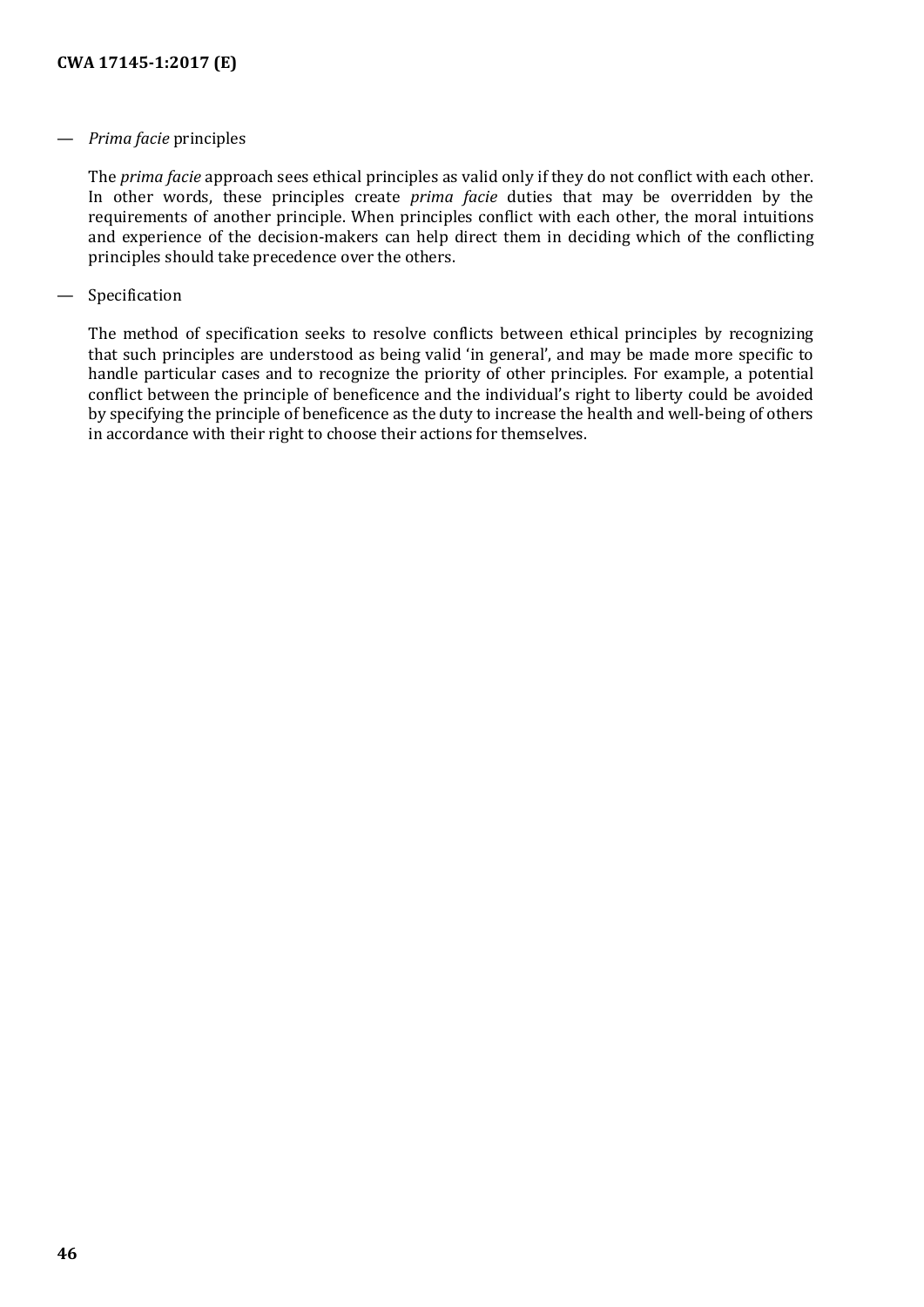— *Prima facie* principles

  The *prima facie* approach sees ethical principles as valid only if they do not conflict with each other. In other words, these principles create *prima facie* duties that may be overridden by the requirements of another principle. When principles conflict with each other, the moral intuitions and experience of the decision-makers can help direct them in deciding which of the conflicting principles should take precedence over the others.

— Specification

  The method of specification seeks to resolve conflicts between ethical principles by recognizing that such principles are understood as being valid 'in general', and may be made more specific to handle particular cases and to recognize the priority of other principles. For example, a potential conflict between the principle of beneficence and the individual's right to liberty could be avoided by specifying the principle of beneficence as the duty to increase the health and well-being of others in accordance with their right to choose their actions for themselves.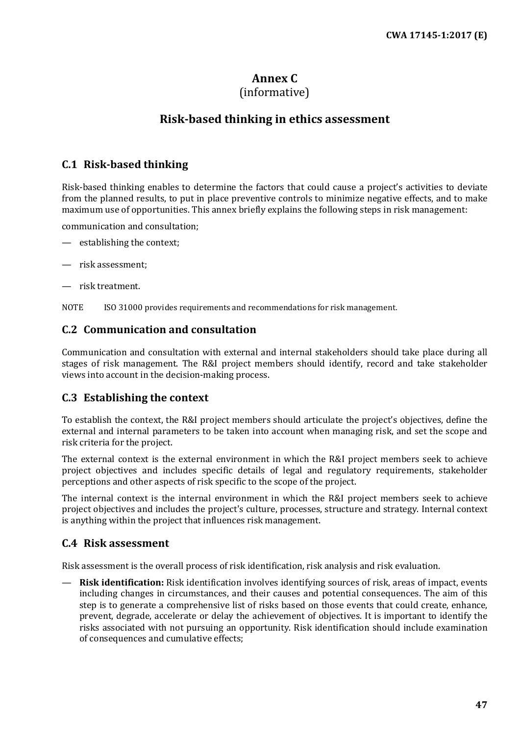# Annex C
(informative)

# Risk-based thinking in ethics assessment

## C.1 Risk-based thinking

Risk-based thinking enables to determine the factors that could cause a project's activities to deviate from the planned results, to put in place preventive controls to minimize negative effects, and to make maximum use of opportunities. This annex briefly explains the following steps in risk management:

communication and consultation;

— establishing the context;

— risk assessment;

— risk treatment.

NOTE ISO 31000 provides requirements and recommendations for risk management.

## C.2 Communication and consultation

Communication and consultation with external and internal stakeholders should take place during all stages of risk management. The R&I project members should identify, record and take stakeholder views into account in the decision-making process.

## C.3 Establishing the context

To establish the context, the R&I project members should articulate the project's objectives, define the external and internal parameters to be taken into account when managing risk, and set the scope and risk criteria for the project.

The external context is the external environment in which the R&I project members seek to achieve project objectives and includes specific details of legal and regulatory requirements, stakeholder perceptions and other aspects of risk specific to the scope of the project.

The internal context is the internal environment in which the R&I project members seek to achieve project objectives and includes the project's culture, processes, structure and strategy. Internal context is anything within the project that influences risk management.

## C.4 Risk assessment

Risk assessment is the overall process of risk identification, risk analysis and risk evaluation.

— **Risk identification:** Risk identification involves identifying sources of risk, areas of impact, events including changes in circumstances, and their causes and potential consequences. The aim of this step is to generate a comprehensive list of risks based on those events that could create, enhance, prevent, degrade, accelerate or delay the achievement of objectives. It is important to identify the risks associated with not pursuing an opportunity. Risk identification should include examination of consequences and cumulative effects;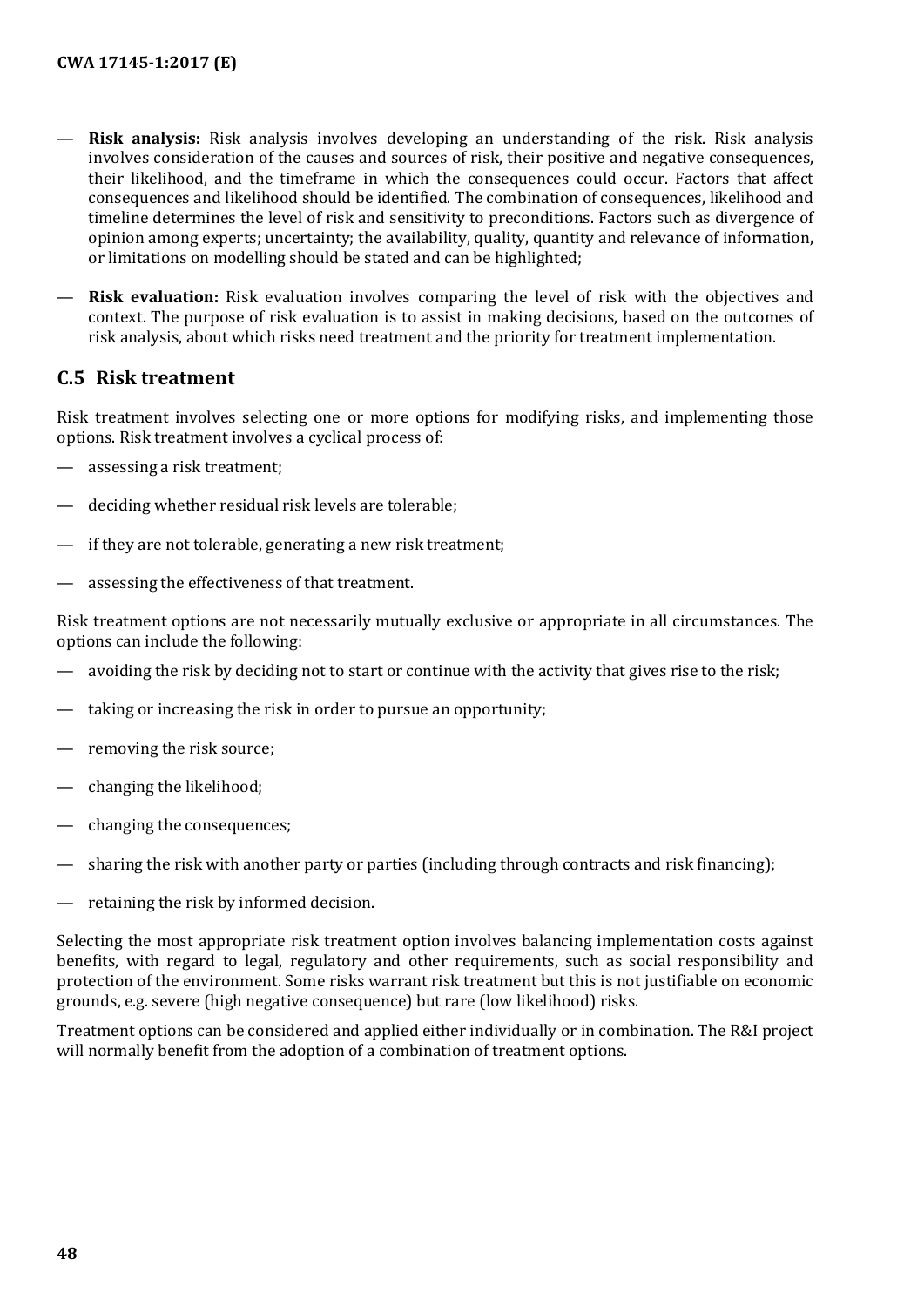- **Risk analysis:** Risk analysis involves developing an understanding of the risk. Risk analysis involves consideration of the causes and sources of risk, their positive and negative consequences, their likelihood, and the timeframe in which the consequences could occur. Factors that affect consequences and likelihood should be identified. The combination of consequences, likelihood and timeline determines the level of risk and sensitivity to preconditions. Factors such as divergence of opinion among experts; uncertainty; the availability, quality, quantity and relevance of information, or limitations on modelling should be stated and can be highlighted;

- **Risk evaluation:** Risk evaluation involves comparing the level of risk with the objectives and context. The purpose of risk evaluation is to assist in making decisions, based on the outcomes of risk analysis, about which risks need treatment and the priority for treatment implementation.

## C.5 Risk treatment

Risk treatment involves selecting one or more options for modifying risks, and implementing those options. Risk treatment involves a cyclical process of:

- assessing a risk treatment;
- deciding whether residual risk levels are tolerable;
- if they are not tolerable, generating a new risk treatment;
- assessing the effectiveness of that treatment.

Risk treatment options are not necessarily mutually exclusive or appropriate in all circumstances. The options can include the following:

- avoiding the risk by deciding not to start or continue with the activity that gives rise to the risk;
- taking or increasing the risk in order to pursue an opportunity;
- removing the risk source;
- changing the likelihood;
- changing the consequences;
- sharing the risk with another party or parties (including through contracts and risk financing);
- retaining the risk by informed decision.

Selecting the most appropriate risk treatment option involves balancing implementation costs against benefits, with regard to legal, regulatory and other requirements, such as social responsibility and protection of the environment. Some risks warrant risk treatment but this is not justifiable on economic grounds, e.g. severe (high negative consequence) but rare (low likelihood) risks.

Treatment options can be considered and applied either individually or in combination. The R&I project will normally benefit from the adoption of a combination of treatment options.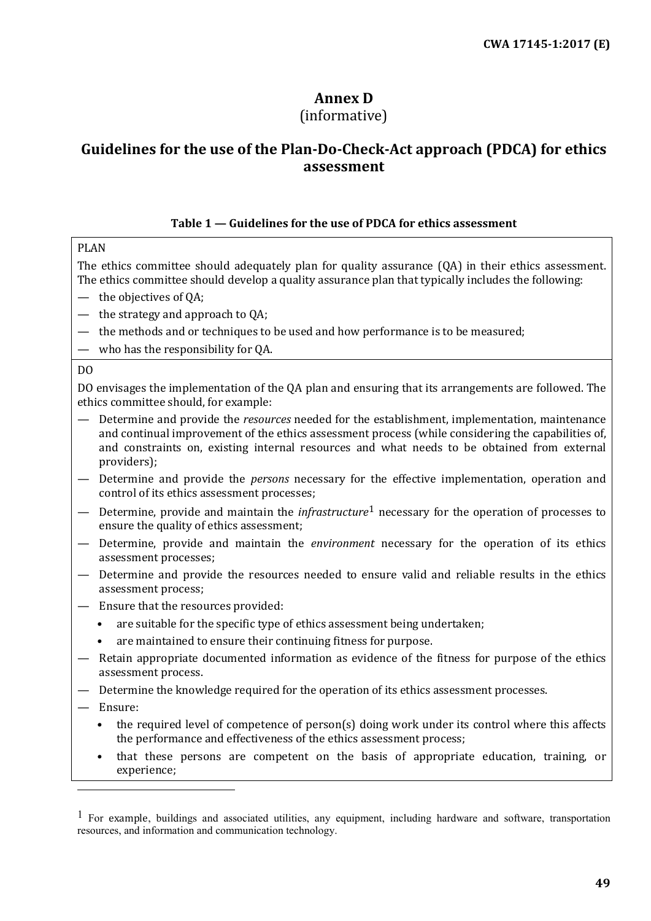# Annex D

(informative)

## Guidelines for the use of the Plan-Do-Check-Act approach (PDCA) for ethics assessment

**Table 1 — Guidelines for the use of PDCA for ethics assessment**

PLAN

The ethics committee should adequately plan for quality assurance (QA) in their ethics assessment. The ethics committee should develop a quality assurance plan that typically includes the following:

- the objectives of QA;
- the strategy and approach to QA;
- the methods and or techniques to be used and how performance is to be measured;
- who has the responsibility for QA.

DO

DO envisages the implementation of the QA plan and ensuring that its arrangements are followed. The ethics committee should, for example:

- Determine and provide the *resources* needed for the establishment, implementation, maintenance and continual improvement of the ethics assessment process (while considering the capabilities of, and constraints on, existing internal resources and what needs to be obtained from external providers);
- Determine and provide the *persons* necessary for the effective implementation, operation and control of its ethics assessment processes;
- Determine, provide and maintain the *infrastructure*[1] necessary for the operation of processes to ensure the quality of ethics assessment;
- Determine, provide and maintain the *environment* necessary for the operation of its ethics assessment processes;
- Determine and provide the resources needed to ensure valid and reliable results in the ethics assessment process;
- Ensure that the resources provided:
  - are suitable for the specific type of ethics assessment being undertaken;
  - are maintained to ensure their continuing fitness for purpose.
- Retain appropriate documented information as evidence of the fitness for purpose of the ethics assessment process.
- Determine the knowledge required for the operation of its ethics assessment processes.
- Ensure:
  - the required level of competence of person(s) doing work under its control where this affects the performance and effectiveness of the ethics assessment process;
  - that these persons are competent on the basis of appropriate education, training, or experience;

[1] For example, buildings and associated utilities, any equipment, including hardware and software, transportation resources, and information and communication technology.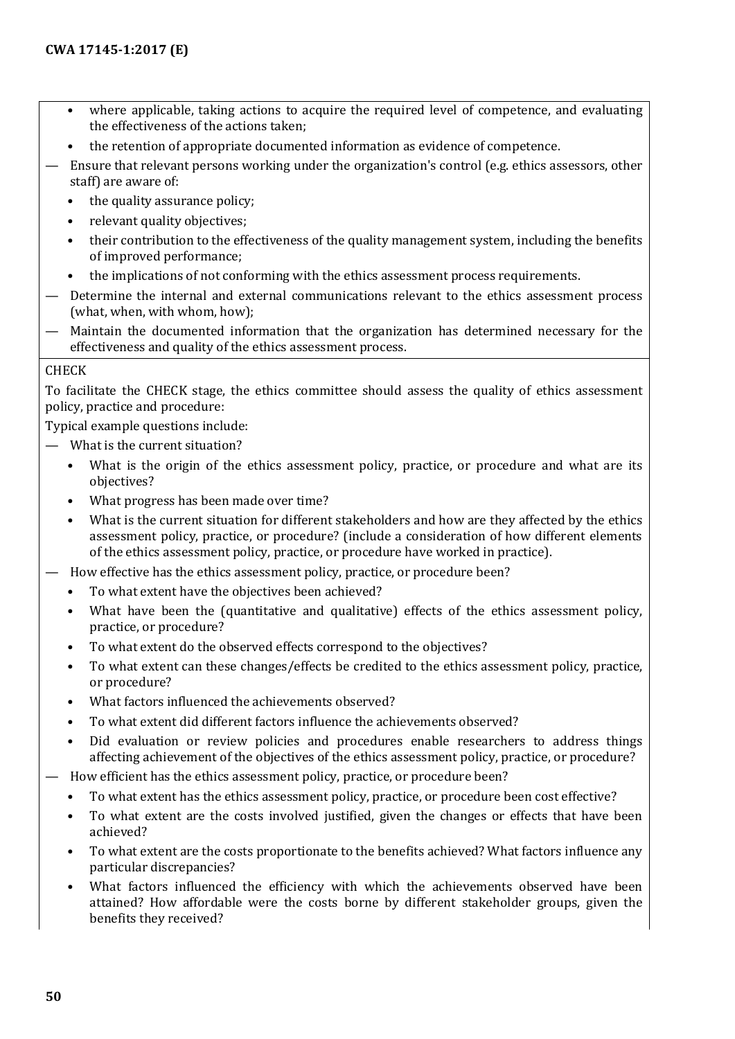- where applicable, taking actions to acquire the required level of competence, and evaluating the effectiveness of the actions taken;
- the retention of appropriate documented information as evidence of competence.

— Ensure that relevant persons working under the organization's control (e.g. ethics assessors, other staff) are aware of:

- the quality assurance policy;
- relevant quality objectives;
- their contribution to the effectiveness of the quality management system, including the benefits of improved performance;
- the implications of not conforming with the ethics assessment process requirements.

— Determine the internal and external communications relevant to the ethics assessment process (what, when, with whom, how);

— Maintain the documented information that the organization has determined necessary for the effectiveness and quality of the ethics assessment process.

CHECK

To facilitate the CHECK stage, the ethics committee should assess the quality of ethics assessment policy, practice and procedure:

Typical example questions include:

— What is the current situation?

- What is the origin of the ethics assessment policy, practice, or procedure and what are its objectives?
- What progress has been made over time?
- What is the current situation for different stakeholders and how are they affected by the ethics assessment policy, practice, or procedure? (include a consideration of how different elements of the ethics assessment policy, practice, or procedure have worked in practice).

— How effective has the ethics assessment policy, practice, or procedure been?

- To what extent have the objectives been achieved?
- What have been the (quantitative and qualitative) effects of the ethics assessment policy, practice, or procedure?
- To what extent do the observed effects correspond to the objectives?
- To what extent can these changes/effects be credited to the ethics assessment policy, practice, or procedure?
- What factors influenced the achievements observed?
- To what extent did different factors influence the achievements observed?
- Did evaluation or review policies and procedures enable researchers to address things affecting achievement of the objectives of the ethics assessment policy, practice, or procedure?

— How efficient has the ethics assessment policy, practice, or procedure been?

- To what extent has the ethics assessment policy, practice, or procedure been cost effective?
- To what extent are the costs involved justified, given the changes or effects that have been achieved?
- To what extent are the costs proportionate to the benefits achieved? What factors influence any particular discrepancies?
- What factors influenced the efficiency with which the achievements observed have been attained? How affordable were the costs borne by different stakeholder groups, given the benefits they received?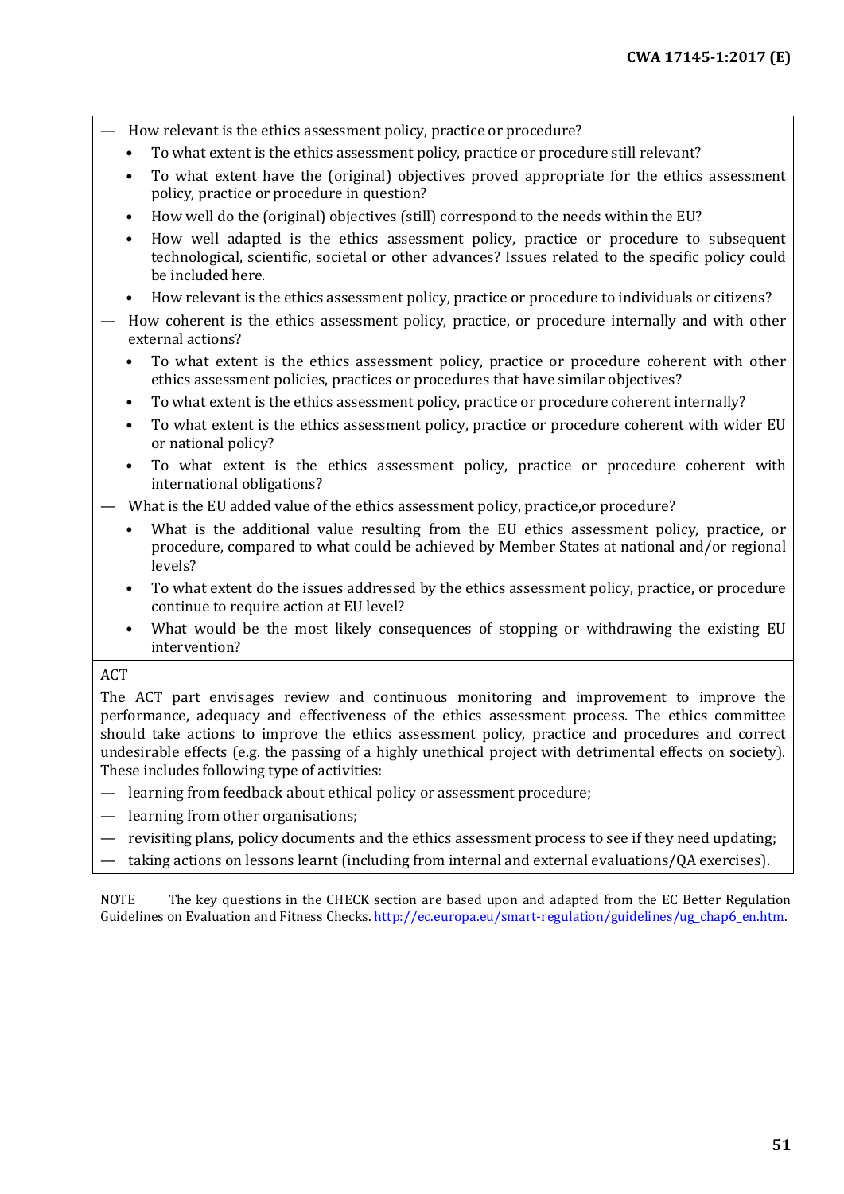— How relevant is the ethics assessment policy, practice or procedure?

- To what extent is the ethics assessment policy, practice or procedure still relevant?
- To what extent have the (original) objectives proved appropriate for the ethics assessment policy, practice or procedure in question?
- How well do the (original) objectives (still) correspond to the needs within the EU?
- How well adapted is the ethics assessment policy, practice or procedure to subsequent technological, scientific, societal or other advances? Issues related to the specific policy could be included here.
- How relevant is the ethics assessment policy, practice or procedure to individuals or citizens?

— How coherent is the ethics assessment policy, practice, or procedure internally and with other external actions?

- To what extent is the ethics assessment policy, practice or procedure coherent with other ethics assessment policies, practices or procedures that have similar objectives?
- To what extent is the ethics assessment policy, practice or procedure coherent internally?
- To what extent is the ethics assessment policy, practice or procedure coherent with wider EU or national policy?
- To what extent is the ethics assessment policy, practice or procedure coherent with international obligations?

— What is the EU added value of the ethics assessment policy, practice,or procedure?

- What is the additional value resulting from the EU ethics assessment policy, practice, or procedure, compared to what could be achieved by Member States at national and/or regional levels?
- To what extent do the issues addressed by the ethics assessment policy, practice, or procedure continue to require action at EU level?
- What would be the most likely consequences of stopping or withdrawing the existing EU intervention?

ACT

The ACT part envisages review and continuous monitoring and improvement to improve the performance, adequacy and effectiveness of the ethics assessment process. The ethics committee should take actions to improve the ethics assessment policy, practice and procedures and correct undesirable effects (e.g. the passing of a highly unethical project with detrimental effects on society). These includes following type of activities:

— learning from feedback about ethical policy or assessment procedure;

— learning from other organisations;

— revisiting plans, policy documents and the ethics assessment process to see if they need updating;

— taking actions on lessons learnt (including from internal and external evaluations/QA exercises).

NOTE The key questions in the CHECK section are based upon and adapted from the EC Better Regulation Guidelines on Evaluation and Fitness Checks. http://ec.europa.eu/smart-regulation/guidelines/ug_chap6_en.htm.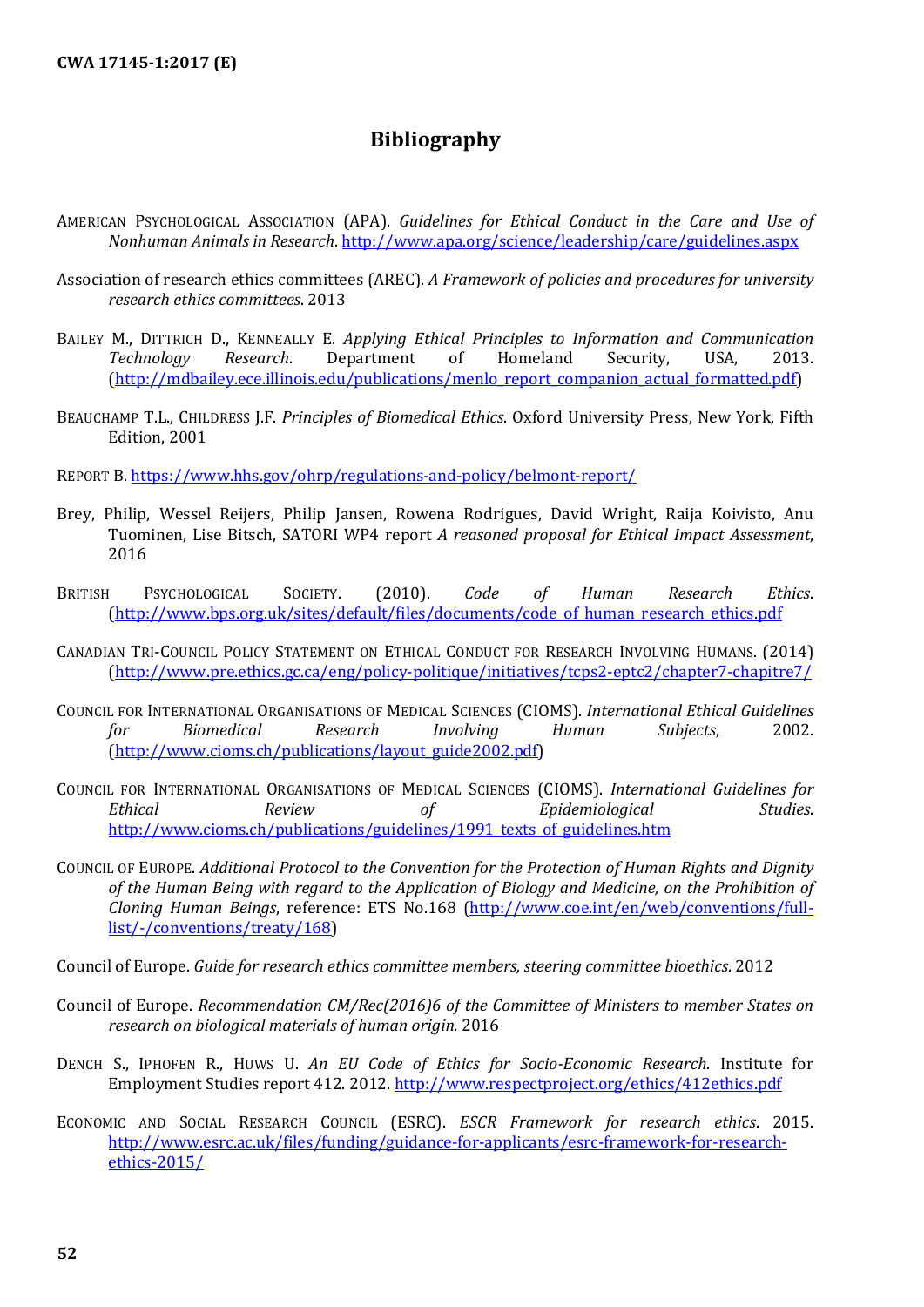# Bibliography

American Psychological Association (APA). *Guidelines for Ethical Conduct in the Care and Use of Nonhuman Animals in Research*. http://www.apa.org/science/leadership/care/guidelines.aspx

Association of research ethics committees (AREC). *A Framework of policies and procedures for university research ethics committees*. 2013

Bailey M., Dittrich D., Kenneally E. *Applying Ethical Principles to Information and Communication Technology Research*. Department of Homeland Security, USA, 2013. (http://mdbailey.ece.illinois.edu/publications/menlo_report_companion_actual_formatted.pdf)

Beauchamp T.L., Childress J.F. *Principles of Biomedical Ethics*. Oxford University Press, New York, Fifth Edition, 2001

Report B. https://www.hhs.gov/ohrp/regulations-and-policy/belmont-report/

Brey, Philip, Wessel Reijers, Philip Jansen, Rowena Rodrigues, David Wright, Raija Koivisto, Anu Tuominen, Lise Bitsch, SATORI WP4 report *A reasoned proposal for Ethical Impact Assessment*, 2016

British Psychological Society. (2010). *Code of Human Research Ethics*. (http://www.bps.org.uk/sites/default/files/documents/code_of_human_research_ethics.pdf

Canadian Tri-Council Policy Statement on Ethical Conduct for Research Involving Humans. (2014) (http://www.pre.ethics.gc.ca/eng/policy-politique/initiatives/tcps2-eptc2/chapter7-chapitre7/

Council for International Organisations of Medical Sciences (CIOMS). *International Ethical Guidelines for Biomedical Research Involving Human Subjects*, 2002. (http://www.cioms.ch/publications/layout_guide2002.pdf)

Council for International Organisations of Medical Sciences (CIOMS). *International Guidelines for Ethical Review of Epidemiological Studies*. http://www.cioms.ch/publications/guidelines/1991_texts_of_guidelines.htm

Council of Europe. *Additional Protocol to the Convention for the Protection of Human Rights and Dignity of the Human Being with regard to the Application of Biology and Medicine, on the Prohibition of Cloning Human Beings*, reference: ETS No.168 (http://www.coe.int/en/web/conventions/full-list/-/conventions/treaty/168)

Council of Europe. *Guide for research ethics committee members, steering committee bioethics*. 2012

Council of Europe. *Recommendation CM/Rec(2016)6 of the Committee of Ministers to member States on research on biological materials of human origin.* 2016

Dench S., Iphofen R., Huws U. *An EU Code of Ethics for Socio-Economic Research*. Institute for Employment Studies report 412. 2012. http://www.respectproject.org/ethics/412ethics.pdf

Economic and Social Research Council (ESRC). *ESCR Framework for research ethics*. 2015. http://www.esrc.ac.uk/files/funding/guidance-for-applicants/esrc-framework-for-research-ethics-2015/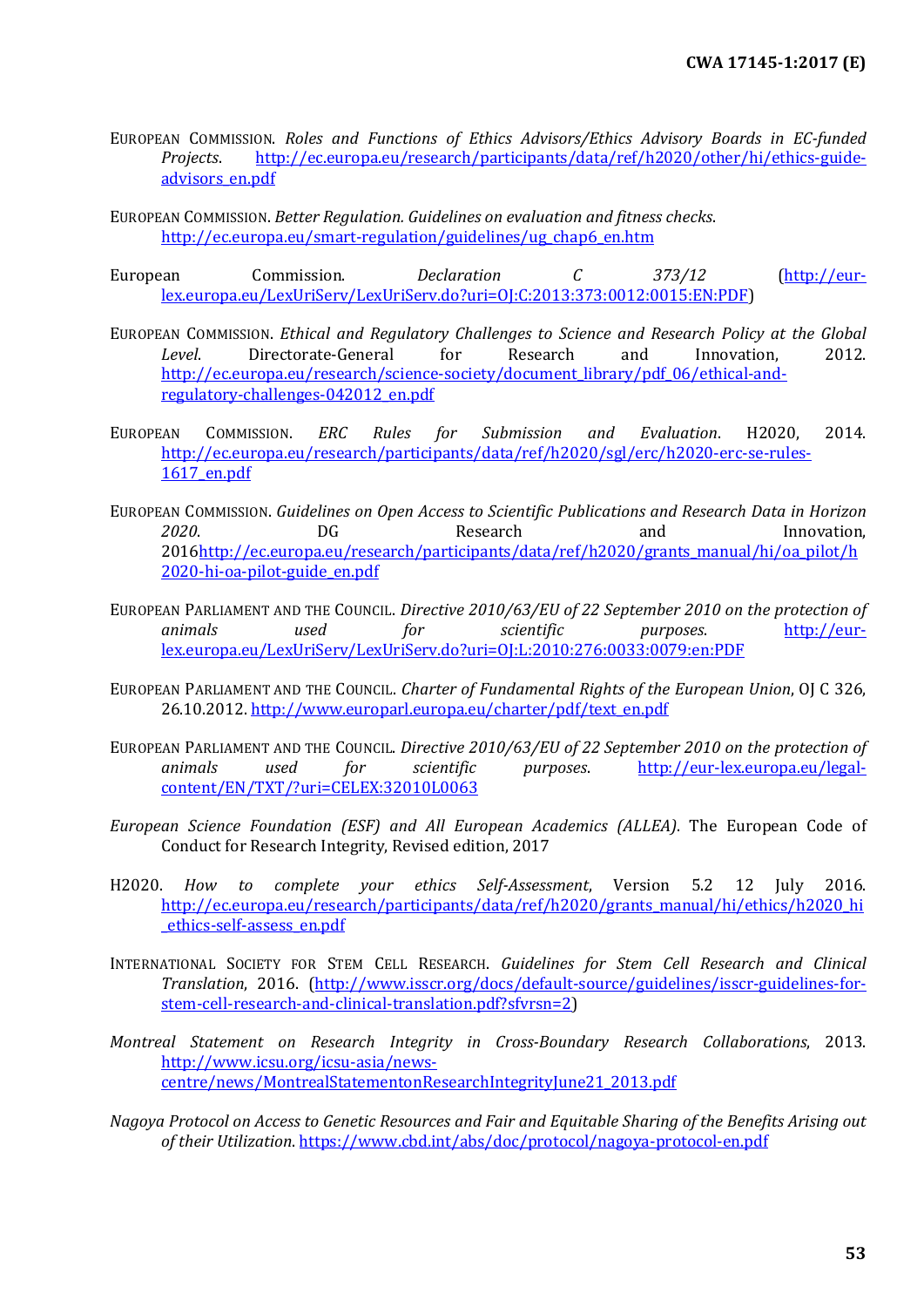EUROPEAN COMMISSION. *Roles and Functions of Ethics Advisors/Ethics Advisory Boards in EC-funded Projects*. http://ec.europa.eu/research/participants/data/ref/h2020/other/hi/ethics-guide-advisors_en.pdf

EUROPEAN COMMISSION. *Better Regulation. Guidelines on evaluation and fitness checks*. http://ec.europa.eu/smart-regulation/guidelines/ug_chap6_en.htm

European Commission. *Declaration C 373/12* (http://eur-lex.europa.eu/LexUriServ/LexUriServ.do?uri=OJ:C:2013:373:0012:0015:EN:PDF)

EUROPEAN COMMISSION. *Ethical and Regulatory Challenges to Science and Research Policy at the Global Level*. Directorate-General for Research and Innovation, 2012. http://ec.europa.eu/research/science-society/document_library/pdf_06/ethical-and-regulatory-challenges-042012_en.pdf

EUROPEAN COMMISSION. *ERC Rules for Submission and Evaluation*. H2020, 2014. http://ec.europa.eu/research/participants/data/ref/h2020/sgl/erc/h2020-erc-se-rules-1617_en.pdf

EUROPEAN COMMISSION. *Guidelines on Open Access to Scientific Publications and Research Data in Horizon 2020*. DG Research and Innovation, 2016http://ec.europa.eu/research/participants/data/ref/h2020/grants_manual/hi/oa_pilot/h2020-hi-oa-pilot-guide_en.pdf

EUROPEAN PARLIAMENT AND THE COUNCIL. *Directive 2010/63/EU of 22 September 2010 on the protection of animals used for scientific purposes*. http://eur-lex.europa.eu/LexUriServ/LexUriServ.do?uri=OJ:L:2010:276:0033:0079:en:PDF

EUROPEAN PARLIAMENT AND THE COUNCIL. *Charter of Fundamental Rights of the European Union*, OJ C 326, 26.10.2012. http://www.europarl.europa.eu/charter/pdf/text_en.pdf

EUROPEAN PARLIAMENT AND THE COUNCIL. *Directive 2010/63/EU of 22 September 2010 on the protection of animals used for scientific purposes*. http://eur-lex.europa.eu/legal-content/EN/TXT/?uri=CELEX:32010L0063

*European Science Foundation (ESF) and All European Academics (ALLEA)*. The European Code of Conduct for Research Integrity, Revised edition, 2017

H2020. *How to complete your ethics Self-Assessment*, Version 5.2 12 July 2016. http://ec.europa.eu/research/participants/data/ref/h2020/grants_manual/hi/ethics/h2020_hi_ethics-self-assess_en.pdf

INTERNATIONAL SOCIETY FOR STEM CELL RESEARCH. *Guidelines for Stem Cell Research and Clinical Translation*, 2016. (http://www.isscr.org/docs/default-source/guidelines/isscr-guidelines-for-stem-cell-research-and-clinical-translation.pdf?sfvrsn=2)

*Montreal Statement on Research Integrity in Cross-Boundary Research Collaborations*, 2013. http://www.icsu.org/icsu-asia/news-centre/news/MontrealStatementonResearchIntegrityJune21_2013.pdf

*Nagoya Protocol on Access to Genetic Resources and Fair and Equitable Sharing of the Benefits Arising out of their Utilization*. https://www.cbd.int/abs/doc/protocol/nagoya-protocol-en.pdf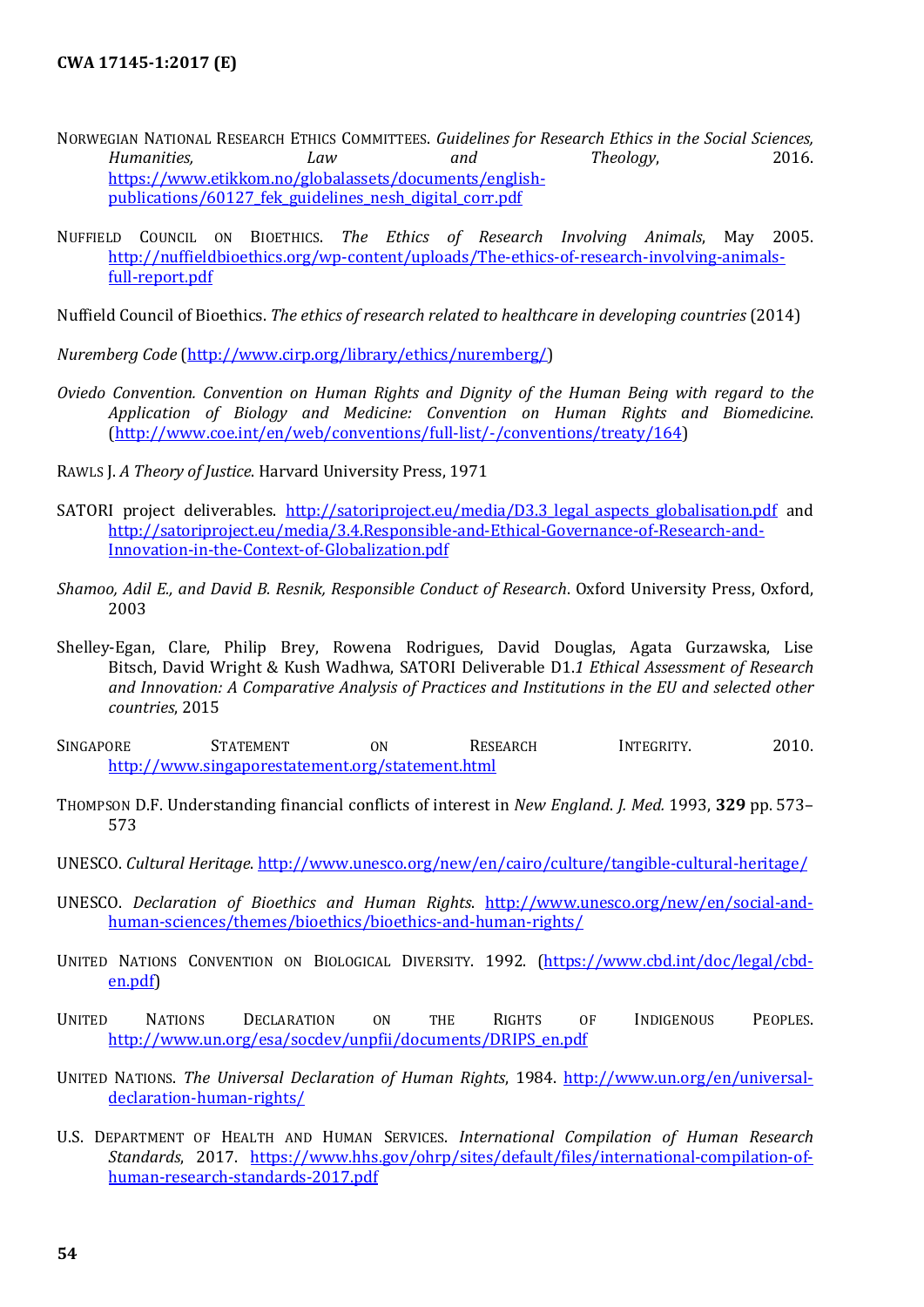NORWEGIAN NATIONAL RESEARCH ETHICS COMMITTEES. *Guidelines for Research Ethics in the Social Sciences, Humanities, Law and Theology*, 2016. https://www.etikkom.no/globalassets/documents/english-publications/60127_fek_guidelines_nesh_digital_corr.pdf

NUFFIELD COUNCIL ON BIOETHICS. *The Ethics of Research Involving Animals*, May 2005. http://nuffieldbioethics.org/wp-content/uploads/The-ethics-of-research-involving-animals-full-report.pdf

Nuffield Council of Bioethics. *The ethics of research related to healthcare in developing countries* (2014)

*Nuremberg Code* (http://www.cirp.org/library/ethics/nuremberg/)

*Oviedo Convention. Convention on Human Rights and Dignity of the Human Being with regard to the Application of Biology and Medicine: Convention on Human Rights and Biomedicine*. (http://www.coe.int/en/web/conventions/full-list/-/conventions/treaty/164)

RAWLS J. *A Theory of Justice*. Harvard University Press, 1971

SATORI project deliverables. http://satoriproject.eu/media/D3.3_legal_aspects_globalisation.pdf and http://satoriproject.eu/media/3.4.Responsible-and-Ethical-Governance-of-Research-and-Innovation-in-the-Context-of-Globalization.pdf

*Shamoo, Adil E., and David B. Resnik, Responsible Conduct of Research*. Oxford University Press, Oxford, 2003

Shelley-Egan, Clare, Philip Brey, Rowena Rodrigues, David Douglas, Agata Gurzawska, Lise Bitsch, David Wright & Kush Wadhwa, SATORI Deliverable D1.*1 Ethical Assessment of Research and Innovation: A Comparative Analysis of Practices and Institutions in the EU and selected other countries*, 2015

SINGAPORE STATEMENT ON RESEARCH INTEGRITY. 2010. http://www.singaporestatement.org/statement.html

THOMPSON D.F. Understanding financial conflicts of interest in *New England. J. Med.* 1993, **329** pp. 573–573

UNESCO. *Cultural Heritage*. http://www.unesco.org/new/en/cairo/culture/tangible-cultural-heritage/

UNESCO. *Declaration of Bioethics and Human Rights*. http://www.unesco.org/new/en/social-and-human-sciences/themes/bioethics/bioethics-and-human-rights/

UNITED NATIONS CONVENTION ON BIOLOGICAL DIVERSITY. 1992. (https://www.cbd.int/doc/legal/cbd-en.pdf)

UNITED NATIONS DECLARATION ON THE RIGHTS OF INDIGENOUS PEOPLES. http://www.un.org/esa/socdev/unpfii/documents/DRIPS_en.pdf

UNITED NATIONS. *The Universal Declaration of Human Rights*, 1984. http://www.un.org/en/universal-declaration-human-rights/

U.S. DEPARTMENT OF HEALTH AND HUMAN SERVICES. *International Compilation of Human Research Standards*, 2017. https://www.hhs.gov/ohrp/sites/default/files/international-compilation-of-human-research-standards-2017.pdf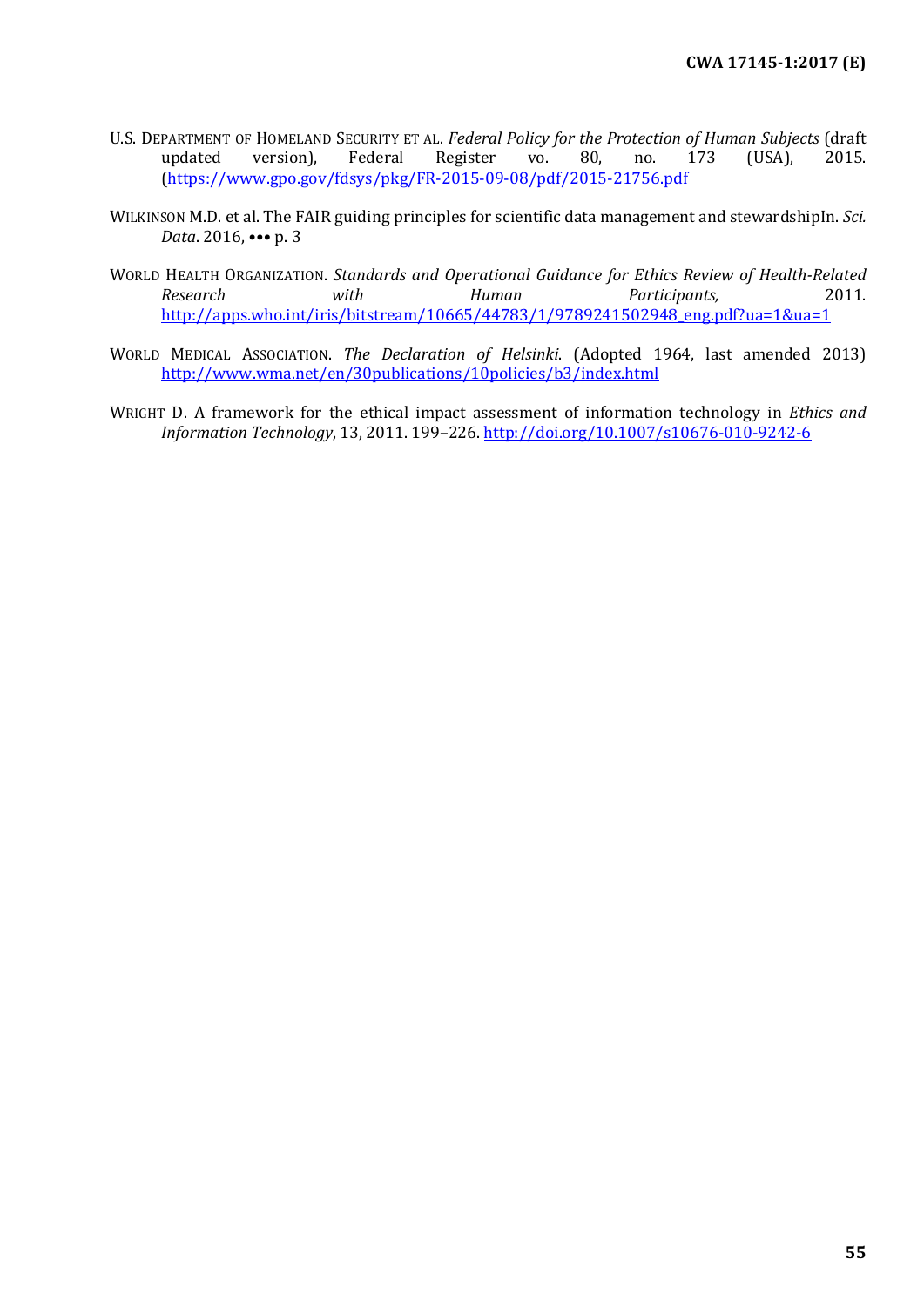U.S. DEPARTMENT OF HOMELAND SECURITY ET AL. *Federal Policy for the Protection of Human Subjects* (draft updated version), Federal Register vo. 80, no. 173 (USA), 2015. (https://www.gpo.gov/fdsys/pkg/FR-2015-09-08/pdf/2015-21756.pdf

WILKINSON M.D. et al. The FAIR guiding principles for scientific data management and stewardshipIn. *Sci. Data*. 2016, ••• p. 3

WORLD HEALTH ORGANIZATION. *Standards and Operational Guidance for Ethics Review of Health-Related Research with Human Participants,* 2011. http://apps.who.int/iris/bitstream/10665/44783/1/9789241502948_eng.pdf?ua=1&ua=1

WORLD MEDICAL ASSOCIATION. *The Declaration of Helsinki*. (Adopted 1964, last amended 2013) http://www.wma.net/en/30publications/10policies/b3/index.html

WRIGHT D. A framework for the ethical impact assessment of information technology in *Ethics and Information Technology*, 13, 2011. 199–226. http://doi.org/10.1007/s10676-010-9242-6